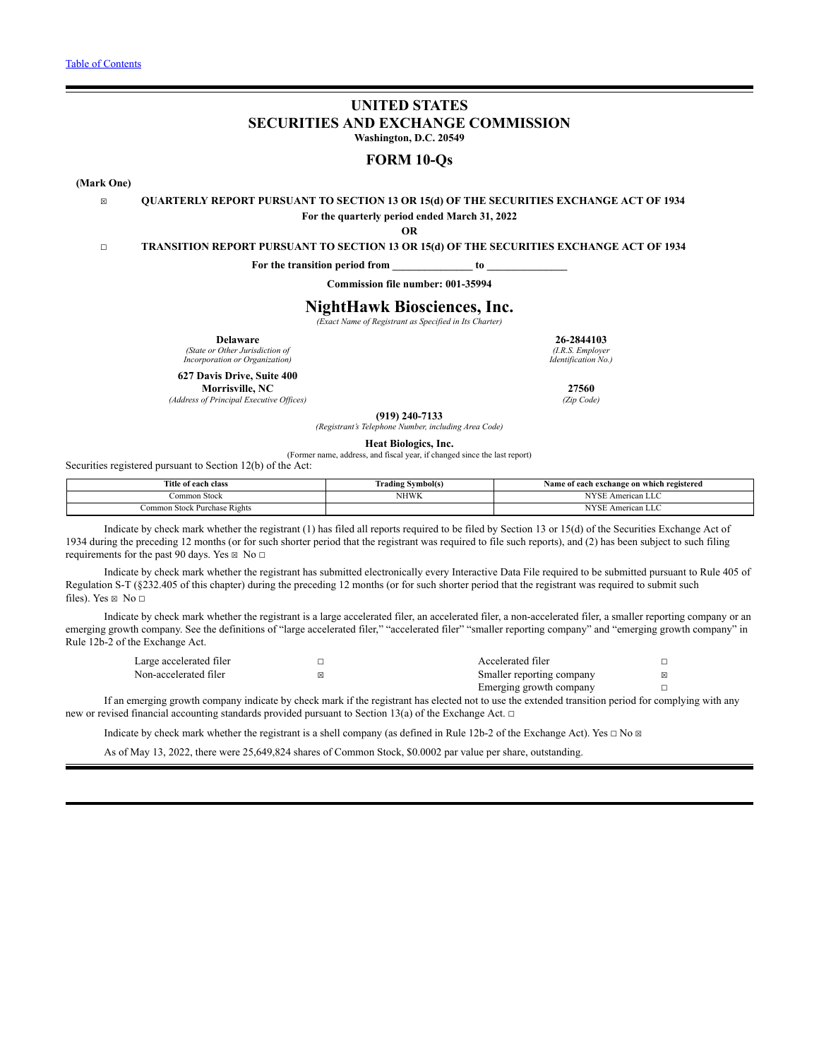Table of Contents

# UNITED STATES
# SECURITIES AND EXCHANGE COMMISSION
**Washington, D.C. 20549**

## FORM 10-Qs

**(Mark One)**

☒ **QUARTERLY REPORT PURSUANT TO SECTION 13 OR 15(d) OF THE SECURITIES EXCHANGE ACT OF 1934**

**For the quarterly period ended March 31, 2022**

**OR**

☐ **TRANSITION REPORT PURSUANT TO SECTION 13 OR 15(d) OF THE SECURITIES EXCHANGE ACT OF 1934**

**For the transition period from \_\_\_\_\_\_\_\_\_\_\_\_\_\_ to \_\_\_\_\_\_\_\_\_\_\_\_\_\_**

**Commission file number: 001-35994**

# NightHawk Biosciences, Inc.
*(Exact Name of Registrant as Specified in Its Charter)*

**Delaware**
*(State or Other Jurisdiction of Incorporation or Organization)*

**26-2844103**
*(I.R.S. Employer Identification No.)*

**627 Davis Drive, Suite 400**
**Morrisville, NC**
*(Address of Principal Executive Offices)*

**27560**
*(Zip Code)*

**(919) 240-7133**
*(Registrant's Telephone Number, including Area Code)*

**Heat Biologics, Inc.**
(Former name, address, and fiscal year, if changed since the last report)

Securities registered pursuant to Section 12(b) of the Act:

| Title of each class | Trading Symbol(s) | Name of each exchange on which registered |
|---|---|---|
| Common Stock | NHWK | NYSE American LLC |
| Common Stock Purchase Rights | | NYSE American LLC |

Indicate by check mark whether the registrant (1) has filed all reports required to be filed by Section 13 or 15(d) of the Securities Exchange Act of 1934 during the preceding 12 months (or for such shorter period that the registrant was required to file such reports), and (2) has been subject to such filing requirements for the past 90 days. Yes ☒ No ☐

Indicate by check mark whether the registrant has submitted electronically every Interactive Data File required to be submitted pursuant to Rule 405 of Regulation S-T (§232.405 of this chapter) during the preceding 12 months (or for such shorter period that the registrant was required to submit such files). Yes ☒ No ☐

Indicate by check mark whether the registrant is a large accelerated filer, an accelerated filer, a non-accelerated filer, a smaller reporting company or an emerging growth company. See the definitions of "large accelerated filer," "accelerated filer" "smaller reporting company" and "emerging growth company" in Rule 12b-2 of the Exchange Act.

| | | | |
|---|---|---|---|
| Large accelerated filer | ☐ | Accelerated filer | ☐ |
| Non-accelerated filer | ☒ | Smaller reporting company | ☒ |
| | | Emerging growth company | ☐ |

If an emerging growth company indicate by check mark if the registrant has elected not to use the extended transition period for complying with any new or revised financial accounting standards provided pursuant to Section 13(a) of the Exchange Act. ☐

Indicate by check mark whether the registrant is a shell company (as defined in Rule 12b-2 of the Exchange Act). Yes ☐ No ☒

As of May 13, 2022, there were 25,649,824 shares of Common Stock, $0.0002 par value per share, outstanding.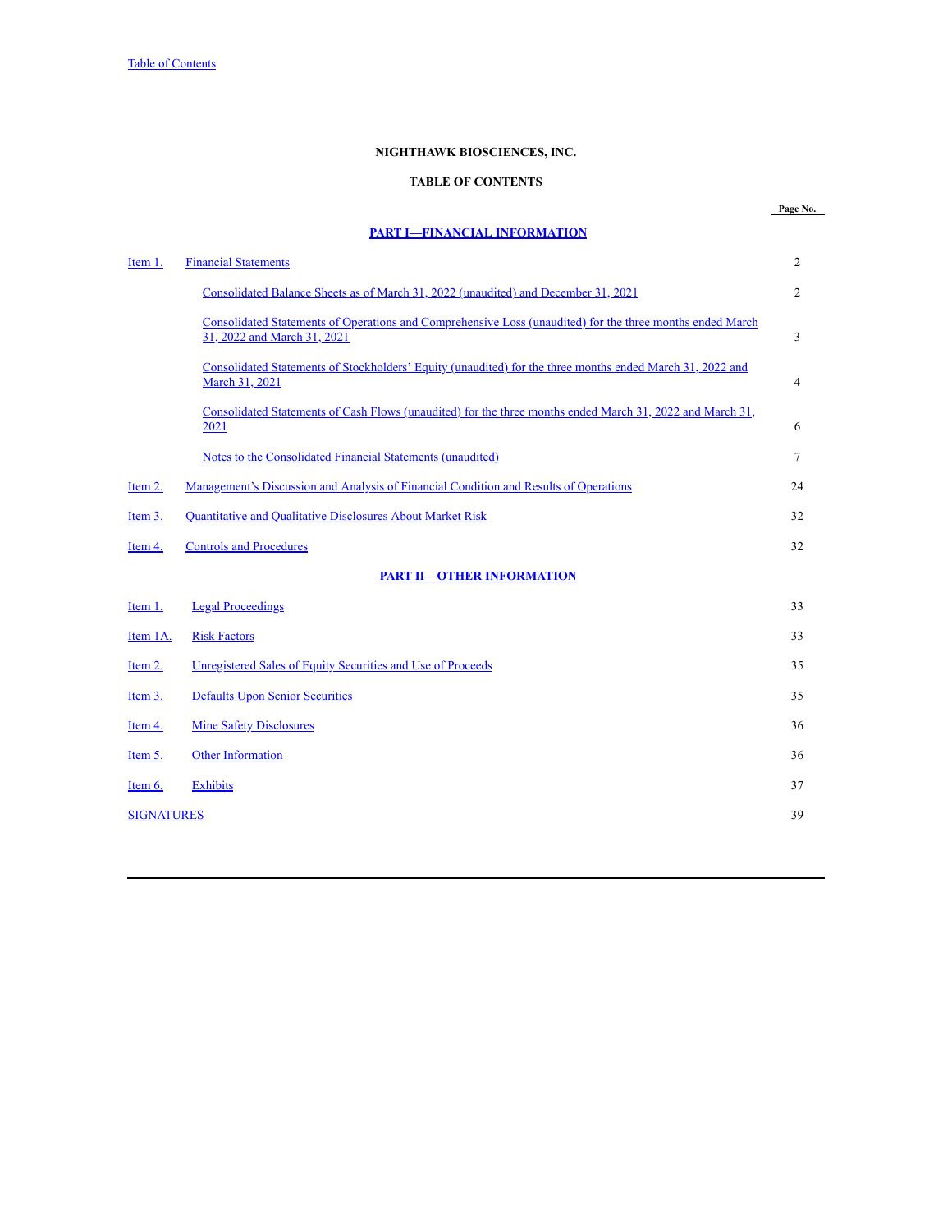**NIGHTHAWK BIOSCIENCES, INC.**

**TABLE OF CONTENTS**

| | | Page No. |
|---|---|---|
| | **PART I—FINANCIAL INFORMATION** | |
| Item 1. | Financial Statements | 2 |
| | Consolidated Balance Sheets as of March 31, 2022 (unaudited) and December 31, 2021 | 2 |
| | Consolidated Statements of Operations and Comprehensive Loss (unaudited) for the three months ended March 31, 2022 and March 31, 2021 | 3 |
| | Consolidated Statements of Stockholders' Equity (unaudited) for the three months ended March 31, 2022 and March 31, 2021 | 4 |
| | Consolidated Statements of Cash Flows (unaudited) for the three months ended March 31, 2022 and March 31, 2021 | 6 |
| | Notes to the Consolidated Financial Statements (unaudited) | 7 |
| Item 2. | Management's Discussion and Analysis of Financial Condition and Results of Operations | 24 |
| Item 3. | Quantitative and Qualitative Disclosures About Market Risk | 32 |
| Item 4. | Controls and Procedures | 32 |
| | **PART II—OTHER INFORMATION** | |
| Item 1. | Legal Proceedings | 33 |
| Item 1A. | Risk Factors | 33 |
| Item 2. | Unregistered Sales of Equity Securities and Use of Proceeds | 35 |
| Item 3. | Defaults Upon Senior Securities | 35 |
| Item 4. | Mine Safety Disclosures | 36 |
| Item 5. | Other Information | 36 |
| Item 6. | Exhibits | 37 |
| SIGNATURES | | 39 |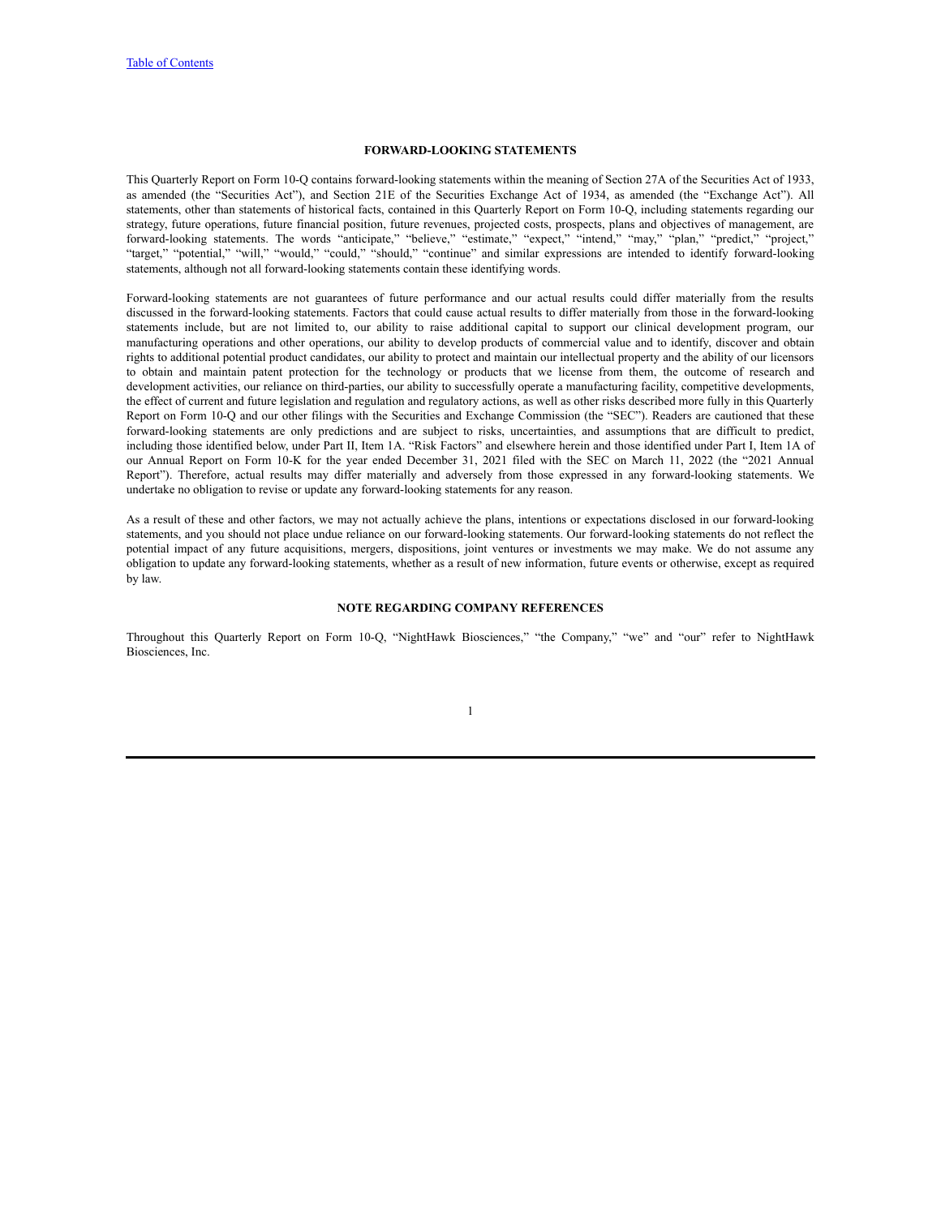## FORWARD-LOOKING STATEMENTS

This Quarterly Report on Form 10-Q contains forward-looking statements within the meaning of Section 27A of the Securities Act of 1933, as amended (the "Securities Act"), and Section 21E of the Securities Exchange Act of 1934, as amended (the "Exchange Act"). All statements, other than statements of historical facts, contained in this Quarterly Report on Form 10-Q, including statements regarding our strategy, future operations, future financial position, future revenues, projected costs, prospects, plans and objectives of management, are forward-looking statements. The words "anticipate," "believe," "estimate," "expect," "intend," "may," "plan," "predict," "project," "target," "potential," "will," "would," "could," "should," "continue" and similar expressions are intended to identify forward-looking statements, although not all forward-looking statements contain these identifying words.

Forward-looking statements are not guarantees of future performance and our actual results could differ materially from the results discussed in the forward-looking statements. Factors that could cause actual results to differ materially from those in the forward-looking statements include, but are not limited to, our ability to raise additional capital to support our clinical development program, our manufacturing operations and other operations, our ability to develop products of commercial value and to identify, discover and obtain rights to additional potential product candidates, our ability to protect and maintain our intellectual property and the ability of our licensors to obtain and maintain patent protection for the technology or products that we license from them, the outcome of research and development activities, our reliance on third-parties, our ability to successfully operate a manufacturing facility, competitive developments, the effect of current and future legislation and regulation and regulatory actions, as well as other risks described more fully in this Quarterly Report on Form 10-Q and our other filings with the Securities and Exchange Commission (the "SEC"). Readers are cautioned that these forward-looking statements are only predictions and are subject to risks, uncertainties, and assumptions that are difficult to predict, including those identified below, under Part II, Item 1A. "Risk Factors" and elsewhere herein and those identified under Part I, Item 1A of our Annual Report on Form 10-K for the year ended December 31, 2021 filed with the SEC on March 11, 2022 (the "2021 Annual Report"). Therefore, actual results may differ materially and adversely from those expressed in any forward-looking statements. We undertake no obligation to revise or update any forward-looking statements for any reason.

As a result of these and other factors, we may not actually achieve the plans, intentions or expectations disclosed in our forward-looking statements, and you should not place undue reliance on our forward-looking statements. Our forward-looking statements do not reflect the potential impact of any future acquisitions, mergers, dispositions, joint ventures or investments we may make. We do not assume any obligation to update any forward-looking statements, whether as a result of new information, future events or otherwise, except as required by law.

## NOTE REGARDING COMPANY REFERENCES

Throughout this Quarterly Report on Form 10-Q, "NightHawk Biosciences," "the Company," "we" and "our" refer to NightHawk Biosciences, Inc.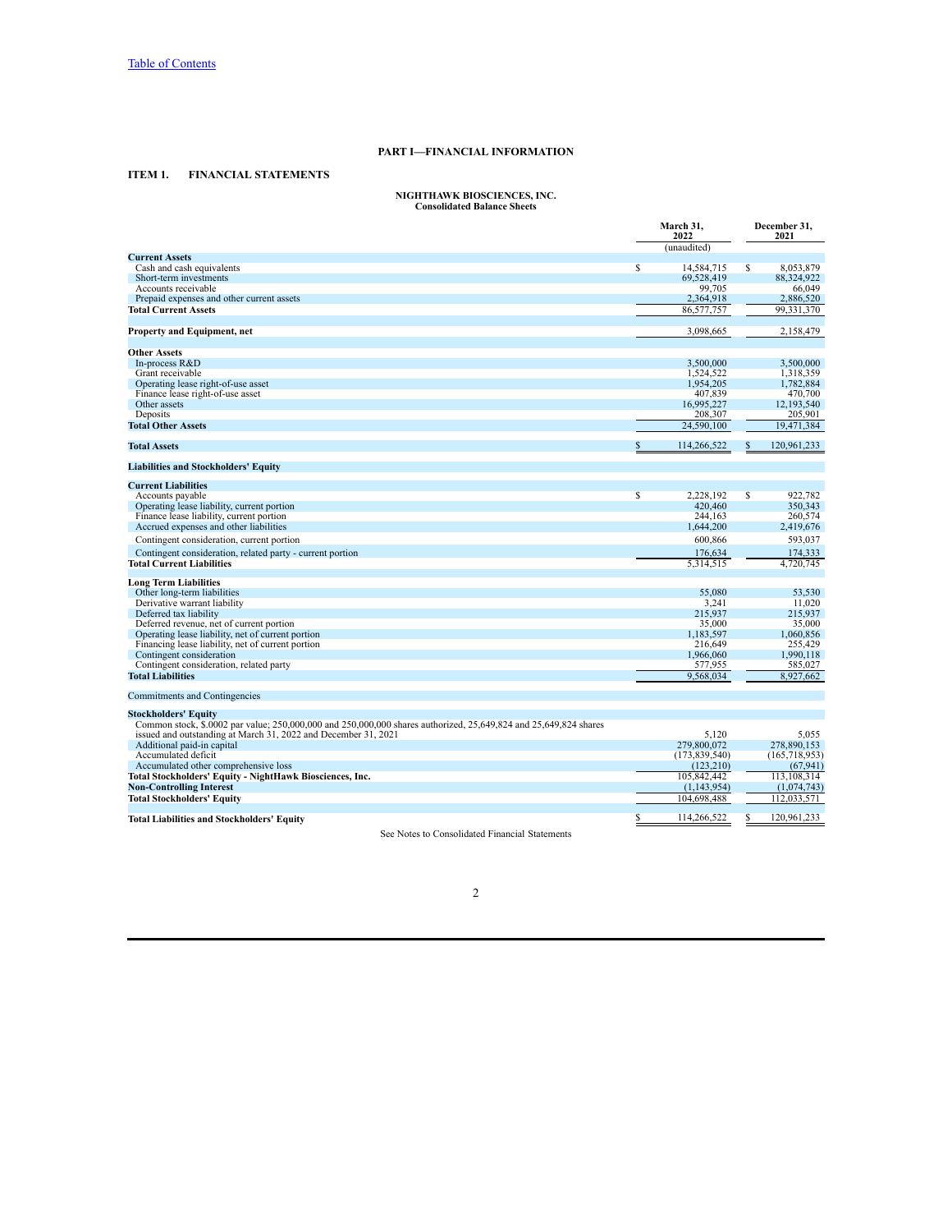Table of Contents

## PART I—FINANCIAL INFORMATION

### ITEM 1. FINANCIAL STATEMENTS

**NIGHTHAWK BIOSCIENCES, INC.**
**Consolidated Balance Sheets**

| | March 31, 2022 | December 31, 2021 |
|---|---|---|
| | (unaudited) | |
| **Current Assets** | | |
| Cash and cash equivalents | $ 14,584,715 | $ 8,053,879 |
| Short-term investments | 69,528,419 | 88,324,922 |
| Accounts receivable | 99,705 | 66,049 |
| Prepaid expenses and other current assets | 2,364,918 | 2,886,520 |
| **Total Current Assets** | 86,577,757 | 99,331,370 |
| | | |
| **Property and Equipment, net** | 3,098,665 | 2,158,479 |
| | | |
| **Other Assets** | | |
| In-process R&D | 3,500,000 | 3,500,000 |
| Grant receivable | 1,524,522 | 1,318,359 |
| Operating lease right-of-use asset | 1,954,205 | 1,782,884 |
| Finance lease right-of-use asset | 407,839 | 470,700 |
| Other assets | 16,995,227 | 12,193,540 |
| Deposits | 208,307 | 205,901 |
| **Total Other Assets** | 24,590,100 | 19,471,384 |
| | | |
| **Total Assets** | $ 114,266,522 | $ 120,961,233 |
| | | |
| **Liabilities and Stockholders' Equity** | | |
| | | |
| **Current Liabilities** | | |
| Accounts payable | $ 2,228,192 | $ 922,782 |
| Operating lease liability, current portion | 420,460 | 350,343 |
| Finance lease liability, current portion | 244,163 | 260,574 |
| Accrued expenses and other liabilities | 1,644,200 | 2,419,676 |
| Contingent consideration, current portion | 600,866 | 593,037 |
| Contingent consideration, related party - current portion | 176,634 | 174,333 |
| **Total Current Liabilities** | 5,314,515 | 4,720,745 |
| | | |
| **Long Term Liabilities** | | |
| Other long-term liabilities | 55,080 | 53,530 |
| Derivative warrant liability | 3,241 | 11,020 |
| Deferred tax liability | 215,937 | 215,937 |
| Deferred revenue, net of current portion | 35,000 | 35,000 |
| Operating lease liability, net of current portion | 1,183,597 | 1,060,856 |
| Financing lease liability, net of current portion | 216,649 | 255,429 |
| Contingent consideration | 1,966,060 | 1,990,118 |
| Contingent consideration, related party | 577,955 | 585,027 |
| **Total Liabilities** | 9,568,034 | 8,927,662 |
| | | |
| Commitments and Contingencies | | |
| | | |
| **Stockholders' Equity** | | |
| Common stock, $.0002 par value; 250,000,000 and 250,000,000 shares authorized, 25,649,824 and 25,649,824 shares issued and outstanding at March 31, 2022 and December 31, 2021 | 5,120 | 5,055 |
| Additional paid-in capital | 279,800,072 | 278,890,153 |
| Accumulated deficit | (173,839,540) | (165,718,953) |
| Accumulated other comprehensive loss | (123,210) | (67,941) |
| **Total Stockholders' Equity - NightHawk Biosciences, Inc.** | 105,842,442 | 113,108,314 |
| **Non-Controlling Interest** | (1,143,954) | (1,074,743) |
| **Total Stockholders' Equity** | 104,698,488 | 112,033,571 |
| | | |
| **Total Liabilities and Stockholders' Equity** | $ 114,266,522 | $ 120,961,233 |

See Notes to Consolidated Financial Statements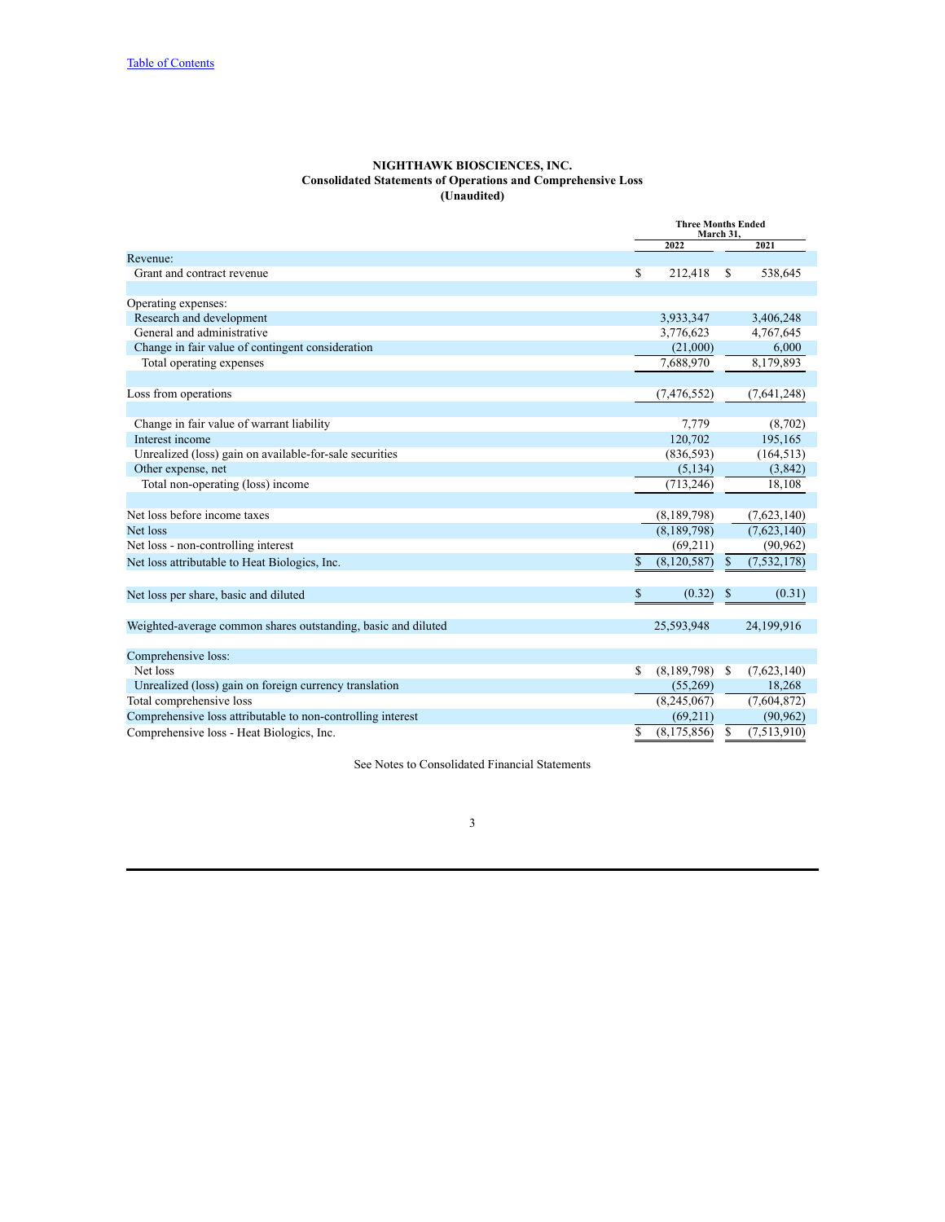**NIGHTHAWK BIOSCIENCES, INC.**
**Consolidated Statements of Operations and Comprehensive Loss**
**(Unaudited)**

| | Three Months Ended March 31, | |
|---|---|---|
| | 2022 | 2021 |
| Revenue: | | |
| Grant and contract revenue | $ 212,418 | $ 538,645 |
| | | |
| Operating expenses: | | |
| Research and development | 3,933,347 | 3,406,248 |
| General and administrative | 3,776,623 | 4,767,645 |
| Change in fair value of contingent consideration | (21,000) | 6,000 |
| Total operating expenses | 7,688,970 | 8,179,893 |
| | | |
| Loss from operations | (7,476,552) | (7,641,248) |
| | | |
| Change in fair value of warrant liability | 7,779 | (8,702) |
| Interest income | 120,702 | 195,165 |
| Unrealized (loss) gain on available-for-sale securities | (836,593) | (164,513) |
| Other expense, net | (5,134) | (3,842) |
| Total non-operating (loss) income | (713,246) | 18,108 |
| | | |
| Net loss before income taxes | (8,189,798) | (7,623,140) |
| Net loss | (8,189,798) | (7,623,140) |
| Net loss - non-controlling interest | (69,211) | (90,962) |
| Net loss attributable to Heat Biologics, Inc. | $ (8,120,587) | $ (7,532,178) |
| | | |
| Net loss per share, basic and diluted | $ (0.32) | $ (0.31) |
| | | |
| Weighted-average common shares outstanding, basic and diluted | 25,593,948 | 24,199,916 |
| | | |
| Comprehensive loss: | | |
| Net loss | $ (8,189,798) | $ (7,623,140) |
| Unrealized (loss) gain on foreign currency translation | (55,269) | 18,268 |
| Total comprehensive loss | (8,245,067) | (7,604,872) |
| Comprehensive loss attributable to non-controlling interest | (69,211) | (90,962) |
| Comprehensive loss - Heat Biologics, Inc. | $ (8,175,856) | $ (7,513,910) |

See Notes to Consolidated Financial Statements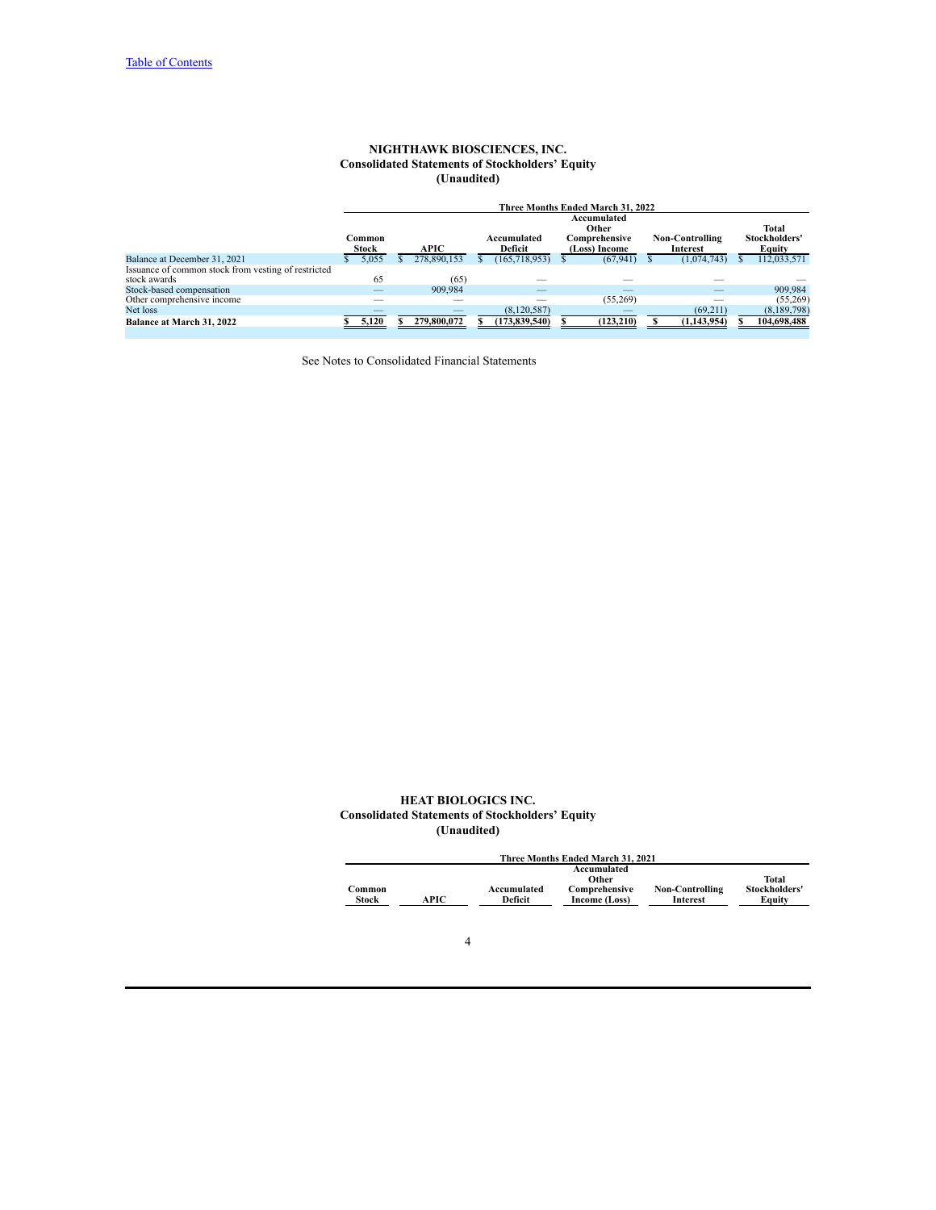[Table of Contents]

**NIGHTHAWK BIOSCIENCES, INC.**
**Consolidated Statements of Stockholders' Equity**
**(Unaudited)**

| | Three Months Ended March 31, 2022 | | | | | |
|---|---|---|---|---|---|---|
| | Common Stock | APIC | Accumulated Deficit | Accumulated Other Comprehensive (Loss) Income | Non-Controlling Interest | Total Stockholders' Equity |
| Balance at December 31, 2021 | $ 5,055 | $ 278,890,153 | $ (165,718,953) | $ (67,941) | $ (1,074,743) | $ 112,033,571 |
| Issuance of common stock from vesting of restricted stock awards | 65 | (65) | — | — | — | — |
| Stock-based compensation | — | 909,984 | — | — | — | 909,984 |
| Other comprehensive income | — | — | — | (55,269) | — | (55,269) |
| Net loss | — | — | (8,120,587) | — | (69,211) | (8,189,798) |
| **Balance at March 31, 2022** | **$ 5,120** | **$ 279,800,072** | **$ (173,839,540)** | **$ (123,210)** | **$ (1,143,954)** | **$ 104,698,488** |

See Notes to Consolidated Financial Statements

**HEAT BIOLOGICS INC.**
**Consolidated Statements of Stockholders' Equity**
**(Unaudited)**

| Three Months Ended March 31, 2021 | | | | | |
|---|---|---|---|---|---|
| Common Stock | APIC | Accumulated Deficit | Accumulated Other Comprehensive Income (Loss) | Non-Controlling Interest | Total Stockholders' Equity |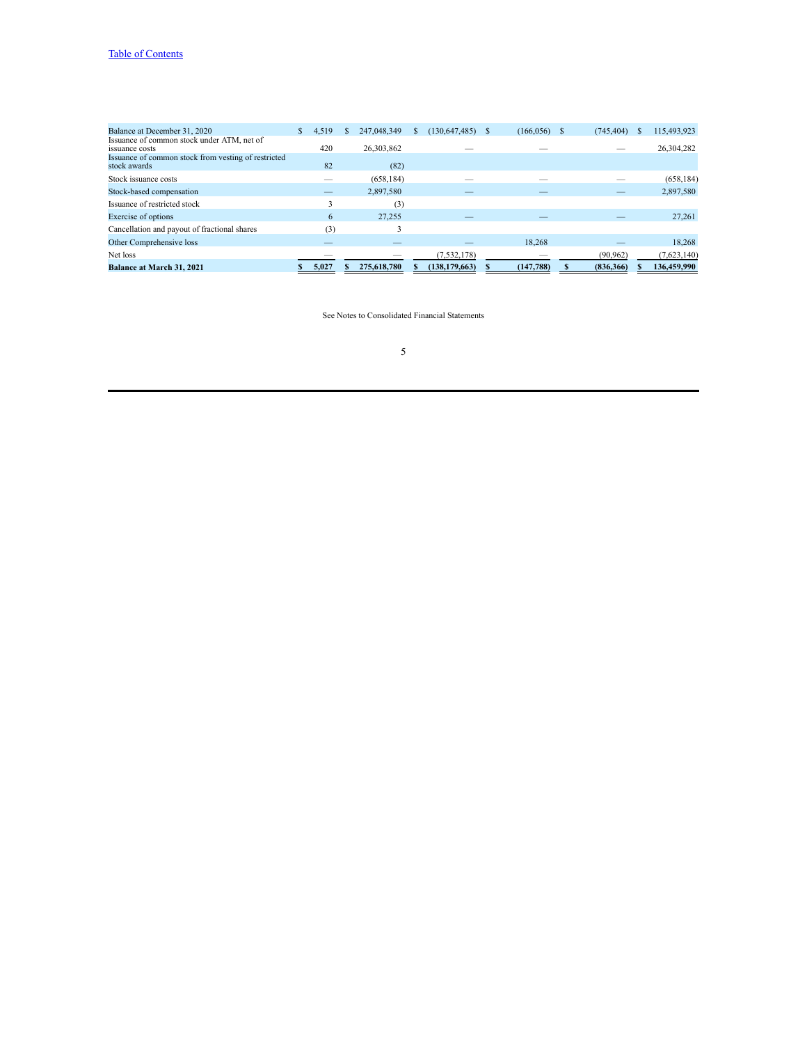| | | | | | | |
|---|---|---|---|---|---|---|
| Balance at December 31, 2020 | $ 4,519 | $ 247,048,349 | $ (130,647,485) | $ (166,056) | $ (745,404) | $ 115,493,923 |
| Issuance of common stock under ATM, net of issuance costs | 420 | 26,303,862 | — | — | — | 26,304,282 |
| Issuance of common stock from vesting of restricted stock awards | 82 | (82) | | | | |
| Stock issuance costs | — | (658,184) | — | — | — | (658,184) |
| Stock-based compensation | — | 2,897,580 | — | — | — | 2,897,580 |
| Issuance of restricted stock | 3 | (3) | | | | |
| Exercise of options | 6 | 27,255 | — | — | — | 27,261 |
| Cancellation and payout of fractional shares | (3) | 3 | | | | |
| Other Comprehensive loss | — | — | — | 18,268 | — | 18,268 |
| Net loss | — | — | (7,532,178) | — | (90,962) | (7,623,140) |
| **Balance at March 31, 2021** | **$ 5,027** | **$ 275,618,780** | **$ (138,179,663)** | **$ (147,788)** | **$ (836,366)** | **$ 136,459,990** |

See Notes to Consolidated Financial Statements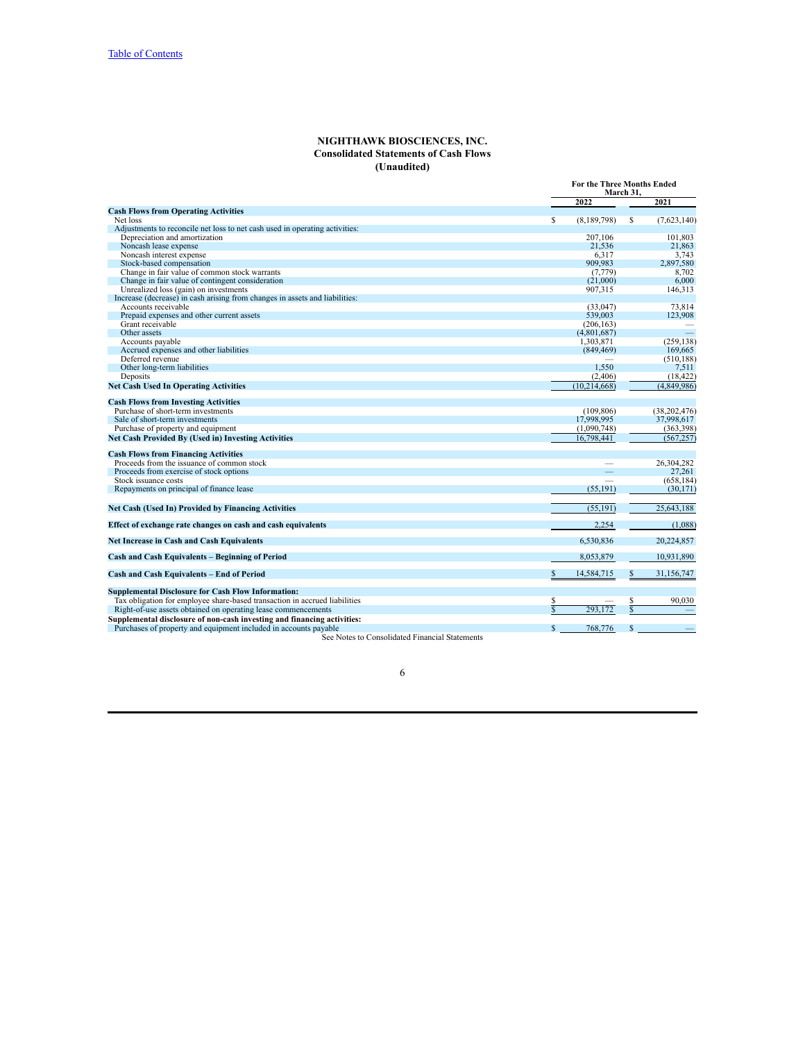[Table of Contents](#)

**NIGHTHAWK BIOSCIENCES, INC.**
**Consolidated Statements of Cash Flows**
**(Unaudited)**

| | For the Three Months Ended March 31, | |
|---|---|---|
| | 2022 | 2021 |
| **Cash Flows from Operating Activities** | | |
| Net loss | $ (8,189,798) | $ (7,623,140) |
| Adjustments to reconcile net loss to net cash used in operating activities: | | |
| Depreciation and amortization | 207,106 | 101,803 |
| Noncash lease expense | 21,536 | 21,863 |
| Noncash interest expense | 6,317 | 3,743 |
| Stock-based compensation | 909,983 | 2,897,580 |
| Change in fair value of common stock warrants | (7,779) | 8,702 |
| Change in fair value of contingent consideration | (21,000) | 6,000 |
| Unrealized loss (gain) on investments | 907,315 | 146,313 |
| Increase (decrease) in cash arising from changes in assets and liabilities: | | |
| Accounts receivable | (33,047) | 73,814 |
| Prepaid expenses and other current assets | 539,003 | 123,908 |
| Grant receivable | (206,163) | — |
| Other assets | (4,801,687) | — |
| Accounts payable | 1,303,871 | (259,138) |
| Accrued expenses and other liabilities | (849,469) | 169,665 |
| Deferred revenue | — | (510,188) |
| Other long-term liabilities | 1,550 | 7,511 |
| Deposits | (2,406) | (18,422) |
| **Net Cash Used In Operating Activities** | (10,214,668) | (4,849,986) |
| **Cash Flows from Investing Activities** | | |
| Purchase of short-term investments | (109,806) | (38,202,476) |
| Sale of short-term investments | 17,998,995 | 37,998,617 |
| Purchase of property and equipment | (1,090,748) | (363,398) |
| **Net Cash Provided By (Used in) Investing Activities** | 16,798,441 | (567,257) |
| **Cash Flows from Financing Activities** | | |
| Proceeds from the issuance of common stock | — | 26,304,282 |
| Proceeds from exercise of stock options | — | 27,261 |
| Stock issuance costs | — | (658,184) |
| Repayments on principal of finance lease | (55,191) | (30,171) |
| **Net Cash (Used In) Provided by Financing Activities** | (55,191) | 25,643,188 |
| **Effect of exchange rate changes on cash and cash equivalents** | 2,254 | (1,088) |
| **Net Increase in Cash and Cash Equivalents** | 6,530,836 | 20,224,857 |
| **Cash and Cash Equivalents – Beginning of Period** | 8,053,879 | 10,931,890 |
| **Cash and Cash Equivalents – End of Period** | $ 14,584,715 | $ 31,156,747 |
| **Supplemental Disclosure for Cash Flow Information:** | | |
| Tax obligation for employee share-based transaction in accrued liabilities | $ — | $ 90,030 |
| Right-of-use assets obtained on operating lease commencements | $ 293,172 | $ — |
| **Supplemental disclosure of non-cash investing and financing activities:** | | |
| Purchases of property and equipment included in accounts payable | $ 768,776 | $ — |

See Notes to Consolidated Financial Statements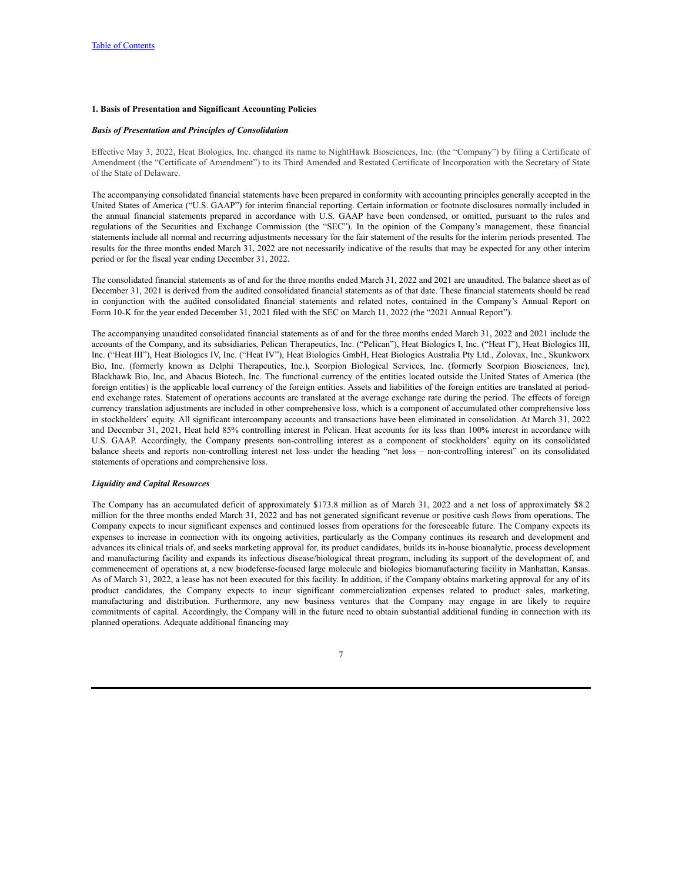**1. Basis of Presentation and Significant Accounting Policies**

***Basis of Presentation and Principles of Consolidation***

Effective May 3, 2022, Heat Biologics, Inc. changed its name to NightHawk Biosciences, Inc. (the "Company") by filing a Certificate of Amendment (the "Certificate of Amendment") to its Third Amended and Restated Certificate of Incorporation with the Secretary of State of the State of Delaware.

The accompanying consolidated financial statements have been prepared in conformity with accounting principles generally accepted in the United States of America ("U.S. GAAP") for interim financial reporting. Certain information or footnote disclosures normally included in the annual financial statements prepared in accordance with U.S. GAAP have been condensed, or omitted, pursuant to the rules and regulations of the Securities and Exchange Commission (the "SEC"). In the opinion of the Company's management, these financial statements include all normal and recurring adjustments necessary for the fair statement of the results for the interim periods presented. The results for the three months ended March 31, 2022 are not necessarily indicative of the results that may be expected for any other interim period or for the fiscal year ending December 31, 2022.

The consolidated financial statements as of and for the three months ended March 31, 2022 and 2021 are unaudited. The balance sheet as of December 31, 2021 is derived from the audited consolidated financial statements as of that date. These financial statements should be read in conjunction with the audited consolidated financial statements and related notes, contained in the Company's Annual Report on Form 10-K for the year ended December 31, 2021 filed with the SEC on March 11, 2022 (the "2021 Annual Report").

The accompanying unaudited consolidated financial statements as of and for the three months ended March 31, 2022 and 2021 include the accounts of the Company, and its subsidiaries, Pelican Therapeutics, Inc. ("Pelican"), Heat Biologics I, Inc. ("Heat I"), Heat Biologics III, Inc. ("Heat III"), Heat Biologics IV, Inc. ("Heat IV"), Heat Biologics GmbH, Heat Biologics Australia Pty Ltd., Zolovax, Inc., Skunkworx Bio, Inc. (formerly known as Delphi Therapeutics, Inc.), Scorpion Biological Services, Inc. (formerly Scorpion Biosciences, Inc), Blackhawk Bio, Inc, and Abacus Biotech, Inc. The functional currency of the entities located outside the United States of America (the foreign entities) is the applicable local currency of the foreign entities. Assets and liabilities of the foreign entities are translated at period-end exchange rates. Statement of operations accounts are translated at the average exchange rate during the period. The effects of foreign currency translation adjustments are included in other comprehensive loss, which is a component of accumulated other comprehensive loss in stockholders' equity. All significant intercompany accounts and transactions have been eliminated in consolidation. At March 31, 2022 and December 31, 2021, Heat held 85% controlling interest in Pelican. Heat accounts for its less than 100% interest in accordance with U.S. GAAP. Accordingly, the Company presents non-controlling interest as a component of stockholders' equity on its consolidated balance sheets and reports non-controlling interest net loss under the heading "net loss – non-controlling interest" on its consolidated statements of operations and comprehensive loss.

***Liquidity and Capital Resources***

The Company has an accumulated deficit of approximately $173.8 million as of March 31, 2022 and a net loss of approximately $8.2 million for the three months ended March 31, 2022 and has not generated significant revenue or positive cash flows from operations. The Company expects to incur significant expenses and continued losses from operations for the foreseeable future. The Company expects its expenses to increase in connection with its ongoing activities, particularly as the Company continues its research and development and advances its clinical trials of, and seeks marketing approval for, its product candidates, builds its in-house bioanalytic, process development and manufacturing facility and expands its infectious disease/biological threat program, including its support of the development of, and commencement of operations at, a new biodefense-focused large molecule and biologics biomanufacturing facility in Manhattan, Kansas. As of March 31, 2022, a lease has not been executed for this facility. In addition, if the Company obtains marketing approval for any of its product candidates, the Company expects to incur significant commercialization expenses related to product sales, marketing, manufacturing and distribution. Furthermore, any new business ventures that the Company may engage in are likely to require commitments of capital. Accordingly, the Company will in the future need to obtain substantial additional funding in connection with its planned operations. Adequate additional financing may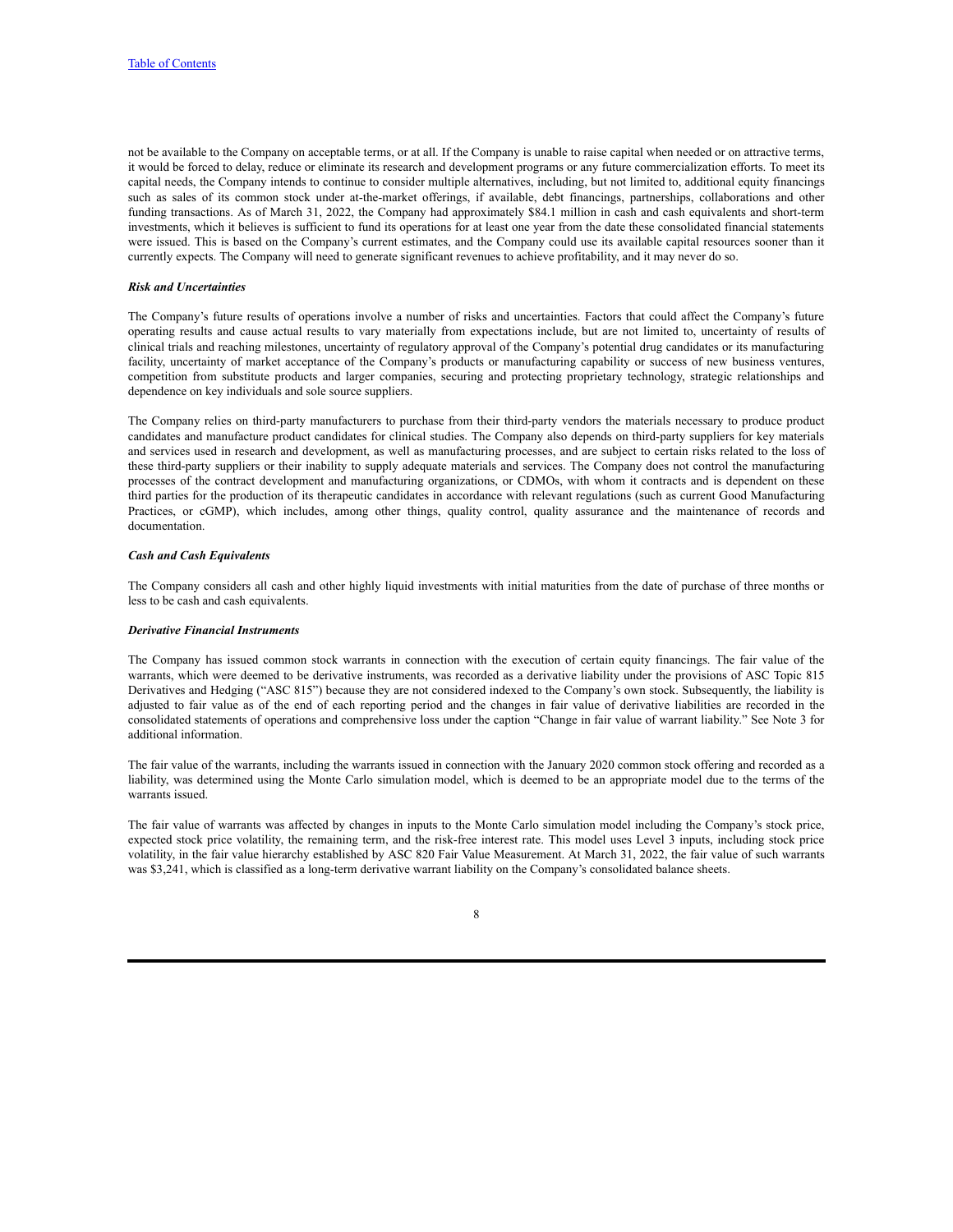not be available to the Company on acceptable terms, or at all. If the Company is unable to raise capital when needed or on attractive terms, it would be forced to delay, reduce or eliminate its research and development programs or any future commercialization efforts. To meet its capital needs, the Company intends to continue to consider multiple alternatives, including, but not limited to, additional equity financings such as sales of its common stock under at-the-market offerings, if available, debt financings, partnerships, collaborations and other funding transactions. As of March 31, 2022, the Company had approximately $84.1 million in cash and cash equivalents and short-term investments, which it believes is sufficient to fund its operations for at least one year from the date these consolidated financial statements were issued. This is based on the Company's current estimates, and the Company could use its available capital resources sooner than it currently expects. The Company will need to generate significant revenues to achieve profitability, and it may never do so.

***Risk and Uncertainties***

The Company's future results of operations involve a number of risks and uncertainties. Factors that could affect the Company's future operating results and cause actual results to vary materially from expectations include, but are not limited to, uncertainty of results of clinical trials and reaching milestones, uncertainty of regulatory approval of the Company's potential drug candidates or its manufacturing facility, uncertainty of market acceptance of the Company's products or manufacturing capability or success of new business ventures, competition from substitute products and larger companies, securing and protecting proprietary technology, strategic relationships and dependence on key individuals and sole source suppliers.

The Company relies on third-party manufacturers to purchase from their third-party vendors the materials necessary to produce product candidates and manufacture product candidates for clinical studies. The Company also depends on third-party suppliers for key materials and services used in research and development, as well as manufacturing processes, and are subject to certain risks related to the loss of these third-party suppliers or their inability to supply adequate materials and services. The Company does not control the manufacturing processes of the contract development and manufacturing organizations, or CDMOs, with whom it contracts and is dependent on these third parties for the production of its therapeutic candidates in accordance with relevant regulations (such as current Good Manufacturing Practices, or cGMP), which includes, among other things, quality control, quality assurance and the maintenance of records and documentation.

***Cash and Cash Equivalents***

The Company considers all cash and other highly liquid investments with initial maturities from the date of purchase of three months or less to be cash and cash equivalents.

***Derivative Financial Instruments***

The Company has issued common stock warrants in connection with the execution of certain equity financings. The fair value of the warrants, which were deemed to be derivative instruments, was recorded as a derivative liability under the provisions of ASC Topic 815 Derivatives and Hedging ("ASC 815") because they are not considered indexed to the Company's own stock. Subsequently, the liability is adjusted to fair value as of the end of each reporting period and the changes in fair value of derivative liabilities are recorded in the consolidated statements of operations and comprehensive loss under the caption "Change in fair value of warrant liability." See Note 3 for additional information.

The fair value of the warrants, including the warrants issued in connection with the January 2020 common stock offering and recorded as a liability, was determined using the Monte Carlo simulation model, which is deemed to be an appropriate model due to the terms of the warrants issued.

The fair value of warrants was affected by changes in inputs to the Monte Carlo simulation model including the Company's stock price, expected stock price volatility, the remaining term, and the risk-free interest rate. This model uses Level 3 inputs, including stock price volatility, in the fair value hierarchy established by ASC 820 Fair Value Measurement. At March 31, 2022, the fair value of such warrants was $3,241, which is classified as a long-term derivative warrant liability on the Company's consolidated balance sheets.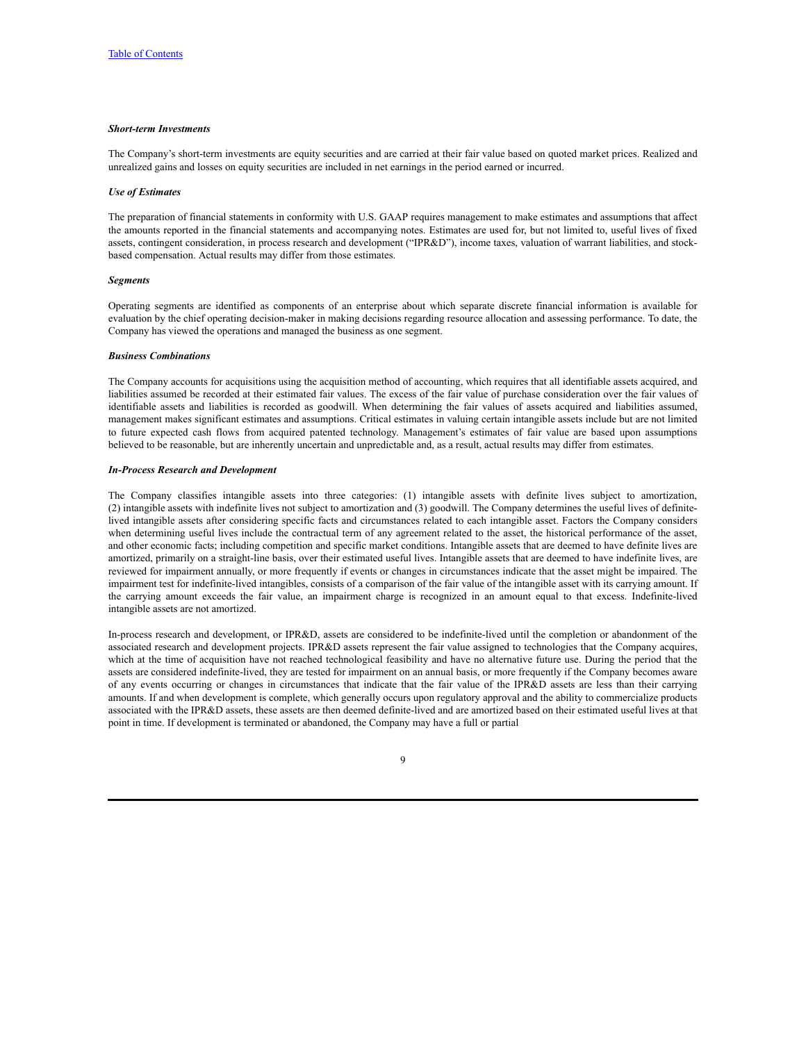***Short-term Investments***

The Company's short-term investments are equity securities and are carried at their fair value based on quoted market prices. Realized and unrealized gains and losses on equity securities are included in net earnings in the period earned or incurred.

***Use of Estimates***

The preparation of financial statements in conformity with U.S. GAAP requires management to make estimates and assumptions that affect the amounts reported in the financial statements and accompanying notes. Estimates are used for, but not limited to, useful lives of fixed assets, contingent consideration, in process research and development ("IPR&D"), income taxes, valuation of warrant liabilities, and stock-based compensation. Actual results may differ from those estimates.

***Segments***

Operating segments are identified as components of an enterprise about which separate discrete financial information is available for evaluation by the chief operating decision-maker in making decisions regarding resource allocation and assessing performance. To date, the Company has viewed the operations and managed the business as one segment.

***Business Combinations***

The Company accounts for acquisitions using the acquisition method of accounting, which requires that all identifiable assets acquired, and liabilities assumed be recorded at their estimated fair values. The excess of the fair value of purchase consideration over the fair values of identifiable assets and liabilities is recorded as goodwill. When determining the fair values of assets acquired and liabilities assumed, management makes significant estimates and assumptions. Critical estimates in valuing certain intangible assets include but are not limited to future expected cash flows from acquired patented technology. Management's estimates of fair value are based upon assumptions believed to be reasonable, but are inherently uncertain and unpredictable and, as a result, actual results may differ from estimates.

***In-Process Research and Development***

The Company classifies intangible assets into three categories: (1) intangible assets with definite lives subject to amortization, (2) intangible assets with indefinite lives not subject to amortization and (3) goodwill. The Company determines the useful lives of definite-lived intangible assets after considering specific facts and circumstances related to each intangible asset. Factors the Company considers when determining useful lives include the contractual term of any agreement related to the asset, the historical performance of the asset, and other economic facts; including competition and specific market conditions. Intangible assets that are deemed to have definite lives are amortized, primarily on a straight-line basis, over their estimated useful lives. Intangible assets that are deemed to have indefinite lives, are reviewed for impairment annually, or more frequently if events or changes in circumstances indicate that the asset might be impaired. The impairment test for indefinite-lived intangibles, consists of a comparison of the fair value of the intangible asset with its carrying amount. If the carrying amount exceeds the fair value, an impairment charge is recognized in an amount equal to that excess. Indefinite-lived intangible assets are not amortized.

In-process research and development, or IPR&D, assets are considered to be indefinite-lived until the completion or abandonment of the associated research and development projects. IPR&D assets represent the fair value assigned to technologies that the Company acquires, which at the time of acquisition have not reached technological feasibility and have no alternative future use. During the period that the assets are considered indefinite-lived, they are tested for impairment on an annual basis, or more frequently if the Company becomes aware of any events occurring or changes in circumstances that indicate that the fair value of the IPR&D assets are less than their carrying amounts. If and when development is complete, which generally occurs upon regulatory approval and the ability to commercialize products associated with the IPR&D assets, these assets are then deemed definite-lived and are amortized based on their estimated useful lives at that point in time. If development is terminated or abandoned, the Company may have a full or partial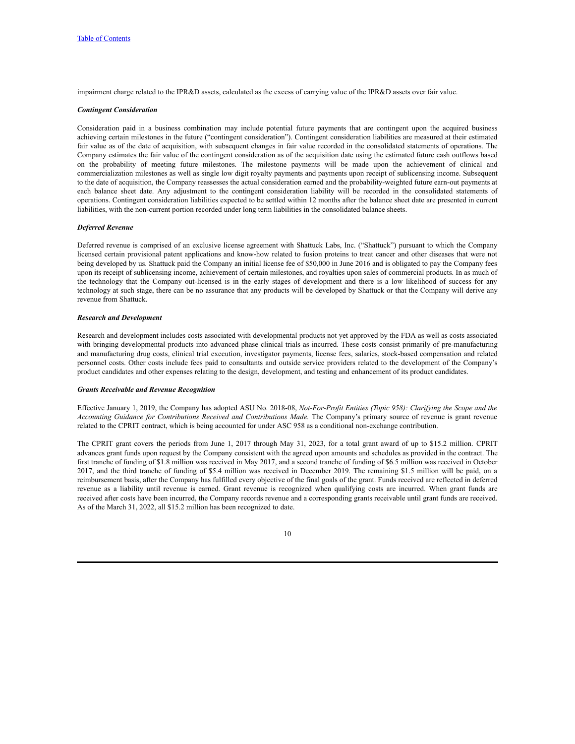impairment charge related to the IPR&D assets, calculated as the excess of carrying value of the IPR&D assets over fair value.

***Contingent Consideration***

Consideration paid in a business combination may include potential future payments that are contingent upon the acquired business achieving certain milestones in the future ("contingent consideration"). Contingent consideration liabilities are measured at their estimated fair value as of the date of acquisition, with subsequent changes in fair value recorded in the consolidated statements of operations. The Company estimates the fair value of the contingent consideration as of the acquisition date using the estimated future cash outflows based on the probability of meeting future milestones. The milestone payments will be made upon the achievement of clinical and commercialization milestones as well as single low digit royalty payments and payments upon receipt of sublicensing income. Subsequent to the date of acquisition, the Company reassesses the actual consideration earned and the probability-weighted future earn-out payments at each balance sheet date. Any adjustment to the contingent consideration liability will be recorded in the consolidated statements of operations. Contingent consideration liabilities expected to be settled within 12 months after the balance sheet date are presented in current liabilities, with the non-current portion recorded under long term liabilities in the consolidated balance sheets.

***Deferred Revenue***

Deferred revenue is comprised of an exclusive license agreement with Shattuck Labs, Inc. ("Shattuck") pursuant to which the Company licensed certain provisional patent applications and know-how related to fusion proteins to treat cancer and other diseases that were not being developed by us. Shattuck paid the Company an initial license fee of $50,000 in June 2016 and is obligated to pay the Company fees upon its receipt of sublicensing income, achievement of certain milestones, and royalties upon sales of commercial products. In as much of the technology that the Company out-licensed is in the early stages of development and there is a low likelihood of success for any technology at such stage, there can be no assurance that any products will be developed by Shattuck or that the Company will derive any revenue from Shattuck.

***Research and Development***

Research and development includes costs associated with developmental products not yet approved by the FDA as well as costs associated with bringing developmental products into advanced phase clinical trials as incurred. These costs consist primarily of pre-manufacturing and manufacturing drug costs, clinical trial execution, investigator payments, license fees, salaries, stock-based compensation and related personnel costs. Other costs include fees paid to consultants and outside service providers related to the development of the Company's product candidates and other expenses relating to the design, development, and testing and enhancement of its product candidates.

***Grants Receivable and Revenue Recognition***

Effective January 1, 2019, the Company has adopted ASU No. 2018-08, *Not-For-Profit Entities (Topic 958): Clarifying the Scope and the Accounting Guidance for Contributions Received and Contributions Made.* The Company's primary source of revenue is grant revenue related to the CPRIT contract, which is being accounted for under ASC 958 as a conditional non-exchange contribution.

The CPRIT grant covers the periods from June 1, 2017 through May 31, 2023, for a total grant award of up to $15.2 million. CPRIT advances grant funds upon request by the Company consistent with the agreed upon amounts and schedules as provided in the contract. The first tranche of funding of $1.8 million was received in May 2017, and a second tranche of funding of $6.5 million was received in October 2017, and the third tranche of funding of $5.4 million was received in December 2019. The remaining $1.5 million will be paid, on a reimbursement basis, after the Company has fulfilled every objective of the final goals of the grant. Funds received are reflected in deferred revenue as a liability until revenue is earned. Grant revenue is recognized when qualifying costs are incurred. When grant funds are received after costs have been incurred, the Company records revenue and a corresponding grants receivable until grant funds are received. As of the March 31, 2022, all $15.2 million has been recognized to date.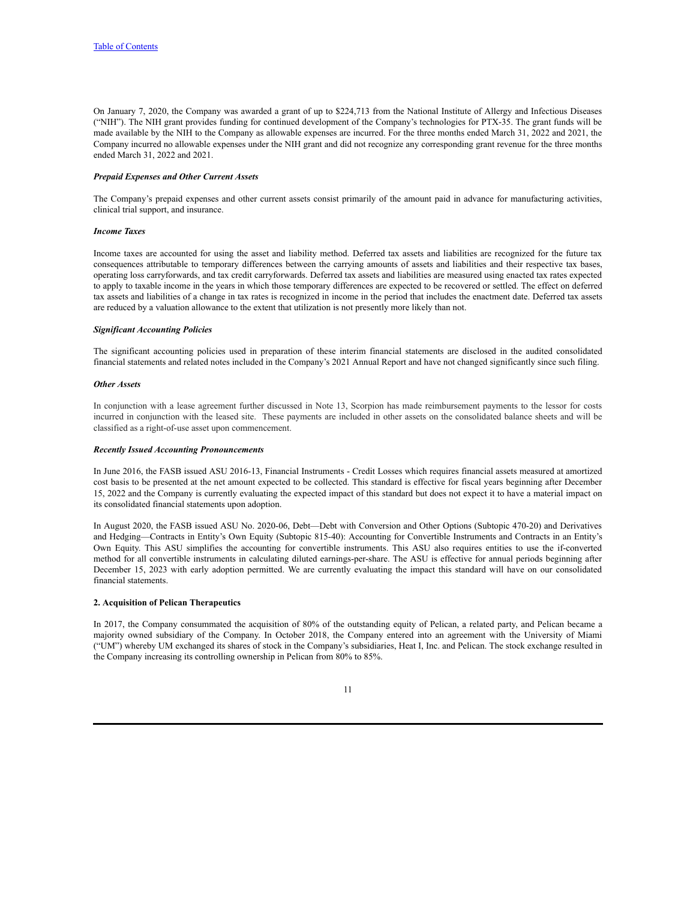On January 7, 2020, the Company was awarded a grant of up to $224,713 from the National Institute of Allergy and Infectious Diseases ("NIH"). The NIH grant provides funding for continued development of the Company's technologies for PTX-35. The grant funds will be made available by the NIH to the Company as allowable expenses are incurred. For the three months ended March 31, 2022 and 2021, the Company incurred no allowable expenses under the NIH grant and did not recognize any corresponding grant revenue for the three months ended March 31, 2022 and 2021.

***Prepaid Expenses and Other Current Assets***

The Company's prepaid expenses and other current assets consist primarily of the amount paid in advance for manufacturing activities, clinical trial support, and insurance.

***Income Taxes***

Income taxes are accounted for using the asset and liability method. Deferred tax assets and liabilities are recognized for the future tax consequences attributable to temporary differences between the carrying amounts of assets and liabilities and their respective tax bases, operating loss carryforwards, and tax credit carryforwards. Deferred tax assets and liabilities are measured using enacted tax rates expected to apply to taxable income in the years in which those temporary differences are expected to be recovered or settled. The effect on deferred tax assets and liabilities of a change in tax rates is recognized in income in the period that includes the enactment date. Deferred tax assets are reduced by a valuation allowance to the extent that utilization is not presently more likely than not.

***Significant Accounting Policies***

The significant accounting policies used in preparation of these interim financial statements are disclosed in the audited consolidated financial statements and related notes included in the Company's 2021 Annual Report and have not changed significantly since such filing.

***Other Assets***

In conjunction with a lease agreement further discussed in Note 13, Scorpion has made reimbursement payments to the lessor for costs incurred in conjunction with the leased site. These payments are included in other assets on the consolidated balance sheets and will be classified as a right-of-use asset upon commencement.

***Recently Issued Accounting Pronouncements***

In June 2016, the FASB issued ASU 2016-13, Financial Instruments - Credit Losses which requires financial assets measured at amortized cost basis to be presented at the net amount expected to be collected. This standard is effective for fiscal years beginning after December 15, 2022 and the Company is currently evaluating the expected impact of this standard but does not expect it to have a material impact on its consolidated financial statements upon adoption.

In August 2020, the FASB issued ASU No. 2020-06, Debt—Debt with Conversion and Other Options (Subtopic 470-20) and Derivatives and Hedging—Contracts in Entity's Own Equity (Subtopic 815-40): Accounting for Convertible Instruments and Contracts in an Entity's Own Equity. This ASU simplifies the accounting for convertible instruments. This ASU also requires entities to use the if-converted method for all convertible instruments in calculating diluted earnings-per-share. The ASU is effective for annual periods beginning after December 15, 2023 with early adoption permitted. We are currently evaluating the impact this standard will have on our consolidated financial statements.

**2. Acquisition of Pelican Therapeutics**

In 2017, the Company consummated the acquisition of 80% of the outstanding equity of Pelican, a related party, and Pelican became a majority owned subsidiary of the Company. In October 2018, the Company entered into an agreement with the University of Miami ("UM") whereby UM exchanged its shares of stock in the Company's subsidiaries, Heat I, Inc. and Pelican. The stock exchange resulted in the Company increasing its controlling ownership in Pelican from 80% to 85%.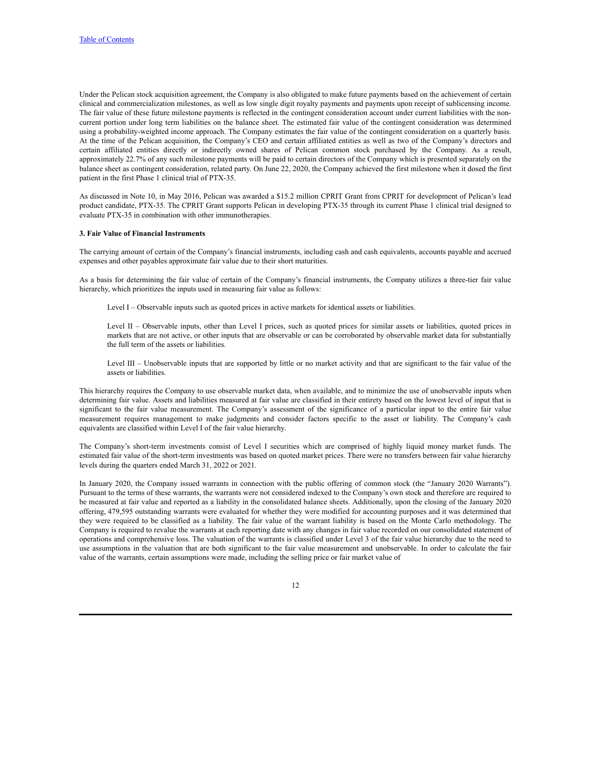Under the Pelican stock acquisition agreement, the Company is also obligated to make future payments based on the achievement of certain clinical and commercialization milestones, as well as low single digit royalty payments and payments upon receipt of sublicensing income. The fair value of these future milestone payments is reflected in the contingent consideration account under current liabilities with the non-current portion under long term liabilities on the balance sheet. The estimated fair value of the contingent consideration was determined using a probability-weighted income approach. The Company estimates the fair value of the contingent consideration on a quarterly basis. At the time of the Pelican acquisition, the Company's CEO and certain affiliated entities as well as two of the Company's directors and certain affiliated entities directly or indirectly owned shares of Pelican common stock purchased by the Company. As a result, approximately 22.7% of any such milestone payments will be paid to certain directors of the Company which is presented separately on the balance sheet as contingent consideration, related party. On June 22, 2020, the Company achieved the first milestone when it dosed the first patient in the first Phase 1 clinical trial of PTX-35.

As discussed in Note 10, in May 2016, Pelican was awarded a $15.2 million CPRIT Grant from CPRIT for development of Pelican's lead product candidate, PTX-35. The CPRIT Grant supports Pelican in developing PTX-35 through its current Phase 1 clinical trial designed to evaluate PTX-35 in combination with other immunotherapies.

**3. Fair Value of Financial Instruments**

The carrying amount of certain of the Company's financial instruments, including cash and cash equivalents, accounts payable and accrued expenses and other payables approximate fair value due to their short maturities.

As a basis for determining the fair value of certain of the Company's financial instruments, the Company utilizes a three-tier fair value hierarchy, which prioritizes the inputs used in measuring fair value as follows:

Level I – Observable inputs such as quoted prices in active markets for identical assets or liabilities.

Level II – Observable inputs, other than Level I prices, such as quoted prices for similar assets or liabilities, quoted prices in markets that are not active, or other inputs that are observable or can be corroborated by observable market data for substantially the full term of the assets or liabilities.

Level III – Unobservable inputs that are supported by little or no market activity and that are significant to the fair value of the assets or liabilities.

This hierarchy requires the Company to use observable market data, when available, and to minimize the use of unobservable inputs when determining fair value. Assets and liabilities measured at fair value are classified in their entirety based on the lowest level of input that is significant to the fair value measurement. The Company's assessment of the significance of a particular input to the entire fair value measurement requires management to make judgments and consider factors specific to the asset or liability. The Company's cash equivalents are classified within Level I of the fair value hierarchy.

The Company's short-term investments consist of Level I securities which are comprised of highly liquid money market funds. The estimated fair value of the short-term investments was based on quoted market prices. There were no transfers between fair value hierarchy levels during the quarters ended March 31, 2022 or 2021.

In January 2020, the Company issued warrants in connection with the public offering of common stock (the "January 2020 Warrants"). Pursuant to the terms of these warrants, the warrants were not considered indexed to the Company's own stock and therefore are required to be measured at fair value and reported as a liability in the consolidated balance sheets. Additionally, upon the closing of the January 2020 offering, 479,595 outstanding warrants were evaluated for whether they were modified for accounting purposes and it was determined that they were required to be classified as a liability. The fair value of the warrant liability is based on the Monte Carlo methodology. The Company is required to revalue the warrants at each reporting date with any changes in fair value recorded on our consolidated statement of operations and comprehensive loss. The valuation of the warrants is classified under Level 3 of the fair value hierarchy due to the need to use assumptions in the valuation that are both significant to the fair value measurement and unobservable. In order to calculate the fair value of the warrants, certain assumptions were made, including the selling price or fair market value of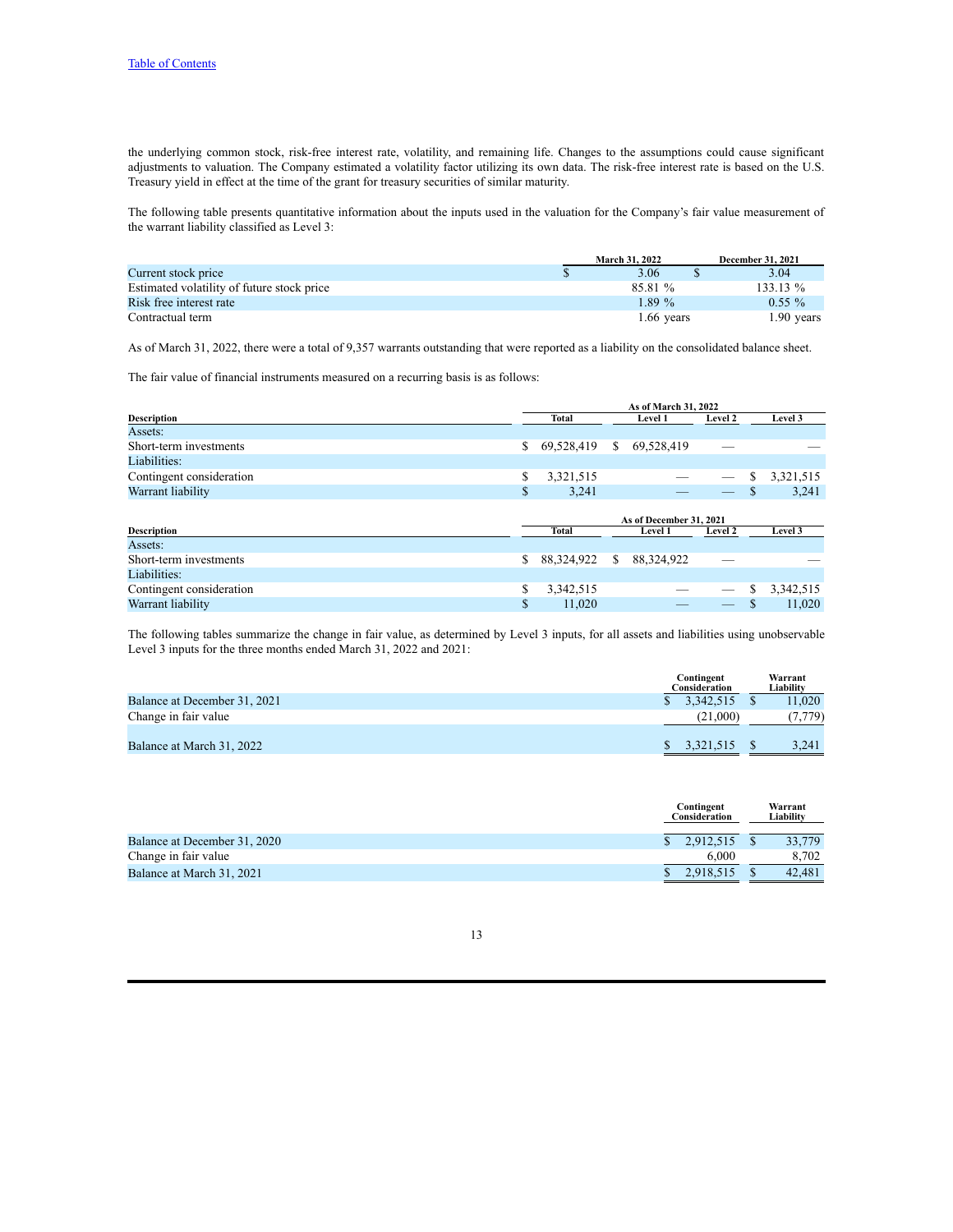the underlying common stock, risk-free interest rate, volatility, and remaining life. Changes to the assumptions could cause significant adjustments to valuation. The Company estimated a volatility factor utilizing its own data. The risk-free interest rate is based on the U.S. Treasury yield in effect at the time of the grant for treasury securities of similar maturity.

The following table presents quantitative information about the inputs used in the valuation for the Company's fair value measurement of the warrant liability classified as Level 3:

| | March 31, 2022 | December 31, 2021 |
|---|---|---|
| Current stock price | $ 3.06 | $ 3.04 |
| Estimated volatility of future stock price | 85.81 % | 133.13 % |
| Risk free interest rate | 1.89 % | 0.55 % |
| Contractual term | 1.66 years | 1.90 years |

As of March 31, 2022, there were a total of 9,357 warrants outstanding that were reported as a liability on the consolidated balance sheet.

The fair value of financial instruments measured on a recurring basis is as follows:

| | As of March 31, 2022 | | | |
|---|---|---|---|---|
| **Description** | **Total** | **Level 1** | **Level 2** | **Level 3** |
| Assets: | | | | |
| Short-term investments | $ 69,528,419 | $ 69,528,419 | — | — |
| Liabilities: | | | | |
| Contingent consideration | $ 3,321,515 | — | — | $ 3,321,515 |
| Warrant liability | $ 3,241 | — | — | $ 3,241 |

| | As of December 31, 2021 | | | |
|---|---|---|---|---|
| **Description** | **Total** | **Level 1** | **Level 2** | **Level 3** |
| Assets: | | | | |
| Short-term investments | $ 88,324,922 | $ 88,324,922 | — | — |
| Liabilities: | | | | |
| Contingent consideration | $ 3,342,515 | — | — | $ 3,342,515 |
| Warrant liability | $ 11,020 | — | — | $ 11,020 |

The following tables summarize the change in fair value, as determined by Level 3 inputs, for all assets and liabilities using unobservable Level 3 inputs for the three months ended March 31, 2022 and 2021:

| | Contingent Consideration | Warrant Liability |
|---|---|---|
| Balance at December 31, 2021 | $ 3,342,515 | $ 11,020 |
| Change in fair value | (21,000) | (7,779) |
| Balance at March 31, 2022 | $ 3,321,515 | $ 3,241 |

| | Contingent Consideration | Warrant Liability |
|---|---|---|
| Balance at December 31, 2020 | $ 2,912,515 | $ 33,779 |
| Change in fair value | 6,000 | 8,702 |
| Balance at March 31, 2021 | $ 2,918,515 | $ 42,481 |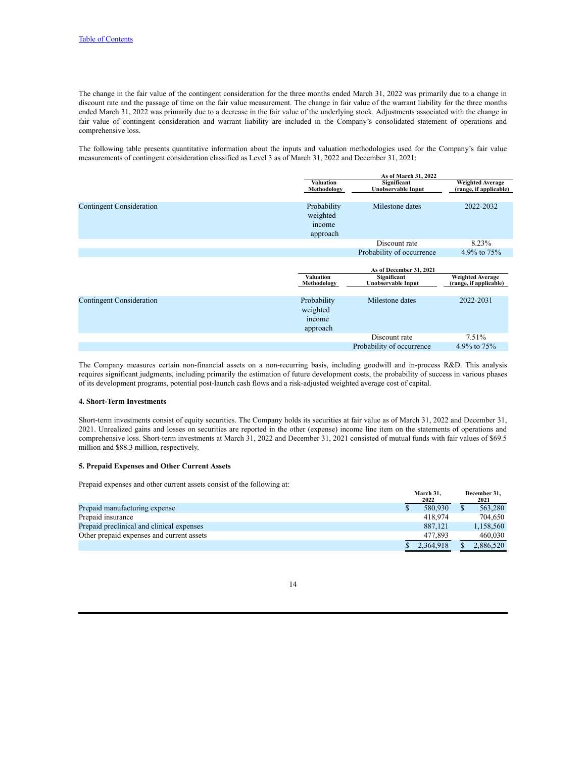The change in the fair value of the contingent consideration for the three months ended March 31, 2022 was primarily due to a change in discount rate and the passage of time on the fair value measurement. The change in fair value of the warrant liability for the three months ended March 31, 2022 was primarily due to a decrease in the fair value of the underlying stock. Adjustments associated with the change in fair value of contingent consideration and warrant liability are included in the Company's consolidated statement of operations and comprehensive loss.

The following table presents quantitative information about the inputs and valuation methodologies used for the Company's fair value measurements of contingent consideration classified as Level 3 as of March 31, 2022 and December 31, 2021:

| | As of March 31, 2022 | | |
|---|---|---|---|
| | **Valuation Methodology** | **Significant Unobservable Input** | **Weighted Average (range, if applicable)** |
| Contingent Consideration | Probability weighted income approach | Milestone dates | 2022-2032 |
| | | Discount rate | 8.23% |
| | | Probability of occurrence | 4.9% to 75% |

| | As of December 31, 2021 | | |
|---|---|---|---|
| | **Valuation Methodology** | **Significant Unobservable Input** | **Weighted Average (range, if applicable)** |
| Contingent Consideration | Probability weighted income approach | Milestone dates | 2022-2031 |
| | | Discount rate | 7.51% |
| | | Probability of occurrence | 4.9% to 75% |

The Company measures certain non-financial assets on a non-recurring basis, including goodwill and in-process R&D. This analysis requires significant judgments, including primarily the estimation of future development costs, the probability of success in various phases of its development programs, potential post-launch cash flows and a risk-adjusted weighted average cost of capital.

#### 4. Short-Term Investments

Short-term investments consist of equity securities. The Company holds its securities at fair value as of March 31, 2022 and December 31, 2021. Unrealized gains and losses on securities are reported in the other (expense) income line item on the statements of operations and comprehensive loss. Short-term investments at March 31, 2022 and December 31, 2021 consisted of mutual funds with fair values of $69.5 million and $88.3 million, respectively.

#### 5. Prepaid Expenses and Other Current Assets

Prepaid expenses and other current assets consist of the following at:

| | March 31, 2022 | December 31, 2021 |
|---|---|---|
| Prepaid manufacturing expense | $ 580,930 | $ 563,280 |
| Prepaid insurance | 418,974 | 704,650 |
| Prepaid preclinical and clinical expenses | 887,121 | 1,158,560 |
| Other prepaid expenses and current assets | 477,893 | 460,030 |
| | $ 2,364,918 | $ 2,886,520 |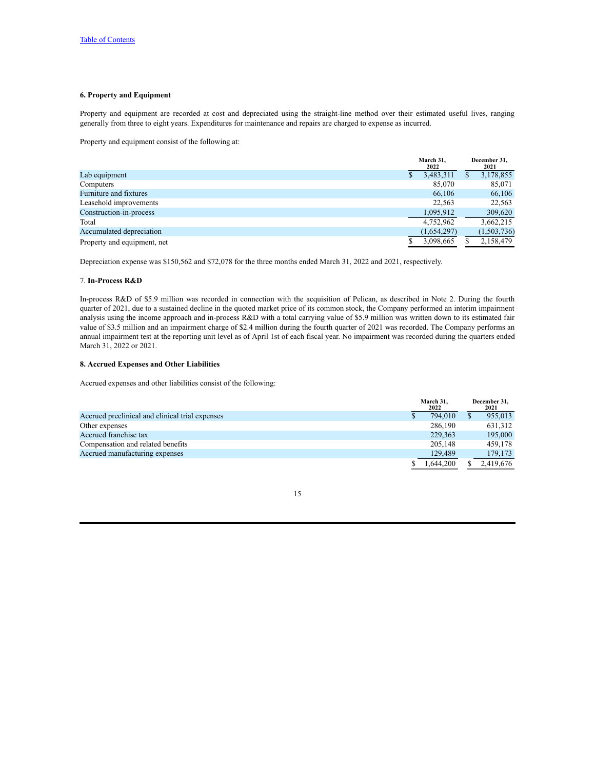### 6. Property and Equipment

Property and equipment are recorded at cost and depreciated using the straight-line method over their estimated useful lives, ranging generally from three to eight years. Expenditures for maintenance and repairs are charged to expense as incurred.

Property and equipment consist of the following at:

| | March 31, 2022 | December 31, 2021 |
|---|---|---|
| Lab equipment | $ 3,483,311 | $ 3,178,855 |
| Computers | 85,070 | 85,071 |
| Furniture and fixtures | 66,106 | 66,106 |
| Leasehold improvements | 22,563 | 22,563 |
| Construction-in-process | 1,095,912 | 309,620 |
| Total | 4,752,962 | 3,662,215 |
| Accumulated depreciation | (1,654,297) | (1,503,736) |
| Property and equipment, net | $ 3,098,665 | $ 2,158,479 |

Depreciation expense was $150,562 and $72,078 for the three months ended March 31, 2022 and 2021, respectively.

### 7. In-Process R&D

In-process R&D of $5.9 million was recorded in connection with the acquisition of Pelican, as described in Note 2. During the fourth quarter of 2021, due to a sustained decline in the quoted market price of its common stock, the Company performed an interim impairment analysis using the income approach and in-process R&D with a total carrying value of $5.9 million was written down to its estimated fair value of $3.5 million and an impairment charge of $2.4 million during the fourth quarter of 2021 was recorded. The Company performs an annual impairment test at the reporting unit level as of April 1st of each fiscal year. No impairment was recorded during the quarters ended March 31, 2022 or 2021.

### 8. Accrued Expenses and Other Liabilities

Accrued expenses and other liabilities consist of the following:

| | March 31, 2022 | December 31, 2021 |
|---|---|---|
| Accrued preclinical and clinical trial expenses | $ 794,010 | $ 955,013 |
| Other expenses | 286,190 | 631,312 |
| Accrued franchise tax | 229,363 | 195,000 |
| Compensation and related benefits | 205,148 | 459,178 |
| Accrued manufacturing expenses | 129,489 | 179,173 |
| | $ 1,644,200 | $ 2,419,676 |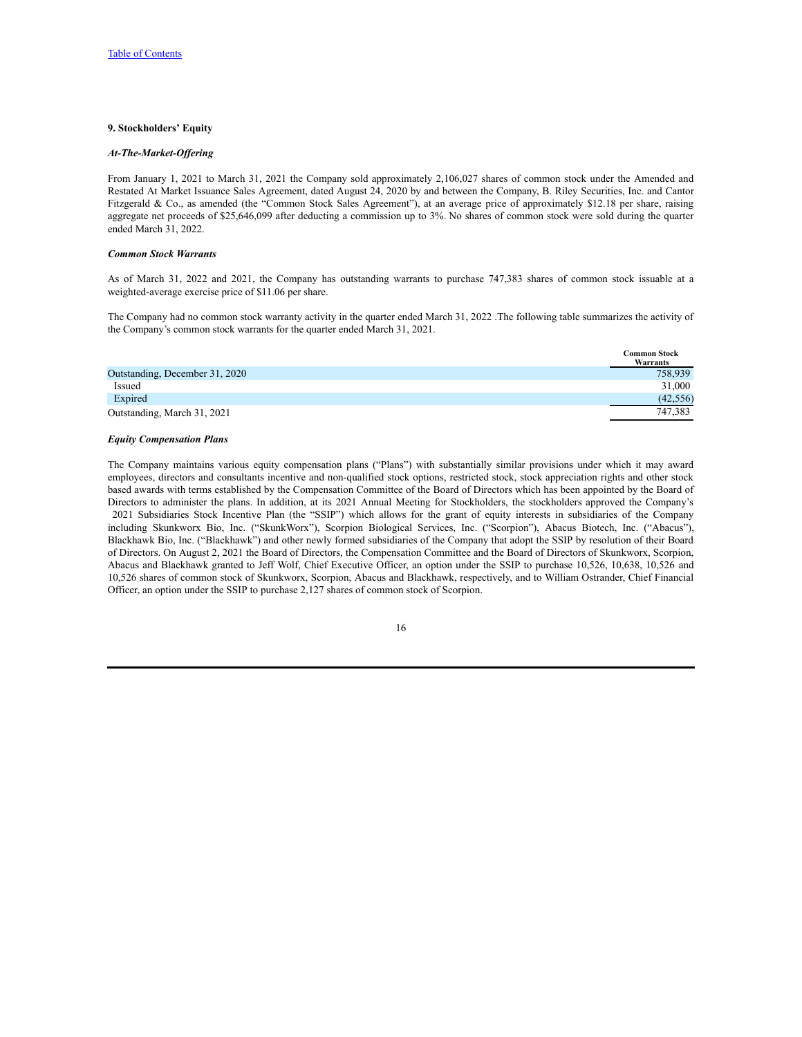### 9. Stockholders' Equity

***At-The-Market-Offering***

From January 1, 2021 to March 31, 2021 the Company sold approximately 2,106,027 shares of common stock under the Amended and Restated At Market Issuance Sales Agreement, dated August 24, 2020 by and between the Company, B. Riley Securities, Inc. and Cantor Fitzgerald & Co., as amended (the "Common Stock Sales Agreement"), at an average price of approximately $12.18 per share, raising aggregate net proceeds of $25,646,099 after deducting a commission up to 3%. No shares of common stock were sold during the quarter ended March 31, 2022.

***Common Stock Warrants***

As of March 31, 2022 and 2021, the Company has outstanding warrants to purchase 747,383 shares of common stock issuable at a weighted-average exercise price of $11.06 per share.

The Company had no common stock warranty activity in the quarter ended March 31, 2022 .The following table summarizes the activity of the Company's common stock warrants for the quarter ended March 31, 2021.

| | Common Stock Warrants |
|---|---|
| Outstanding, December 31, 2020 | 758,939 |
| Issued | 31,000 |
| Expired | (42,556) |
| Outstanding, March 31, 2021 | 747,383 |

***Equity Compensation Plans***

The Company maintains various equity compensation plans ("Plans") with substantially similar provisions under which it may award employees, directors and consultants incentive and non-qualified stock options, restricted stock, stock appreciation rights and other stock based awards with terms established by the Compensation Committee of the Board of Directors which has been appointed by the Board of Directors to administer the plans. In addition, at its 2021 Annual Meeting for Stockholders, the stockholders approved the Company's 2021 Subsidiaries Stock Incentive Plan (the "SSIP") which allows for the grant of equity interests in subsidiaries of the Company including Skunkworx Bio, Inc. ("SkunkWorx"), Scorpion Biological Services, Inc. ("Scorpion"), Abacus Biotech, Inc. ("Abacus"), Blackhawk Bio, Inc. ("Blackhawk") and other newly formed subsidiaries of the Company that adopt the SSIP by resolution of their Board of Directors. On August 2, 2021 the Board of Directors, the Compensation Committee and the Board of Directors of Skunkworx, Scorpion, Abacus and Blackhawk granted to Jeff Wolf, Chief Executive Officer, an option under the SSIP to purchase 10,526, 10,638, 10,526 and 10,526 shares of common stock of Skunkworx, Scorpion, Abacus and Blackhawk, respectively, and to William Ostrander, Chief Financial Officer, an option under the SSIP to purchase 2,127 shares of common stock of Scorpion.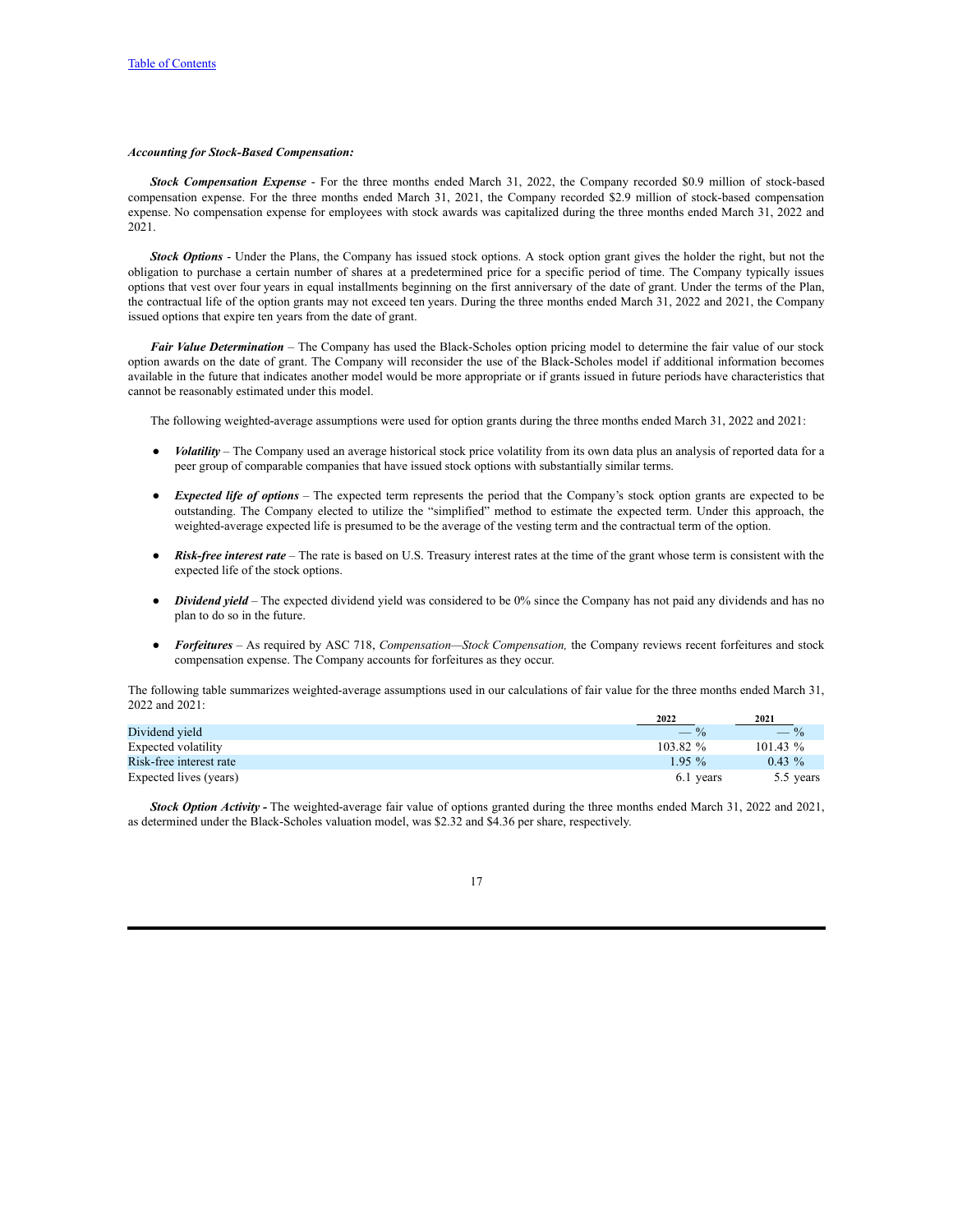*Table of Contents*

***Accounting for Stock-Based Compensation:***

***Stock Compensation Expense*** - For the three months ended March 31, 2022, the Company recorded \$0.9 million of stock-based compensation expense. For the three months ended March 31, 2021, the Company recorded \$2.9 million of stock-based compensation expense. No compensation expense for employees with stock awards was capitalized during the three months ended March 31, 2022 and 2021.

***Stock Options*** - Under the Plans, the Company has issued stock options. A stock option grant gives the holder the right, but not the obligation to purchase a certain number of shares at a predetermined price for a specific period of time. The Company typically issues options that vest over four years in equal installments beginning on the first anniversary of the date of grant. Under the terms of the Plan, the contractual life of the option grants may not exceed ten years. During the three months ended March 31, 2022 and 2021, the Company issued options that expire ten years from the date of grant.

***Fair Value Determination*** – The Company has used the Black-Scholes option pricing model to determine the fair value of our stock option awards on the date of grant. The Company will reconsider the use of the Black-Scholes model if additional information becomes available in the future that indicates another model would be more appropriate or if grants issued in future periods have characteristics that cannot be reasonably estimated under this model.

The following weighted-average assumptions were used for option grants during the three months ended March 31, 2022 and 2021:

- ***Volatility*** – The Company used an average historical stock price volatility from its own data plus an analysis of reported data for a peer group of comparable companies that have issued stock options with substantially similar terms.
- ***Expected life of options*** – The expected term represents the period that the Company's stock option grants are expected to be outstanding. The Company elected to utilize the "simplified" method to estimate the expected term. Under this approach, the weighted-average expected life is presumed to be the average of the vesting term and the contractual term of the option.
- ***Risk-free interest rate*** – The rate is based on U.S. Treasury interest rates at the time of the grant whose term is consistent with the expected life of the stock options.
- ***Dividend yield*** – The expected dividend yield was considered to be 0% since the Company has not paid any dividends and has no plan to do so in the future.
- ***Forfeitures*** – As required by ASC 718, *Compensation—Stock Compensation,* the Company reviews recent forfeitures and stock compensation expense. The Company accounts for forfeitures as they occur.

The following table summarizes weighted-average assumptions used in our calculations of fair value for the three months ended March 31, 2022 and 2021:

| | 2022 | 2021 |
|---|---|---|
| Dividend yield | — % | — % |
| Expected volatility | 103.82 % | 101.43 % |
| Risk-free interest rate | 1.95 % | 0.43 % |
| Expected lives (years) | 6.1 years | 5.5 years |

***Stock Option Activity -*** The weighted-average fair value of options granted during the three months ended March 31, 2022 and 2021, as determined under the Black-Scholes valuation model, was \$2.32 and \$4.36 per share, respectively.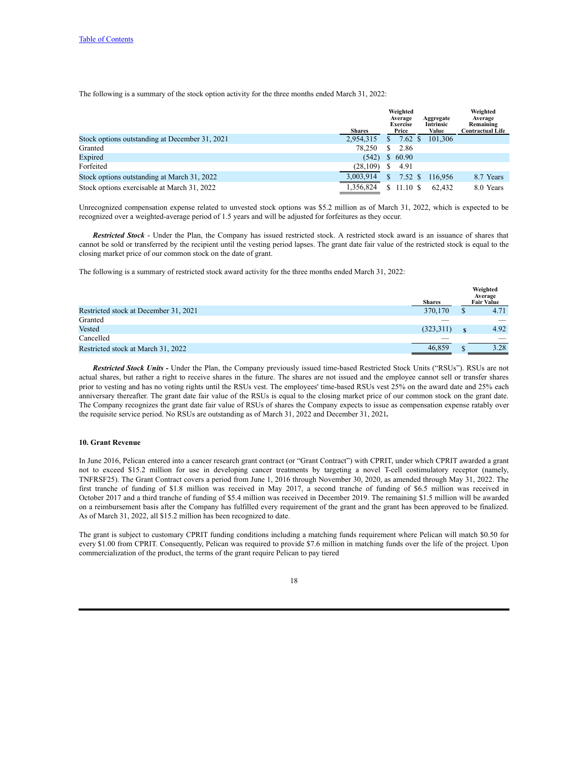The following is a summary of the stock option activity for the three months ended March 31, 2022:

| | Shares | Weighted Average Exercise Price | Aggregate Intrinsic Value | Weighted Average Remaining Contractual Life |
|---|---|---|---|---|
| Stock options outstanding at December 31, 2021 | 2,954,315 | $ 7.62 | $ 101,306 | |
| Granted | 78,250 | $ 2.86 | | |
| Expired | (542) | $ 60.90 | | |
| Forfeited | (28,109) | $ 4.91 | | |
| Stock options outstanding at March 31, 2022 | 3,003,914 | $ 7.52 | $ 116,956 | 8.7 Years |
| Stock options exercisable at March 31, 2022 | 1,356,824 | $ 11.10 | $ 62,432 | 8.0 Years |

Unrecognized compensation expense related to unvested stock options was $5.2 million as of March 31, 2022, which is expected to be recognized over a weighted-average period of 1.5 years and will be adjusted for forfeitures as they occur.

***Restricted Stock*** - Under the Plan, the Company has issued restricted stock. A restricted stock award is an issuance of shares that cannot be sold or transferred by the recipient until the vesting period lapses. The grant date fair value of the restricted stock is equal to the closing market price of our common stock on the date of grant.

The following is a summary of restricted stock award activity for the three months ended March 31, 2022:

| | Shares | Weighted Average Fair Value |
|---|---|---|
| Restricted stock at December 31, 2021 | 370,170 | $ 4.71 |
| Granted | — | — |
| Vested | (323,311) | $ 4.92 |
| Cancelled | — | — |
| Restricted stock at March 31, 2022 | 46,859 | $ 3.28 |

***Restricted Stock Units -*** Under the Plan, the Company previously issued time-based Restricted Stock Units ("RSUs"). RSUs are not actual shares, but rather a right to receive shares in the future. The shares are not issued and the employee cannot sell or transfer shares prior to vesting and has no voting rights until the RSUs vest. The employees' time-based RSUs vest 25% on the award date and 25% each anniversary thereafter. The grant date fair value of the RSUs is equal to the closing market price of our common stock on the grant date. The Company recognizes the grant date fair value of RSUs of shares the Company expects to issue as compensation expense ratably over the requisite service period. No RSUs are outstanding as of March 31, 2022 and December 31, 2021**.**

**10. Grant Revenue**

In June 2016, Pelican entered into a cancer research grant contract (or "Grant Contract") with CPRIT, under which CPRIT awarded a grant not to exceed $15.2 million for use in developing cancer treatments by targeting a novel T-cell costimulatory receptor (namely, TNFRSF25). The Grant Contract covers a period from June 1, 2016 through November 30, 2020, as amended through May 31, 2022. The first tranche of funding of $1.8 million was received in May 2017, a second tranche of funding of $6.5 million was received in October 2017 and a third tranche of funding of $5.4 million was received in December 2019. The remaining $1.5 million will be awarded on a reimbursement basis after the Company has fulfilled every requirement of the grant and the grant has been approved to be finalized. As of March 31, 2022, all $15.2 million has been recognized to date.

The grant is subject to customary CPRIT funding conditions including a matching funds requirement where Pelican will match $0.50 for every $1.00 from CPRIT. Consequently, Pelican was required to provide $7.6 million in matching funds over the life of the project. Upon commercialization of the product, the terms of the grant require Pelican to pay tiered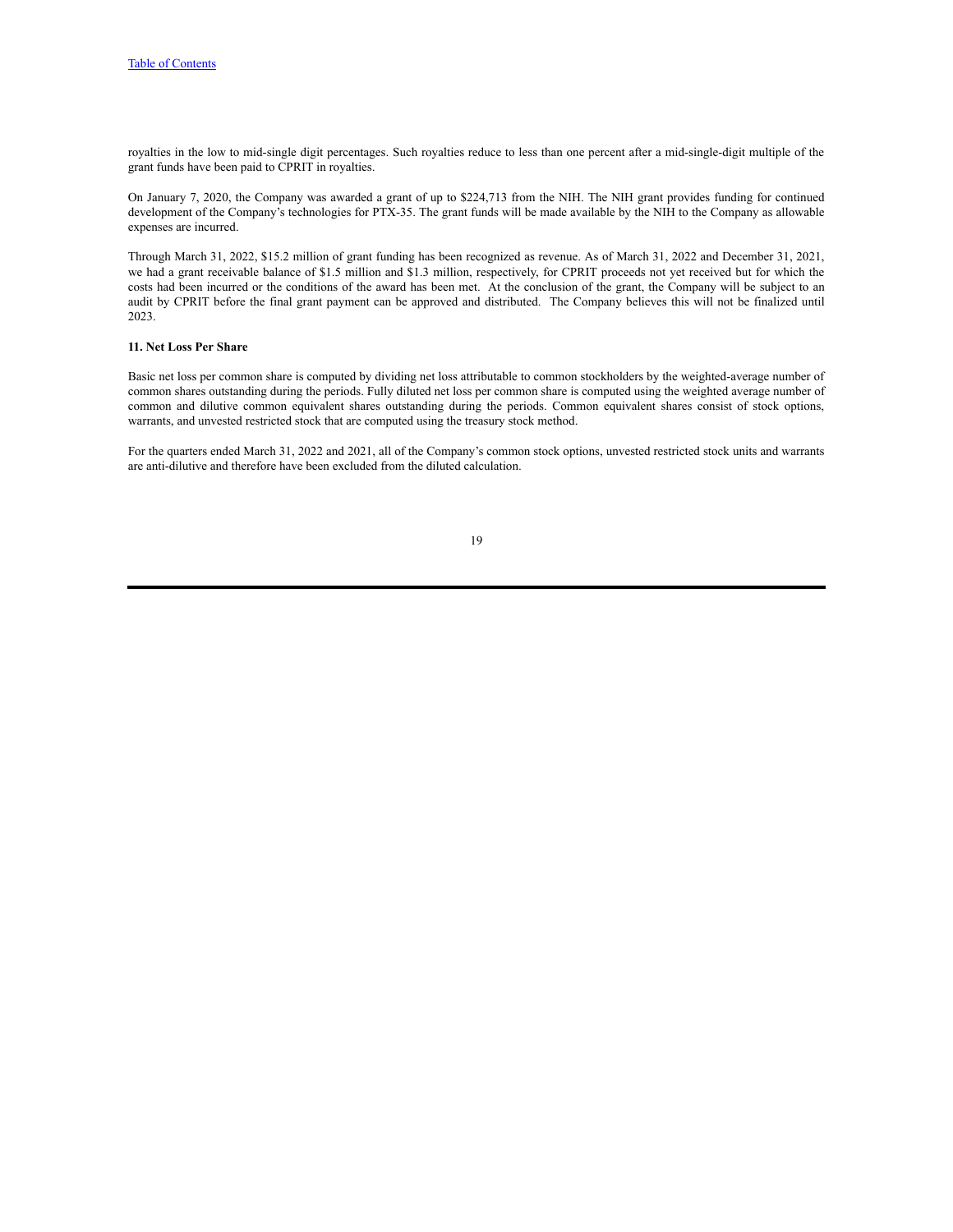royalties in the low to mid-single digit percentages. Such royalties reduce to less than one percent after a mid-single-digit multiple of the grant funds have been paid to CPRIT in royalties.

On January 7, 2020, the Company was awarded a grant of up to $224,713 from the NIH. The NIH grant provides funding for continued development of the Company's technologies for PTX-35. The grant funds will be made available by the NIH to the Company as allowable expenses are incurred.

Through March 31, 2022, $15.2 million of grant funding has been recognized as revenue. As of March 31, 2022 and December 31, 2021, we had a grant receivable balance of $1.5 million and $1.3 million, respectively, for CPRIT proceeds not yet received but for which the costs had been incurred or the conditions of the award has been met. At the conclusion of the grant, the Company will be subject to an audit by CPRIT before the final grant payment can be approved and distributed. The Company believes this will not be finalized until 2023.

**11. Net Loss Per Share**

Basic net loss per common share is computed by dividing net loss attributable to common stockholders by the weighted-average number of common shares outstanding during the periods. Fully diluted net loss per common share is computed using the weighted average number of common and dilutive common equivalent shares outstanding during the periods. Common equivalent shares consist of stock options, warrants, and unvested restricted stock that are computed using the treasury stock method.

For the quarters ended March 31, 2022 and 2021, all of the Company's common stock options, unvested restricted stock units and warrants are anti-dilutive and therefore have been excluded from the diluted calculation.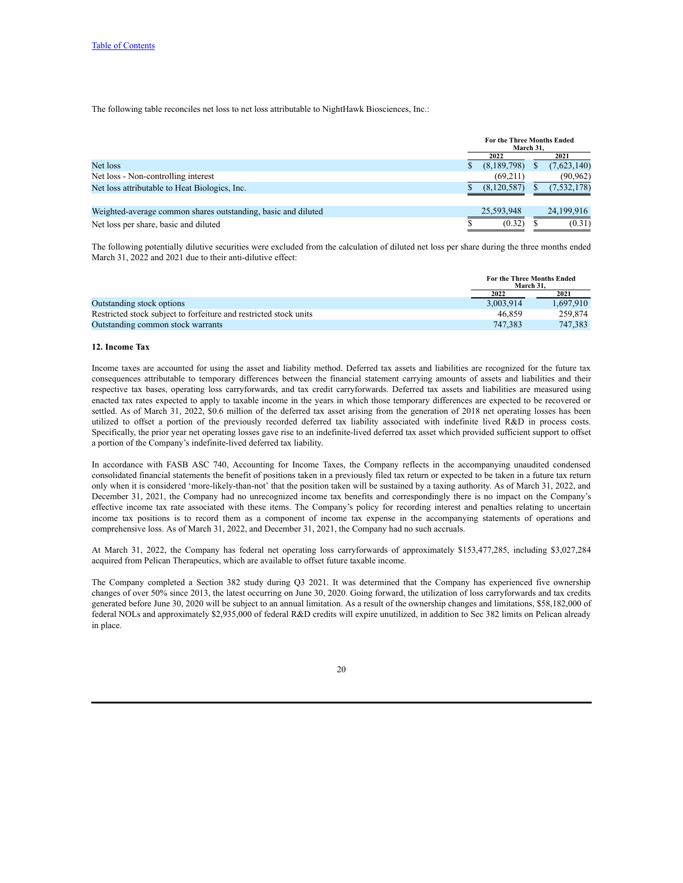The following table reconciles net loss to net loss attributable to NightHawk Biosciences, Inc.:

| | For the Three Months Ended March 31, | |
|---|---|---|
| | 2022 | 2021 |
| Net loss | $ (8,189,798) | $ (7,623,140) |
| Net loss - Non-controlling interest | (69,211) | (90,962) |
| Net loss attributable to Heat Biologics, Inc. | $ (8,120,587) | $ (7,532,178) |
| | | |
| Weighted-average common shares outstanding, basic and diluted | 25,593,948 | 24,199,916 |
| Net loss per share, basic and diluted | $ (0.32) | $ (0.31) |

The following potentially dilutive securities were excluded from the calculation of diluted net loss per share during the three months ended March 31, 2022 and 2021 due to their anti-dilutive effect:

| | For the Three Months Ended March 31, | |
|---|---|---|
| | 2022 | 2021 |
| Outstanding stock options | 3,003,914 | 1,697,910 |
| Restricted stock subject to forfeiture and restricted stock units | 46,859 | 259,874 |
| Outstanding common stock warrants | 747,383 | 747,383 |

**12. Income Tax**

Income taxes are accounted for using the asset and liability method. Deferred tax assets and liabilities are recognized for the future tax consequences attributable to temporary differences between the financial statement carrying amounts of assets and liabilities and their respective tax bases, operating loss carryforwards, and tax credit carryforwards. Deferred tax assets and liabilities are measured using enacted tax rates expected to apply to taxable income in the years in which those temporary differences are expected to be recovered or settled. As of March 31, 2022, $0.6 million of the deferred tax asset arising from the generation of 2018 net operating losses has been utilized to offset a portion of the previously recorded deferred tax liability associated with indefinite lived R&D in process costs. Specifically, the prior year net operating losses gave rise to an indefinite-lived deferred tax asset which provided sufficient support to offset a portion of the Company's indefinite-lived deferred tax liability.

In accordance with FASB ASC 740, Accounting for Income Taxes, the Company reflects in the accompanying unaudited condensed consolidated financial statements the benefit of positions taken in a previously filed tax return or expected to be taken in a future tax return only when it is considered 'more-likely-than-not' that the position taken will be sustained by a taxing authority. As of March 31, 2022, and December 31, 2021, the Company had no unrecognized income tax benefits and correspondingly there is no impact on the Company's effective income tax rate associated with these items. The Company's policy for recording interest and penalties relating to uncertain income tax positions is to record them as a component of income tax expense in the accompanying statements of operations and comprehensive loss. As of March 31, 2022, and December 31, 2021, the Company had no such accruals.

At March 31, 2022, the Company has federal net operating loss carryforwards of approximately $153,477,285, including $3,027,284 acquired from Pelican Therapeutics, which are available to offset future taxable income.

The Company completed a Section 382 study during Q3 2021. It was determined that the Company has experienced five ownership changes of over 50% since 2013, the latest occurring on June 30, 2020. Going forward, the utilization of loss carryforwards and tax credits generated before June 30, 2020 will be subject to an annual limitation. As a result of the ownership changes and limitations, $58,182,000 of federal NOLs and approximately $2,935,000 of federal R&D credits will expire unutilized, in addition to Sec 382 limits on Pelican already in place.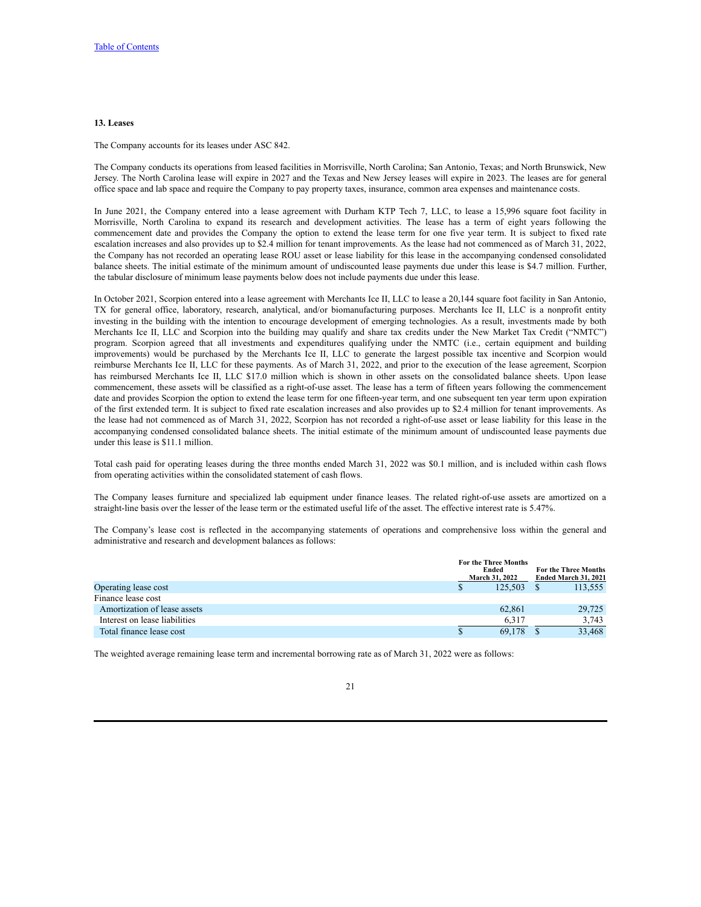### 13. Leases

The Company accounts for its leases under ASC 842.

The Company conducts its operations from leased facilities in Morrisville, North Carolina; San Antonio, Texas; and North Brunswick, New Jersey. The North Carolina lease will expire in 2027 and the Texas and New Jersey leases will expire in 2023. The leases are for general office space and lab space and require the Company to pay property taxes, insurance, common area expenses and maintenance costs.

In June 2021, the Company entered into a lease agreement with Durham KTP Tech 7, LLC, to lease a 15,996 square foot facility in Morrisville, North Carolina to expand its research and development activities. The lease has a term of eight years following the commencement date and provides the Company the option to extend the lease term for one five year term. It is subject to fixed rate escalation increases and also provides up to $2.4 million for tenant improvements. As the lease had not commenced as of March 31, 2022, the Company has not recorded an operating lease ROU asset or lease liability for this lease in the accompanying condensed consolidated balance sheets. The initial estimate of the minimum amount of undiscounted lease payments due under this lease is $4.7 million. Further, the tabular disclosure of minimum lease payments below does not include payments due under this lease.

In October 2021, Scorpion entered into a lease agreement with Merchants Ice II, LLC to lease a 20,144 square foot facility in San Antonio, TX for general office, laboratory, research, analytical, and/or biomanufacturing purposes. Merchants Ice II, LLC is a nonprofit entity investing in the building with the intention to encourage development of emerging technologies. As a result, investments made by both Merchants Ice II, LLC and Scorpion into the building may qualify and share tax credits under the New Market Tax Credit ("NMTC") program. Scorpion agreed that all investments and expenditures qualifying under the NMTC (i.e., certain equipment and building improvements) would be purchased by the Merchants Ice II, LLC to generate the largest possible tax incentive and Scorpion would reimburse Merchants Ice II, LLC for these payments. As of March 31, 2022, and prior to the execution of the lease agreement, Scorpion has reimbursed Merchants Ice II, LLC $17.0 million which is shown in other assets on the consolidated balance sheets. Upon lease commencement, these assets will be classified as a right-of-use asset. The lease has a term of fifteen years following the commencement date and provides Scorpion the option to extend the lease term for one fifteen-year term, and one subsequent ten year term upon expiration of the first extended term. It is subject to fixed rate escalation increases and also provides up to $2.4 million for tenant improvements. As the lease had not commenced as of March 31, 2022, Scorpion has not recorded a right-of-use asset or lease liability for this lease in the accompanying condensed consolidated balance sheets. The initial estimate of the minimum amount of undiscounted lease payments due under this lease is $11.1 million.

Total cash paid for operating leases during the three months ended March 31, 2022 was $0.1 million, and is included within cash flows from operating activities within the consolidated statement of cash flows.

The Company leases furniture and specialized lab equipment under finance leases. The related right-of-use assets are amortized on a straight-line basis over the lesser of the lease term or the estimated useful life of the asset. The effective interest rate is 5.47%.

The Company's lease cost is reflected in the accompanying statements of operations and comprehensive loss within the general and administrative and research and development balances as follows:

| | For the Three Months Ended March 31, 2022 | For the Three Months Ended March 31, 2021 |
|---|---|---|
| Operating lease cost | $ 125,503 | $ 113,555 |
| Finance lease cost | | |
| Amortization of lease assets | 62,861 | 29,725 |
| Interest on lease liabilities | 6,317 | 3,743 |
| Total finance lease cost | $ 69,178 | $ 33,468 |

The weighted average remaining lease term and incremental borrowing rate as of March 31, 2022 were as follows: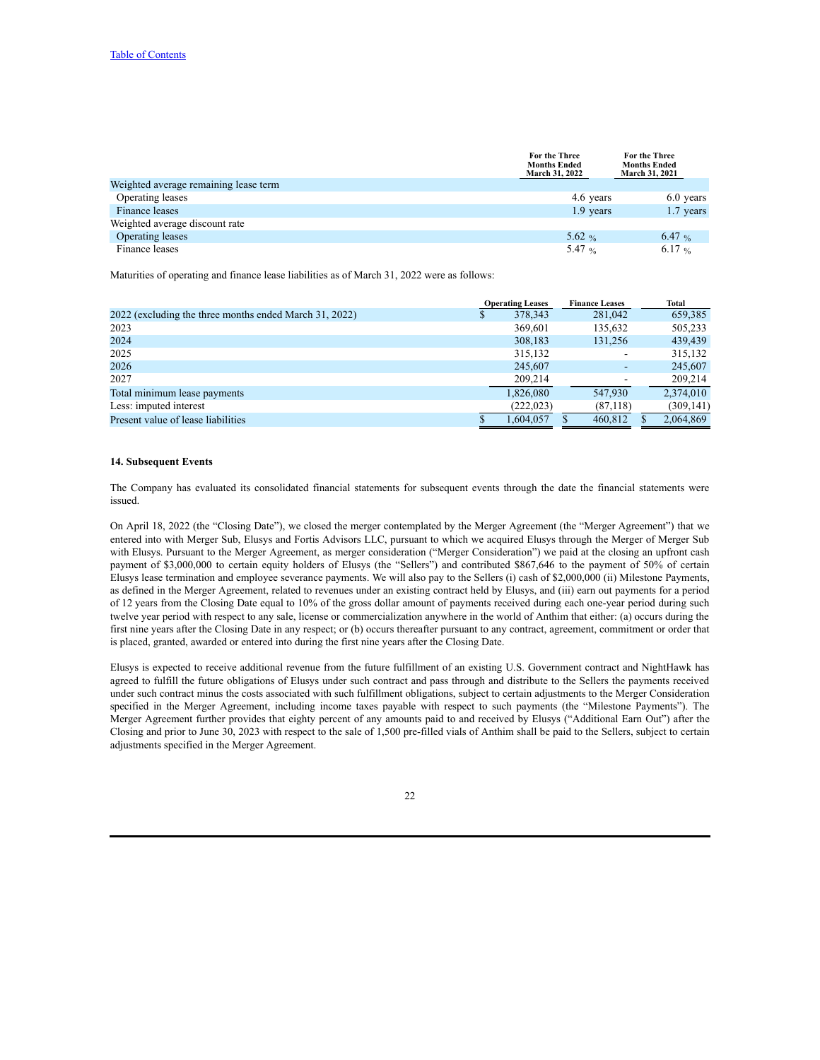| | For the Three Months Ended March 31, 2022 | For the Three Months Ended March 31, 2021 |
|---|---|---|
| Weighted average remaining lease term | | |
| Operating leases | 4.6 years | 6.0 years |
| Finance leases | 1.9 years | 1.7 years |
| Weighted average discount rate | | |
| Operating leases | 5.62 % | 6.47 % |
| Finance leases | 5.47 % | 6.17 % |

Maturities of operating and finance lease liabilities as of March 31, 2022 were as follows:

| | Operating Leases | Finance Leases | Total |
|---|---|---|---|
| 2022 (excluding the three months ended March 31, 2022) | $ 378,343 | 281,042 | 659,385 |
| 2023 | 369,601 | 135,632 | 505,233 |
| 2024 | 308,183 | 131,256 | 439,439 |
| 2025 | 315,132 | - | 315,132 |
| 2026 | 245,607 | - | 245,607 |
| 2027 | 209,214 | - | 209,214 |
| Total minimum lease payments | 1,826,080 | 547,930 | 2,374,010 |
| Less: imputed interest | (222,023) | (87,118) | (309,141) |
| Present value of lease liabilities | $ 1,604,057 | $ 460,812 | $ 2,064,869 |

**14. Subsequent Events**

The Company has evaluated its consolidated financial statements for subsequent events through the date the financial statements were issued.

On April 18, 2022 (the "Closing Date"), we closed the merger contemplated by the Merger Agreement (the "Merger Agreement") that we entered into with Merger Sub, Elusys and Fortis Advisors LLC, pursuant to which we acquired Elusys through the Merger of Merger Sub with Elusys. Pursuant to the Merger Agreement, as merger consideration ("Merger Consideration") we paid at the closing an upfront cash payment of $3,000,000 to certain equity holders of Elusys (the "Sellers") and contributed $867,646 to the payment of 50% of certain Elusys lease termination and employee severance payments. We will also pay to the Sellers (i) cash of $2,000,000 (ii) Milestone Payments, as defined in the Merger Agreement, related to revenues under an existing contract held by Elusys, and (iii) earn out payments for a period of 12 years from the Closing Date equal to 10% of the gross dollar amount of payments received during each one-year period during such twelve year period with respect to any sale, license or commercialization anywhere in the world of Anthim that either: (a) occurs during the first nine years after the Closing Date in any respect; or (b) occurs thereafter pursuant to any contract, agreement, commitment or order that is placed, granted, awarded or entered into during the first nine years after the Closing Date.

Elusys is expected to receive additional revenue from the future fulfillment of an existing U.S. Government contract and NightHawk has agreed to fulfill the future obligations of Elusys under such contract and pass through and distribute to the Sellers the payments received under such contract minus the costs associated with such fulfillment obligations, subject to certain adjustments to the Merger Consideration specified in the Merger Agreement, including income taxes payable with respect to such payments (the "Milestone Payments"). The Merger Agreement further provides that eighty percent of any amounts paid to and received by Elusys ("Additional Earn Out") after the Closing and prior to June 30, 2023 with respect to the sale of 1,500 pre-filled vials of Anthim shall be paid to the Sellers, subject to certain adjustments specified in the Merger Agreement.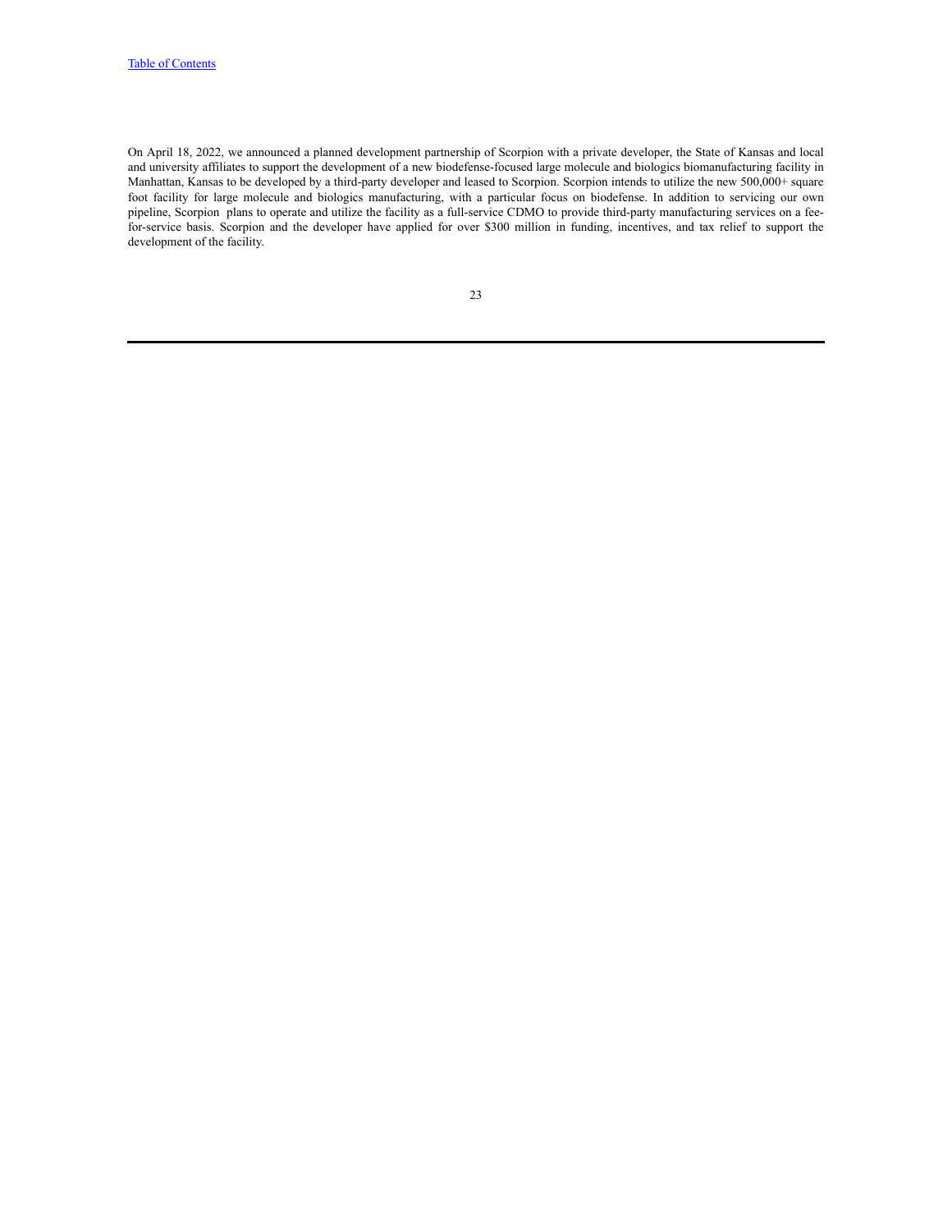On April 18, 2022, we announced a planned development partnership of Scorpion with a private developer, the State of Kansas and local and university affiliates to support the development of a new biodefense-focused large molecule and biologics biomanufacturing facility in Manhattan, Kansas to be developed by a third-party developer and leased to Scorpion. Scorpion intends to utilize the new 500,000+ square foot facility for large molecule and biologics manufacturing, with a particular focus on biodefense. In addition to servicing our own pipeline, Scorpion plans to operate and utilize the facility as a full-service CDMO to provide third-party manufacturing services on a fee-for-service basis. Scorpion and the developer have applied for over $300 million in funding, incentives, and tax relief to support the development of the facility.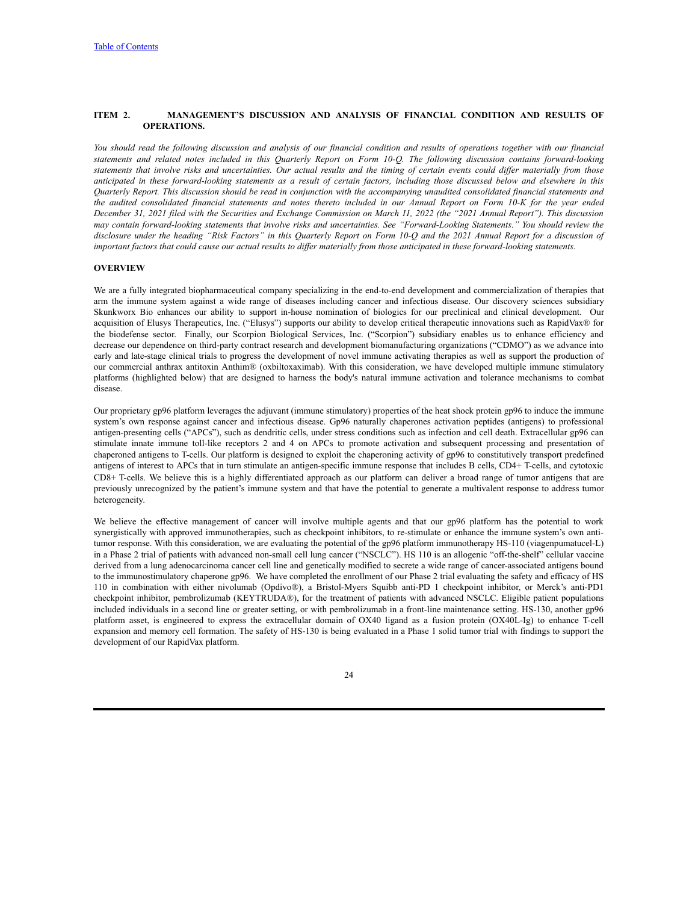# ITEM 2. MANAGEMENT'S DISCUSSION AND ANALYSIS OF FINANCIAL CONDITION AND RESULTS OF OPERATIONS.

*You should read the following discussion and analysis of our financial condition and results of operations together with our financial statements and related notes included in this Quarterly Report on Form 10-Q. The following discussion contains forward-looking statements that involve risks and uncertainties. Our actual results and the timing of certain events could differ materially from those anticipated in these forward-looking statements as a result of certain factors, including those discussed below and elsewhere in this Quarterly Report. This discussion should be read in conjunction with the accompanying unaudited consolidated financial statements and the audited consolidated financial statements and notes thereto included in our Annual Report on Form 10-K for the year ended December 31, 2021 filed with the Securities and Exchange Commission on March 11, 2022 (the "2021 Annual Report"). This discussion may contain forward-looking statements that involve risks and uncertainties. See "Forward-Looking Statements." You should review the disclosure under the heading "Risk Factors" in this Quarterly Report on Form 10-Q and the 2021 Annual Report for a discussion of important factors that could cause our actual results to differ materially from those anticipated in these forward-looking statements.*

## OVERVIEW

We are a fully integrated biopharmaceutical company specializing in the end-to-end development and commercialization of therapies that arm the immune system against a wide range of diseases including cancer and infectious disease. Our discovery sciences subsidiary Skunkworx Bio enhances our ability to support in-house nomination of biologics for our preclinical and clinical development. Our acquisition of Elusys Therapeutics, Inc. ("Elusys") supports our ability to develop critical therapeutic innovations such as RapidVax® for the biodefense sector. Finally, our Scorpion Biological Services, Inc. ("Scorpion") subsidiary enables us to enhance efficiency and decrease our dependence on third-party contract research and development biomanufacturing organizations ("CDMO") as we advance into early and late-stage clinical trials to progress the development of novel immune activating therapies as well as support the production of our commercial anthrax antitoxin Anthim® (obiltoxaximab). With this consideration, we have developed multiple immune stimulatory platforms (highlighted below) that are designed to harness the body's natural immune activation and tolerance mechanisms to combat disease.

Our proprietary gp96 platform leverages the adjuvant (immune stimulatory) properties of the heat shock protein gp96 to induce the immune system's own response against cancer and infectious disease. Gp96 naturally chaperones activation peptides (antigens) to professional antigen-presenting cells ("APCs"), such as dendritic cells, under stress conditions such as infection and cell death. Extracellular gp96 can stimulate innate immune toll-like receptors 2 and 4 on APCs to promote activation and subsequent processing and presentation of chaperoned antigens to T-cells. Our platform is designed to exploit the chaperoning activity of gp96 to constitutively transport predefined antigens of interest to APCs that in turn stimulate an antigen-specific immune response that includes B cells, CD4+ T-cells, and cytotoxic CD8+ T-cells. We believe this is a highly differentiated approach as our platform can deliver a broad range of tumor antigens that are previously unrecognized by the patient's immune system and that have the potential to generate a multivalent response to address tumor heterogeneity.

We believe the effective management of cancer will involve multiple agents and that our gp96 platform has the potential to work synergistically with approved immunotherapies, such as checkpoint inhibitors, to re-stimulate or enhance the immune system's own anti-tumor response. With this consideration, we are evaluating the potential of the gp96 platform immunotherapy HS-110 (viagenpumatucel-L) in a Phase 2 trial of patients with advanced non-small cell lung cancer ("NSCLC"). HS 110 is an allogenic "off-the-shelf" cellular vaccine derived from a lung adenocarcinoma cancer cell line and genetically modified to secrete a wide range of cancer-associated antigens bound to the immunostimulatory chaperone gp96. We have completed the enrollment of our Phase 2 trial evaluating the safety and efficacy of HS 110 in combination with either nivolumab (Opdivo®), a Bristol-Myers Squibb anti-PD 1 checkpoint inhibitor, or Merck's anti-PD1 checkpoint inhibitor, pembrolizumab (KEYTRUDA®), for the treatment of patients with advanced NSCLC. Eligible patient populations included individuals in a second line or greater setting, or with pembrolizumab in a front-line maintenance setting. HS-130, another gp96 platform asset, is engineered to express the extracellular domain of OX40 ligand as a fusion protein (OX40L-Ig) to enhance T-cell expansion and memory cell formation. The safety of HS-130 is being evaluated in a Phase 1 solid tumor trial with findings to support the development of our RapidVax platform.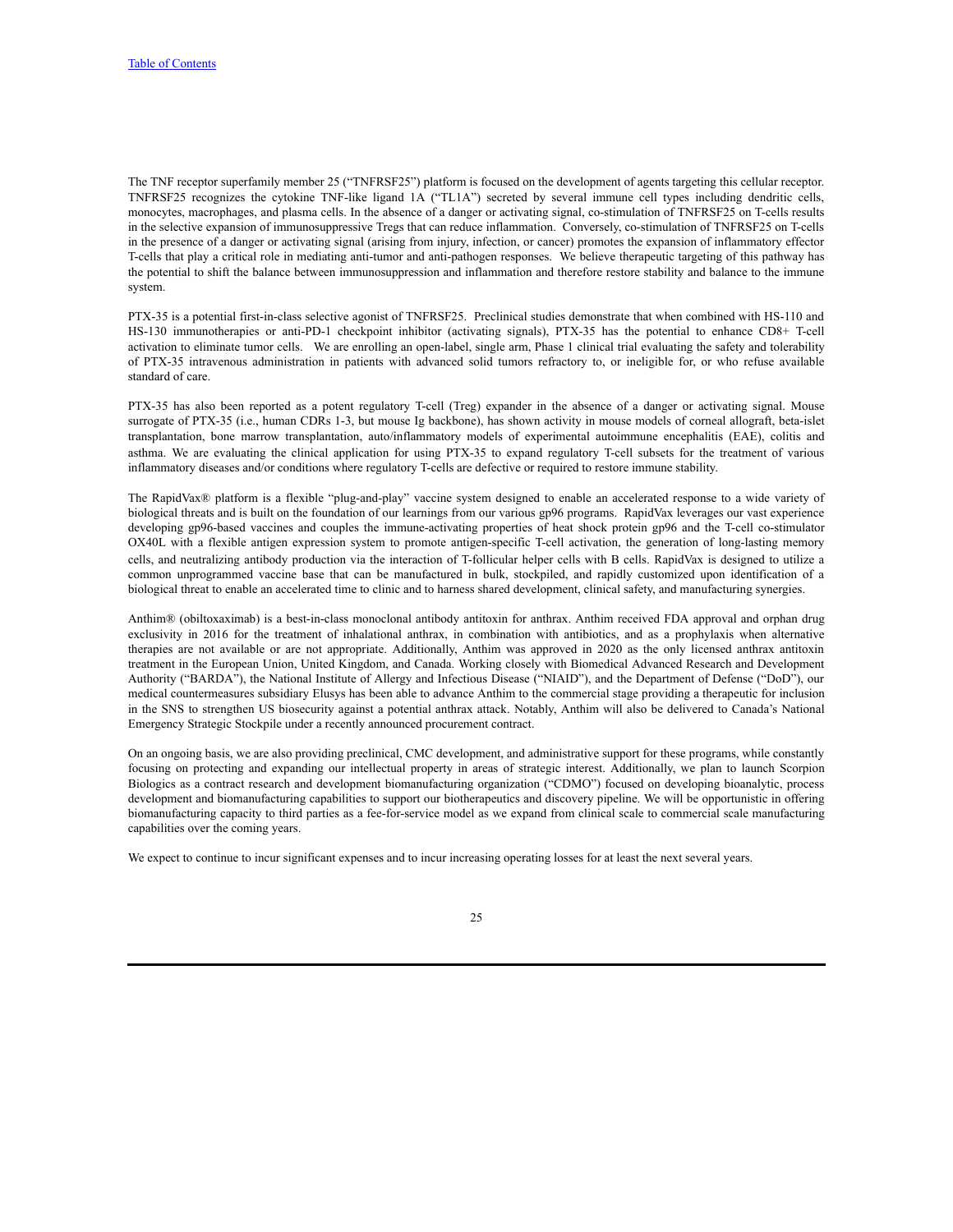The TNF receptor superfamily member 25 ("TNFRSF25") platform is focused on the development of agents targeting this cellular receptor. TNFRSF25 recognizes the cytokine TNF-like ligand 1A ("TL1A") secreted by several immune cell types including dendritic cells, monocytes, macrophages, and plasma cells. In the absence of a danger or activating signal, co-stimulation of TNFRSF25 on T-cells results in the selective expansion of immunosuppressive Tregs that can reduce inflammation. Conversely, co-stimulation of TNFRSF25 on T-cells in the presence of a danger or activating signal (arising from injury, infection, or cancer) promotes the expansion of inflammatory effector T-cells that play a critical role in mediating anti-tumor and anti-pathogen responses. We believe therapeutic targeting of this pathway has the potential to shift the balance between immunosuppression and inflammation and therefore restore stability and balance to the immune system.

PTX-35 is a potential first-in-class selective agonist of TNFRSF25. Preclinical studies demonstrate that when combined with HS-110 and HS-130 immunotherapies or anti-PD-1 checkpoint inhibitor (activating signals), PTX-35 has the potential to enhance CD8+ T-cell activation to eliminate tumor cells. We are enrolling an open-label, single arm, Phase 1 clinical trial evaluating the safety and tolerability of PTX-35 intravenous administration in patients with advanced solid tumors refractory to, or ineligible for, or who refuse available standard of care.

PTX-35 has also been reported as a potent regulatory T-cell (Treg) expander in the absence of a danger or activating signal. Mouse surrogate of PTX-35 (i.e., human CDRs 1-3, but mouse Ig backbone), has shown activity in mouse models of corneal allograft, beta-islet transplantation, bone marrow transplantation, auto/inflammatory models of experimental autoimmune encephalitis (EAE), colitis and asthma. We are evaluating the clinical application for using PTX-35 to expand regulatory T-cell subsets for the treatment of various inflammatory diseases and/or conditions where regulatory T-cells are defective or required to restore immune stability.

The RapidVax® platform is a flexible "plug-and-play" vaccine system designed to enable an accelerated response to a wide variety of biological threats and is built on the foundation of our learnings from our various gp96 programs. RapidVax leverages our vast experience developing gp96-based vaccines and couples the immune-activating properties of heat shock protein gp96 and the T-cell co-stimulator OX40L with a flexible antigen expression system to promote antigen-specific T-cell activation, the generation of long-lasting memory cells, and neutralizing antibody production via the interaction of T-follicular helper cells with B cells. RapidVax is designed to utilize a common unprogrammed vaccine base that can be manufactured in bulk, stockpiled, and rapidly customized upon identification of a biological threat to enable an accelerated time to clinic and to harness shared development, clinical safety, and manufacturing synergies.

Anthim® (obiltoxaximab) is a best-in-class monoclonal antibody antitoxin for anthrax. Anthim received FDA approval and orphan drug exclusivity in 2016 for the treatment of inhalational anthrax, in combination with antibiotics, and as a prophylaxis when alternative therapies are not available or are not appropriate. Additionally, Anthim was approved in 2020 as the only licensed anthrax antitoxin treatment in the European Union, United Kingdom, and Canada. Working closely with Biomedical Advanced Research and Development Authority ("BARDA"), the National Institute of Allergy and Infectious Disease ("NIAID"), and the Department of Defense ("DoD"), our medical countermeasures subsidiary Elusys has been able to advance Anthim to the commercial stage providing a therapeutic for inclusion in the SNS to strengthen US biosecurity against a potential anthrax attack. Notably, Anthim will also be delivered to Canada's National Emergency Strategic Stockpile under a recently announced procurement contract.

On an ongoing basis, we are also providing preclinical, CMC development, and administrative support for these programs, while constantly focusing on protecting and expanding our intellectual property in areas of strategic interest. Additionally, we plan to launch Scorpion Biologics as a contract research and development biomanufacturing organization ("CDMO") focused on developing bioanalytic, process development and biomanufacturing capabilities to support our biotherapeutics and discovery pipeline. We will be opportunistic in offering biomanufacturing capacity to third parties as a fee-for-service model as we expand from clinical scale to commercial scale manufacturing capabilities over the coming years.

We expect to continue to incur significant expenses and to incur increasing operating losses for at least the next several years.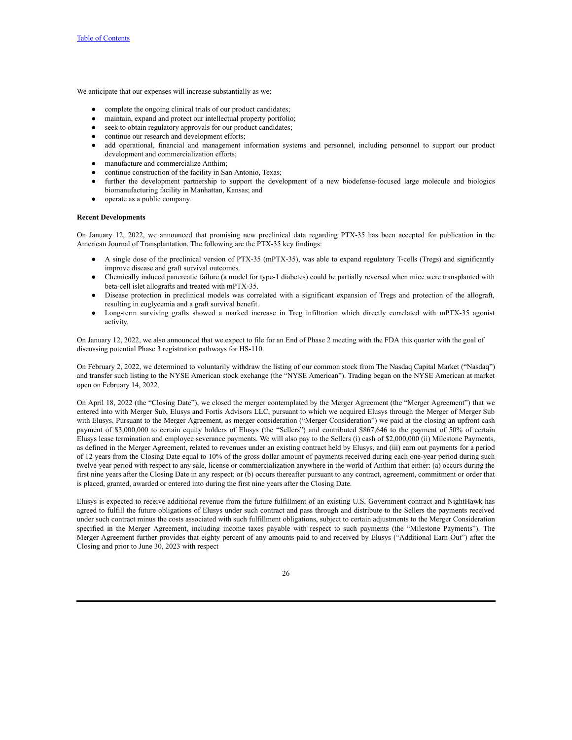We anticipate that our expenses will increase substantially as we:

- complete the ongoing clinical trials of our product candidates;
- maintain, expand and protect our intellectual property portfolio;
- seek to obtain regulatory approvals for our product candidates;
- continue our research and development efforts;
- add operational, financial and management information systems and personnel, including personnel to support our product development and commercialization efforts;
- manufacture and commercialize Anthim;
- continue construction of the facility in San Antonio, Texas;
- further the development partnership to support the development of a new biodefense-focused large molecule and biologics biomanufacturing facility in Manhattan, Kansas; and
- operate as a public company.

**Recent Developments**

On January 12, 2022, we announced that promising new preclinical data regarding PTX-35 has been accepted for publication in the American Journal of Transplantation. The following are the PTX-35 key findings:

- A single dose of the preclinical version of PTX-35 (mPTX-35), was able to expand regulatory T-cells (Tregs) and significantly improve disease and graft survival outcomes.
- Chemically induced pancreatic failure (a model for type-1 diabetes) could be partially reversed when mice were transplanted with beta-cell islet allografts and treated with mPTX-35.
- Disease protection in preclinical models was correlated with a significant expansion of Tregs and protection of the allograft, resulting in euglycemia and a graft survival benefit.
- Long-term surviving grafts showed a marked increase in Treg infiltration which directly correlated with mPTX-35 agonist activity.

On January 12, 2022, we also announced that we expect to file for an End of Phase 2 meeting with the FDA this quarter with the goal of discussing potential Phase 3 registration pathways for HS-110.

On February 2, 2022, we determined to voluntarily withdraw the listing of our common stock from The Nasdaq Capital Market ("Nasdaq") and transfer such listing to the NYSE American stock exchange (the "NYSE American"). Trading began on the NYSE American at market open on February 14, 2022.

On April 18, 2022 (the "Closing Date"), we closed the merger contemplated by the Merger Agreement (the "Merger Agreement") that we entered into with Merger Sub, Elusys and Fortis Advisors LLC, pursuant to which we acquired Elusys through the Merger of Merger Sub with Elusys. Pursuant to the Merger Agreement, as merger consideration ("Merger Consideration") we paid at the closing an upfront cash payment of $3,000,000 to certain equity holders of Elusys (the "Sellers") and contributed $867,646 to the payment of 50% of certain Elusys lease termination and employee severance payments. We will also pay to the Sellers (i) cash of $2,000,000 (ii) Milestone Payments, as defined in the Merger Agreement, related to revenues under an existing contract held by Elusys, and (iii) earn out payments for a period of 12 years from the Closing Date equal to 10% of the gross dollar amount of payments received during each one-year period during such twelve year period with respect to any sale, license or commercialization anywhere in the world of Anthim that either: (a) occurs during the first nine years after the Closing Date in any respect; or (b) occurs thereafter pursuant to any contract, agreement, commitment or order that is placed, granted, awarded or entered into during the first nine years after the Closing Date.

Elusys is expected to receive additional revenue from the future fulfillment of an existing U.S. Government contract and NightHawk has agreed to fulfill the future obligations of Elusys under such contract and pass through and distribute to the Sellers the payments received under such contract minus the costs associated with such fulfillment obligations, subject to certain adjustments to the Merger Consideration specified in the Merger Agreement, including income taxes payable with respect to such payments (the "Milestone Payments"). The Merger Agreement further provides that eighty percent of any amounts paid to and received by Elusys ("Additional Earn Out") after the Closing and prior to June 30, 2023 with respect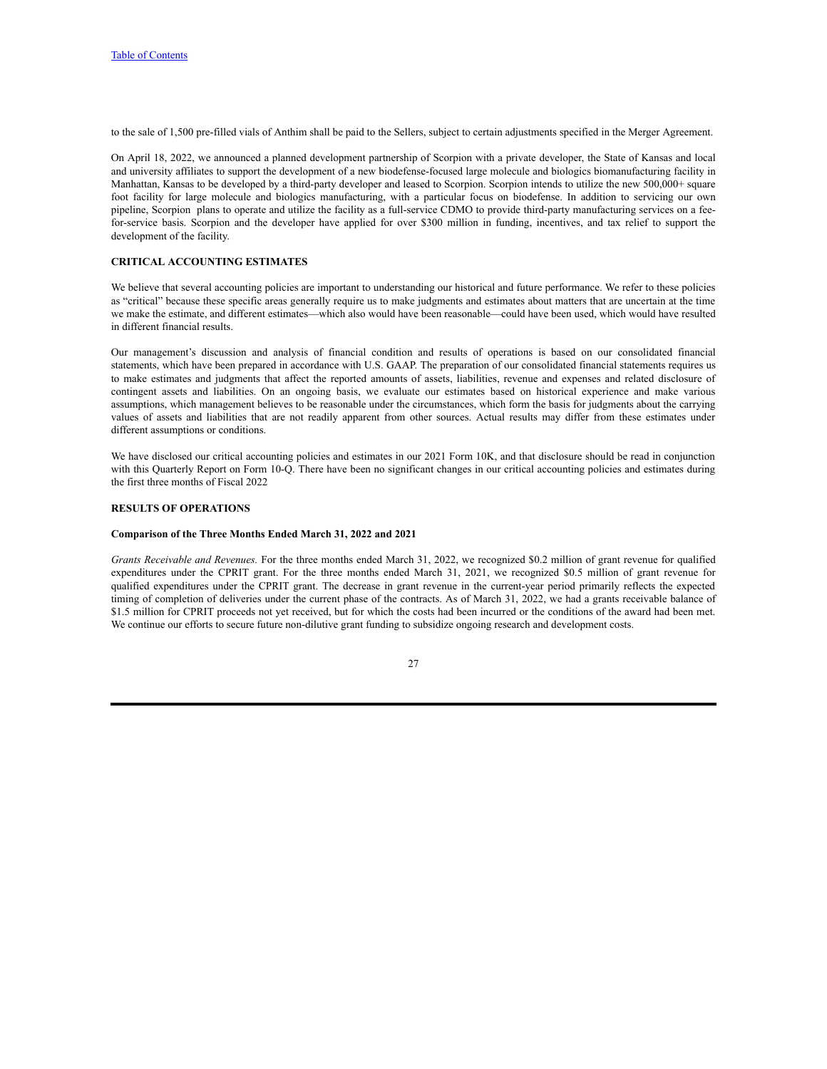to the sale of 1,500 pre-filled vials of Anthim shall be paid to the Sellers, subject to certain adjustments specified in the Merger Agreement.

On April 18, 2022, we announced a planned development partnership of Scorpion with a private developer, the State of Kansas and local and university affiliates to support the development of a new biodefense-focused large molecule and biologics biomanufacturing facility in Manhattan, Kansas to be developed by a third-party developer and leased to Scorpion. Scorpion intends to utilize the new 500,000+ square foot facility for large molecule and biologics manufacturing, with a particular focus on biodefense. In addition to servicing our own pipeline, Scorpion plans to operate and utilize the facility as a full-service CDMO to provide third-party manufacturing services on a fee-for-service basis. Scorpion and the developer have applied for over $300 million in funding, incentives, and tax relief to support the development of the facility.

## CRITICAL ACCOUNTING ESTIMATES

We believe that several accounting policies are important to understanding our historical and future performance. We refer to these policies as "critical" because these specific areas generally require us to make judgments and estimates about matters that are uncertain at the time we make the estimate, and different estimates—which also would have been reasonable—could have been used, which would have resulted in different financial results.

Our management's discussion and analysis of financial condition and results of operations is based on our consolidated financial statements, which have been prepared in accordance with U.S. GAAP. The preparation of our consolidated financial statements requires us to make estimates and judgments that affect the reported amounts of assets, liabilities, revenue and expenses and related disclosure of contingent assets and liabilities. On an ongoing basis, we evaluate our estimates based on historical experience and make various assumptions, which management believes to be reasonable under the circumstances, which form the basis for judgments about the carrying values of assets and liabilities that are not readily apparent from other sources. Actual results may differ from these estimates under different assumptions or conditions.

We have disclosed our critical accounting policies and estimates in our 2021 Form 10K, and that disclosure should be read in conjunction with this Quarterly Report on Form 10-Q. There have been no significant changes in our critical accounting policies and estimates during the first three months of Fiscal 2022

## RESULTS OF OPERATIONS

### Comparison of the Three Months Ended March 31, 2022 and 2021

*Grants Receivable and Revenues.* For the three months ended March 31, 2022, we recognized $0.2 million of grant revenue for qualified expenditures under the CPRIT grant. For the three months ended March 31, 2021, we recognized $0.5 million of grant revenue for qualified expenditures under the CPRIT grant. The decrease in grant revenue in the current-year period primarily reflects the expected timing of completion of deliveries under the current phase of the contracts. As of March 31, 2022, we had a grants receivable balance of $1.5 million for CPRIT proceeds not yet received, but for which the costs had been incurred or the conditions of the award had been met. We continue our efforts to secure future non-dilutive grant funding to subsidize ongoing research and development costs.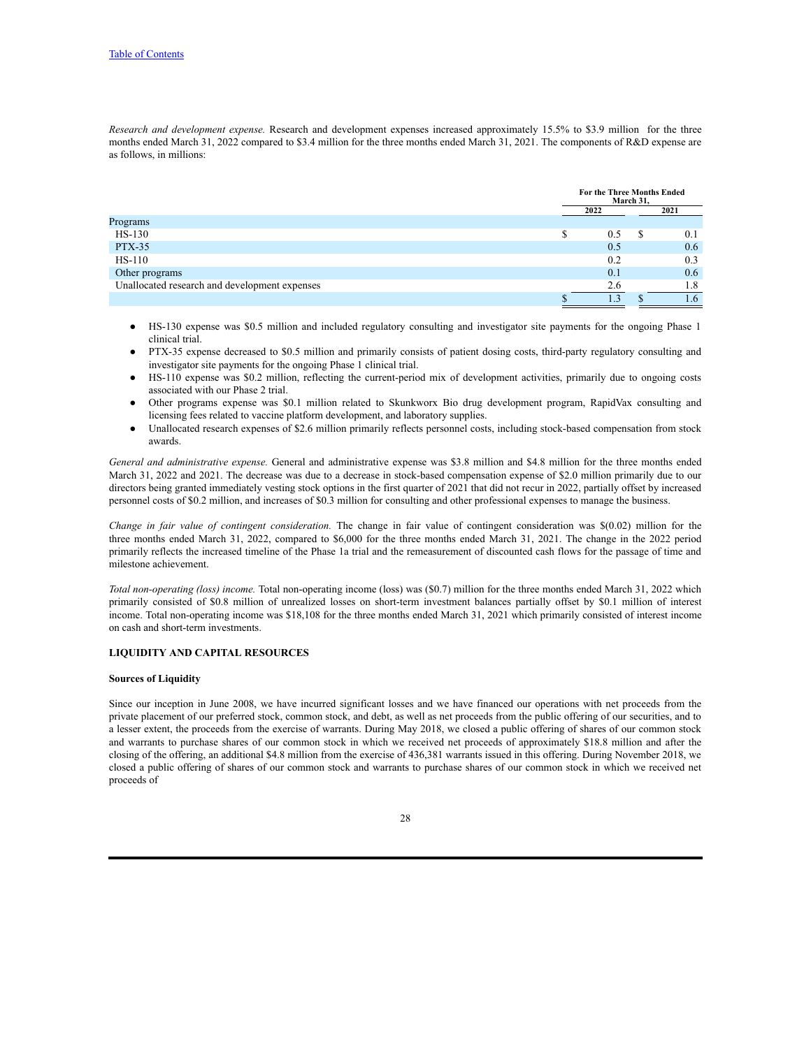*Research and development expense.* Research and development expenses increased approximately 15.5% to $3.9 million for the three months ended March 31, 2022 compared to $3.4 million for the three months ended March 31, 2021. The components of R&D expense are as follows, in millions:

| | For the Three Months Ended March 31, | |
|---|---|---|
| | 2022 | 2021 |
| Programs | | |
| HS-130 | $ 0.5 | $ 0.1 |
| PTX-35 | 0.5 | 0.6 |
| HS-110 | 0.2 | 0.3 |
| Other programs | 0.1 | 0.6 |
| Unallocated research and development expenses | 2.6 | 1.8 |
| | $ 1.3 | $ 1.6 |

- HS-130 expense was $0.5 million and included regulatory consulting and investigator site payments for the ongoing Phase 1 clinical trial.
- PTX-35 expense decreased to $0.5 million and primarily consists of patient dosing costs, third-party regulatory consulting and investigator site payments for the ongoing Phase 1 clinical trial.
- HS-110 expense was $0.2 million, reflecting the current-period mix of development activities, primarily due to ongoing costs associated with our Phase 2 trial.
- Other programs expense was $0.1 million related to Skunkworx Bio drug development program, RapidVax consulting and licensing fees related to vaccine platform development, and laboratory supplies.
- Unallocated research expenses of $2.6 million primarily reflects personnel costs, including stock-based compensation from stock awards.

*General and administrative expense.* General and administrative expense was $3.8 million and $4.8 million for the three months ended March 31, 2022 and 2021. The decrease was due to a decrease in stock-based compensation expense of $2.0 million primarily due to our directors being granted immediately vesting stock options in the first quarter of 2021 that did not recur in 2022, partially offset by increased personnel costs of $0.2 million, and increases of $0.3 million for consulting and other professional expenses to manage the business.

*Change in fair value of contingent consideration.* The change in fair value of contingent consideration was $(0.02) million for the three months ended March 31, 2022, compared to $6,000 for the three months ended March 31, 2021. The change in the 2022 period primarily reflects the increased timeline of the Phase 1a trial and the remeasurement of discounted cash flows for the passage of time and milestone achievement.

*Total non-operating (loss) income.* Total non-operating income (loss) was ($0.7) million for the three months ended March 31, 2022 which primarily consisted of $0.8 million of unrealized losses on short-term investment balances partially offset by $0.1 million of interest income. Total non-operating income was $18,108 for the three months ended March 31, 2021 which primarily consisted of interest income on cash and short-term investments.

## LIQUIDITY AND CAPITAL RESOURCES

### Sources of Liquidity

Since our inception in June 2008, we have incurred significant losses and we have financed our operations with net proceeds from the private placement of our preferred stock, common stock, and debt, as well as net proceeds from the public offering of our securities, and to a lesser extent, the proceeds from the exercise of warrants. During May 2018, we closed a public offering of shares of our common stock and warrants to purchase shares of our common stock in which we received net proceeds of approximately $18.8 million and after the closing of the offering, an additional $4.8 million from the exercise of 436,381 warrants issued in this offering. During November 2018, we closed a public offering of shares of our common stock and warrants to purchase shares of our common stock in which we received net proceeds of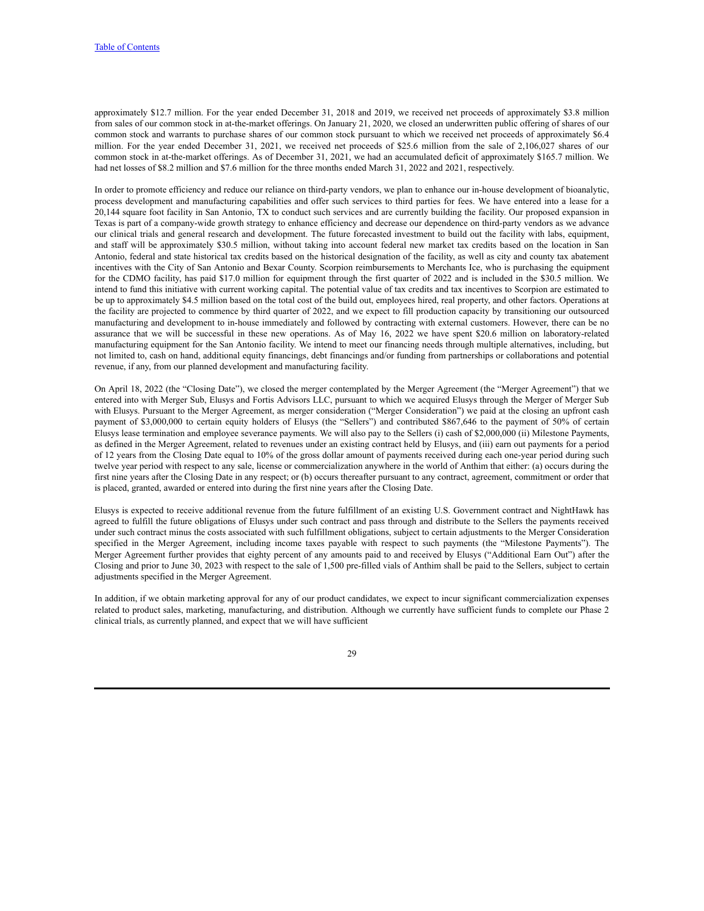approximately $12.7 million. For the year ended December 31, 2018 and 2019, we received net proceeds of approximately $3.8 million from sales of our common stock in at-the-market offerings. On January 21, 2020, we closed an underwritten public offering of shares of our common stock and warrants to purchase shares of our common stock pursuant to which we received net proceeds of approximately $6.4 million. For the year ended December 31, 2021, we received net proceeds of $25.6 million from the sale of 2,106,027 shares of our common stock in at-the-market offerings. As of December 31, 2021, we had an accumulated deficit of approximately $165.7 million. We had net losses of $8.2 million and $7.6 million for the three months ended March 31, 2022 and 2021, respectively.

In order to promote efficiency and reduce our reliance on third-party vendors, we plan to enhance our in-house development of bioanalytic, process development and manufacturing capabilities and offer such services to third parties for fees. We have entered into a lease for a 20,144 square foot facility in San Antonio, TX to conduct such services and are currently building the facility. Our proposed expansion in Texas is part of a company-wide growth strategy to enhance efficiency and decrease our dependence on third-party vendors as we advance our clinical trials and general research and development. The future forecasted investment to build out the facility with labs, equipment, and staff will be approximately $30.5 million, without taking into account federal new market tax credits based on the location in San Antonio, federal and state historical tax credits based on the historical designation of the facility, as well as city and county tax abatement incentives with the City of San Antonio and Bexar County. Scorpion reimbursements to Merchants Ice, who is purchasing the equipment for the CDMO facility, has paid $17.0 million for equipment through the first quarter of 2022 and is included in the $30.5 million. We intend to fund this initiative with current working capital. The potential value of tax credits and tax incentives to Scorpion are estimated to be up to approximately $4.5 million based on the total cost of the build out, employees hired, real property, and other factors. Operations at the facility are projected to commence by third quarter of 2022, and we expect to fill production capacity by transitioning our outsourced manufacturing and development to in-house immediately and followed by contracting with external customers. However, there can be no assurance that we will be successful in these new operations. As of May 16, 2022 we have spent $20.6 million on laboratory-related manufacturing equipment for the San Antonio facility. We intend to meet our financing needs through multiple alternatives, including, but not limited to, cash on hand, additional equity financings, debt financings and/or funding from partnerships or collaborations and potential revenue, if any, from our planned development and manufacturing facility.

On April 18, 2022 (the "Closing Date"), we closed the merger contemplated by the Merger Agreement (the "Merger Agreement") that we entered into with Merger Sub, Elusys and Fortis Advisors LLC, pursuant to which we acquired Elusys through the Merger of Merger Sub with Elusys. Pursuant to the Merger Agreement, as merger consideration ("Merger Consideration") we paid at the closing an upfront cash payment of $3,000,000 to certain equity holders of Elusys (the "Sellers") and contributed $867,646 to the payment of 50% of certain Elusys lease termination and employee severance payments. We will also pay to the Sellers (i) cash of $2,000,000 (ii) Milestone Payments, as defined in the Merger Agreement, related to revenues under an existing contract held by Elusys, and (iii) earn out payments for a period of 12 years from the Closing Date equal to 10% of the gross dollar amount of payments received during each one-year period during such twelve year period with respect to any sale, license or commercialization anywhere in the world of Anthim that either: (a) occurs during the first nine years after the Closing Date in any respect; or (b) occurs thereafter pursuant to any contract, agreement, commitment or order that is placed, granted, awarded or entered into during the first nine years after the Closing Date.

Elusys is expected to receive additional revenue from the future fulfillment of an existing U.S. Government contract and NightHawk has agreed to fulfill the future obligations of Elusys under such contract and pass through and distribute to the Sellers the payments received under such contract minus the costs associated with such fulfillment obligations, subject to certain adjustments to the Merger Consideration specified in the Merger Agreement, including income taxes payable with respect to such payments (the "Milestone Payments"). The Merger Agreement further provides that eighty percent of any amounts paid to and received by Elusys ("Additional Earn Out") after the Closing and prior to June 30, 2023 with respect to the sale of 1,500 pre-filled vials of Anthim shall be paid to the Sellers, subject to certain adjustments specified in the Merger Agreement.

In addition, if we obtain marketing approval for any of our product candidates, we expect to incur significant commercialization expenses related to product sales, marketing, manufacturing, and distribution. Although we currently have sufficient funds to complete our Phase 2 clinical trials, as currently planned, and expect that we will have sufficient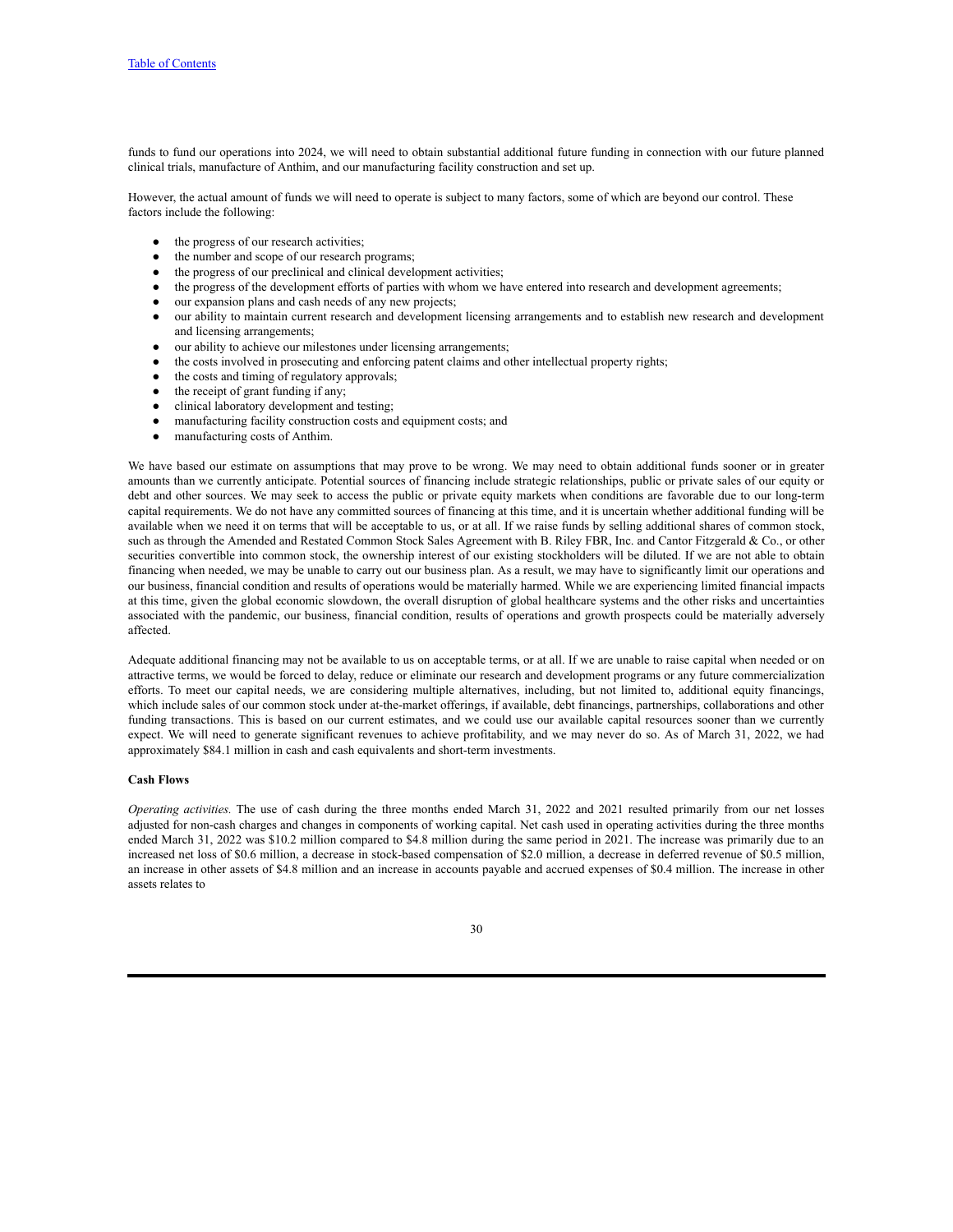funds to fund our operations into 2024, we will need to obtain substantial additional future funding in connection with our future planned clinical trials, manufacture of Anthim, and our manufacturing facility construction and set up.

However, the actual amount of funds we will need to operate is subject to many factors, some of which are beyond our control. These factors include the following:

- the progress of our research activities;
- the number and scope of our research programs;
- the progress of our preclinical and clinical development activities;
- the progress of the development efforts of parties with whom we have entered into research and development agreements;
- our expansion plans and cash needs of any new projects;
- our ability to maintain current research and development licensing arrangements and to establish new research and development and licensing arrangements;
- our ability to achieve our milestones under licensing arrangements;
- the costs involved in prosecuting and enforcing patent claims and other intellectual property rights;
- the costs and timing of regulatory approvals;
- the receipt of grant funding if any;
- clinical laboratory development and testing;
- manufacturing facility construction costs and equipment costs; and
- manufacturing costs of Anthim.

We have based our estimate on assumptions that may prove to be wrong. We may need to obtain additional funds sooner or in greater amounts than we currently anticipate. Potential sources of financing include strategic relationships, public or private sales of our equity or debt and other sources. We may seek to access the public or private equity markets when conditions are favorable due to our long-term capital requirements. We do not have any committed sources of financing at this time, and it is uncertain whether additional funding will be available when we need it on terms that will be acceptable to us, or at all. If we raise funds by selling additional shares of common stock, such as through the Amended and Restated Common Stock Sales Agreement with B. Riley FBR, Inc. and Cantor Fitzgerald & Co., or other securities convertible into common stock, the ownership interest of our existing stockholders will be diluted. If we are not able to obtain financing when needed, we may be unable to carry out our business plan. As a result, we may have to significantly limit our operations and our business, financial condition and results of operations would be materially harmed. While we are experiencing limited financial impacts at this time, given the global economic slowdown, the overall disruption of global healthcare systems and the other risks and uncertainties associated with the pandemic, our business, financial condition, results of operations and growth prospects could be materially adversely affected.

Adequate additional financing may not be available to us on acceptable terms, or at all. If we are unable to raise capital when needed or on attractive terms, we would be forced to delay, reduce or eliminate our research and development programs or any future commercialization efforts. To meet our capital needs, we are considering multiple alternatives, including, but not limited to, additional equity financings, which include sales of our common stock under at-the-market offerings, if available, debt financings, partnerships, collaborations and other funding transactions. This is based on our current estimates, and we could use our available capital resources sooner than we currently expect. We will need to generate significant revenues to achieve profitability, and we may never do so. As of March 31, 2022, we had approximately $84.1 million in cash and cash equivalents and short-term investments.

**Cash Flows**

*Operating activities.* The use of cash during the three months ended March 31, 2022 and 2021 resulted primarily from our net losses adjusted for non-cash charges and changes in components of working capital. Net cash used in operating activities during the three months ended March 31, 2022 was $10.2 million compared to $4.8 million during the same period in 2021. The increase was primarily due to an increased net loss of $0.6 million, a decrease in stock-based compensation of $2.0 million, a decrease in deferred revenue of $0.5 million, an increase in other assets of $4.8 million and an increase in accounts payable and accrued expenses of $0.4 million. The increase in other assets relates to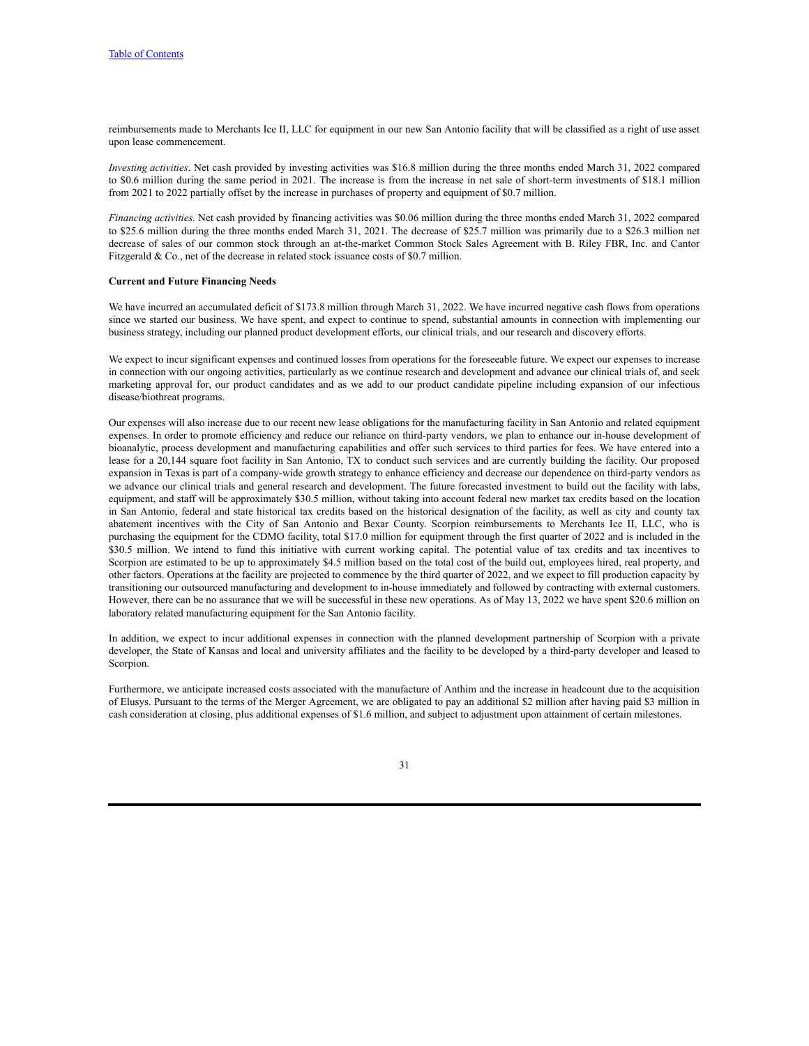reimbursements made to Merchants Ice II, LLC for equipment in our new San Antonio facility that will be classified as a right of use asset upon lease commencement.

*Investing activities*. Net cash provided by investing activities was $16.8 million during the three months ended March 31, 2022 compared to $0.6 million during the same period in 2021. The increase is from the increase in net sale of short-term investments of $18.1 million from 2021 to 2022 partially offset by the increase in purchases of property and equipment of $0.7 million.

*Financing activities.* Net cash provided by financing activities was $0.06 million during the three months ended March 31, 2022 compared to $25.6 million during the three months ended March 31, 2021. The decrease of $25.7 million was primarily due to a $26.3 million net decrease of sales of our common stock through an at-the-market Common Stock Sales Agreement with B. Riley FBR, Inc. and Cantor Fitzgerald & Co., net of the decrease in related stock issuance costs of $0.7 million.

**Current and Future Financing Needs**

We have incurred an accumulated deficit of $173.8 million through March 31, 2022. We have incurred negative cash flows from operations since we started our business. We have spent, and expect to continue to spend, substantial amounts in connection with implementing our business strategy, including our planned product development efforts, our clinical trials, and our research and discovery efforts.

We expect to incur significant expenses and continued losses from operations for the foreseeable future. We expect our expenses to increase in connection with our ongoing activities, particularly as we continue research and development and advance our clinical trials of, and seek marketing approval for, our product candidates and as we add to our product candidate pipeline including expansion of our infectious disease/biothreat programs.

Our expenses will also increase due to our recent new lease obligations for the manufacturing facility in San Antonio and related equipment expenses. In order to promote efficiency and reduce our reliance on third-party vendors, we plan to enhance our in-house development of bioanalytic, process development and manufacturing capabilities and offer such services to third parties for fees. We have entered into a lease for a 20,144 square foot facility in San Antonio, TX to conduct such services and are currently building the facility. Our proposed expansion in Texas is part of a company-wide growth strategy to enhance efficiency and decrease our dependence on third-party vendors as we advance our clinical trials and general research and development. The future forecasted investment to build out the facility with labs, equipment, and staff will be approximately $30.5 million, without taking into account federal new market tax credits based on the location in San Antonio, federal and state historical tax credits based on the historical designation of the facility, as well as city and county tax abatement incentives with the City of San Antonio and Bexar County. Scorpion reimbursements to Merchants Ice II, LLC, who is purchasing the equipment for the CDMO facility, total $17.0 million for equipment through the first quarter of 2022 and is included in the $30.5 million. We intend to fund this initiative with current working capital. The potential value of tax credits and tax incentives to Scorpion are estimated to be up to approximately $4.5 million based on the total cost of the build out, employees hired, real property, and other factors. Operations at the facility are projected to commence by the third quarter of 2022, and we expect to fill production capacity by transitioning our outsourced manufacturing and development to in-house immediately and followed by contracting with external customers. However, there can be no assurance that we will be successful in these new operations. As of May 13, 2022 we have spent $20.6 million on laboratory related manufacturing equipment for the San Antonio facility.

In addition, we expect to incur additional expenses in connection with the planned development partnership of Scorpion with a private developer, the State of Kansas and local and university affiliates and the facility to be developed by a third-party developer and leased to Scorpion.

Furthermore, we anticipate increased costs associated with the manufacture of Anthim and the increase in headcount due to the acquisition of Elusys. Pursuant to the terms of the Merger Agreement, we are obligated to pay an additional $2 million after having paid $3 million in cash consideration at closing, plus additional expenses of $1.6 million, and subject to adjustment upon attainment of certain milestones.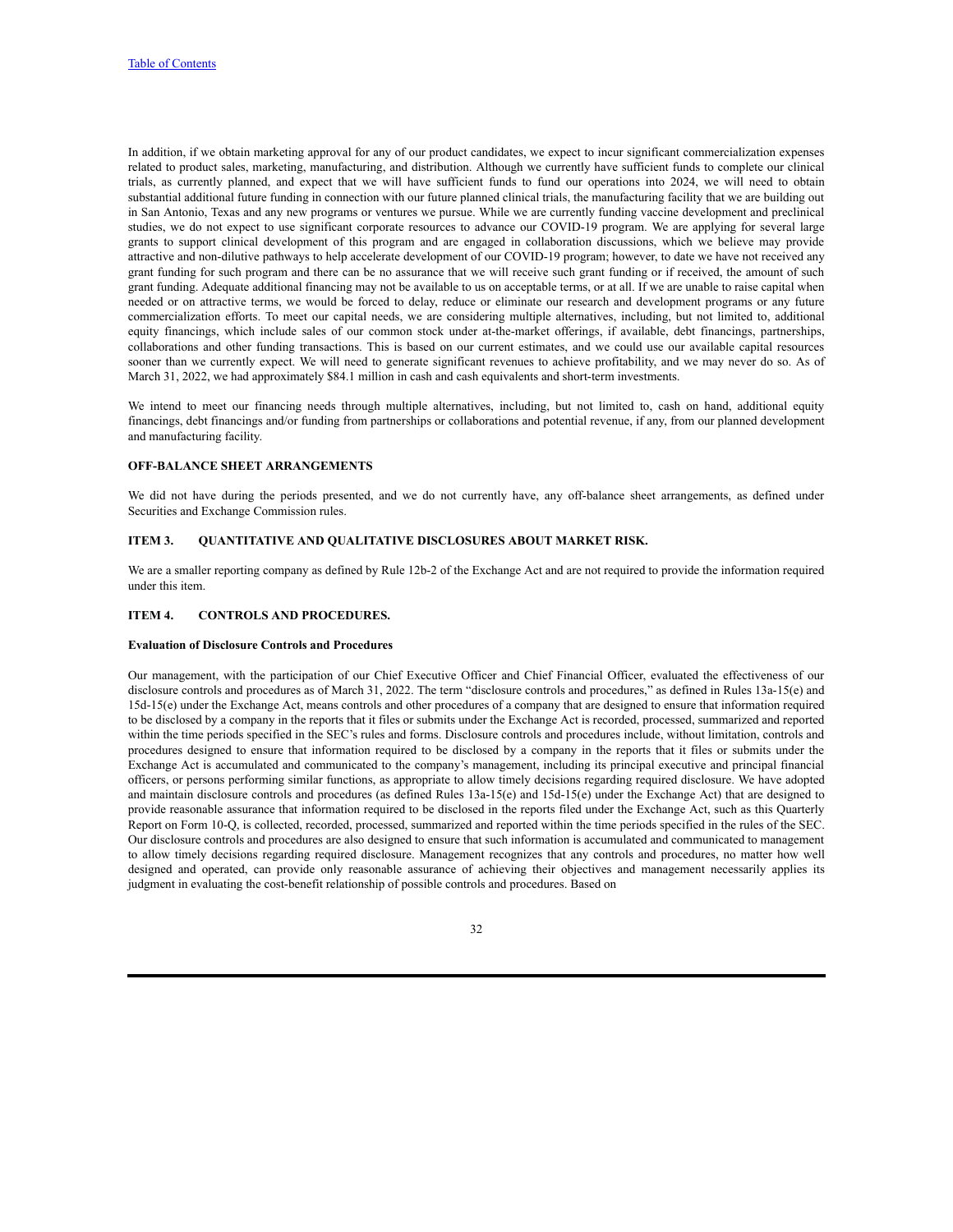In addition, if we obtain marketing approval for any of our product candidates, we expect to incur significant commercialization expenses related to product sales, marketing, manufacturing, and distribution. Although we currently have sufficient funds to complete our clinical trials, as currently planned, and expect that we will have sufficient funds to fund our operations into 2024, we will need to obtain substantial additional future funding in connection with our future planned clinical trials, the manufacturing facility that we are building out in San Antonio, Texas and any new programs or ventures we pursue. While we are currently funding vaccine development and preclinical studies, we do not expect to use significant corporate resources to advance our COVID-19 program. We are applying for several large grants to support clinical development of this program and are engaged in collaboration discussions, which we believe may provide attractive and non-dilutive pathways to help accelerate development of our COVID-19 program; however, to date we have not received any grant funding for such program and there can be no assurance that we will receive such grant funding or if received, the amount of such grant funding. Adequate additional financing may not be available to us on acceptable terms, or at all. If we are unable to raise capital when needed or on attractive terms, we would be forced to delay, reduce or eliminate our research and development programs or any future commercialization efforts. To meet our capital needs, we are considering multiple alternatives, including, but not limited to, additional equity financings, which include sales of our common stock under at-the-market offerings, if available, debt financings, partnerships, collaborations and other funding transactions. This is based on our current estimates, and we could use our available capital resources sooner than we currently expect. We will need to generate significant revenues to achieve profitability, and we may never do so. As of March 31, 2022, we had approximately $84.1 million in cash and cash equivalents and short-term investments.

We intend to meet our financing needs through multiple alternatives, including, but not limited to, cash on hand, additional equity financings, debt financings and/or funding from partnerships or collaborations and potential revenue, if any, from our planned development and manufacturing facility.

## OFF-BALANCE SHEET ARRANGEMENTS

We did not have during the periods presented, and we do not currently have, any off-balance sheet arrangements, as defined under Securities and Exchange Commission rules.

## ITEM 3. QUANTITATIVE AND QUALITATIVE DISCLOSURES ABOUT MARKET RISK.

We are a smaller reporting company as defined by Rule 12b-2 of the Exchange Act and are not required to provide the information required under this item.

## ITEM 4. CONTROLS AND PROCEDURES.

### Evaluation of Disclosure Controls and Procedures

Our management, with the participation of our Chief Executive Officer and Chief Financial Officer, evaluated the effectiveness of our disclosure controls and procedures as of March 31, 2022. The term "disclosure controls and procedures," as defined in Rules 13a-15(e) and 15d-15(e) under the Exchange Act, means controls and other procedures of a company that are designed to ensure that information required to be disclosed by a company in the reports that it files or submits under the Exchange Act is recorded, processed, summarized and reported within the time periods specified in the SEC's rules and forms. Disclosure controls and procedures include, without limitation, controls and procedures designed to ensure that information required to be disclosed by a company in the reports that it files or submits under the Exchange Act is accumulated and communicated to the company's management, including its principal executive and principal financial officers, or persons performing similar functions, as appropriate to allow timely decisions regarding required disclosure. We have adopted and maintain disclosure controls and procedures (as defined Rules 13a-15(e) and 15d-15(e) under the Exchange Act) that are designed to provide reasonable assurance that information required to be disclosed in the reports filed under the Exchange Act, such as this Quarterly Report on Form 10-Q, is collected, recorded, processed, summarized and reported within the time periods specified in the rules of the SEC. Our disclosure controls and procedures are also designed to ensure that such information is accumulated and communicated to management to allow timely decisions regarding required disclosure. Management recognizes that any controls and procedures, no matter how well designed and operated, can provide only reasonable assurance of achieving their objectives and management necessarily applies its judgment in evaluating the cost-benefit relationship of possible controls and procedures. Based on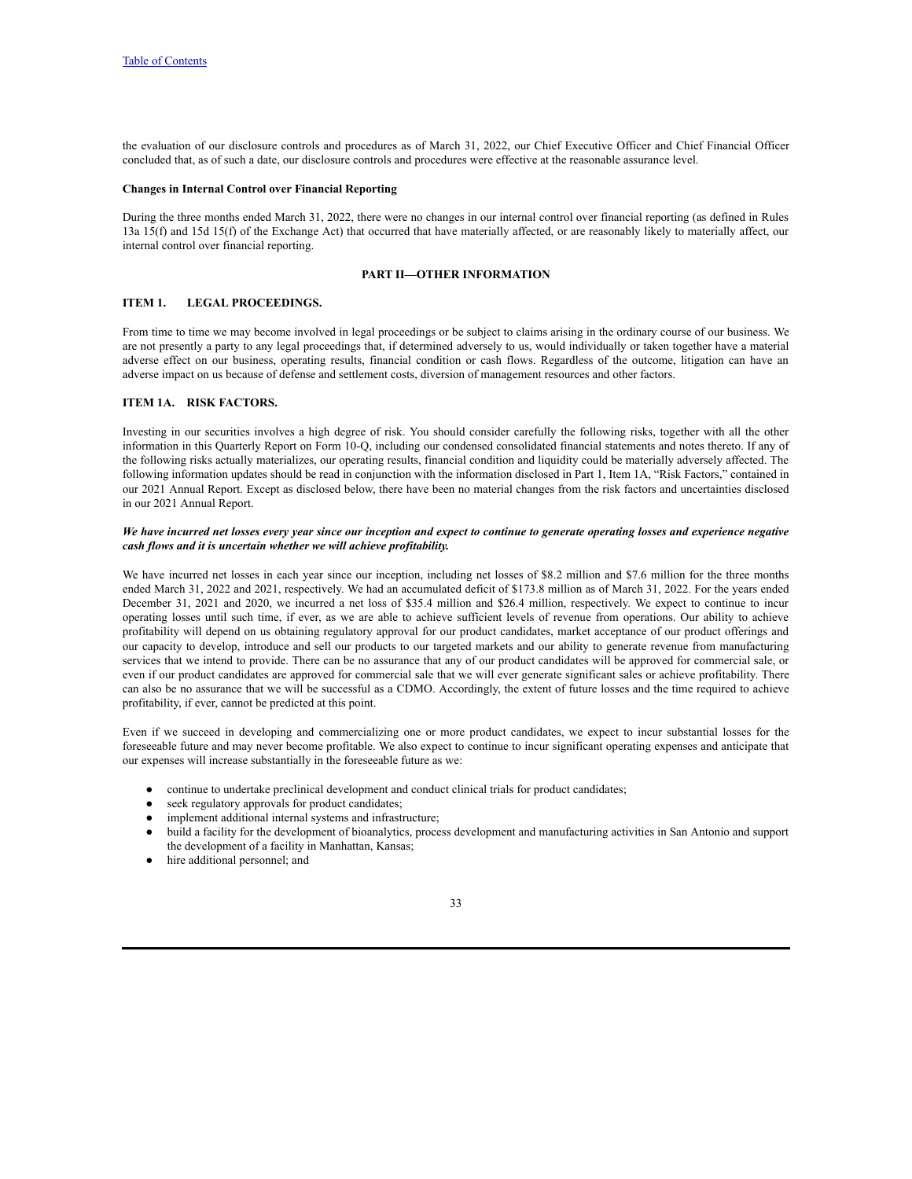the evaluation of our disclosure controls and procedures as of March 31, 2022, our Chief Executive Officer and Chief Financial Officer concluded that, as of such a date, our disclosure controls and procedures were effective at the reasonable assurance level.

**Changes in Internal Control over Financial Reporting**

During the three months ended March 31, 2022, there were no changes in our internal control over financial reporting (as defined in Rules 13a 15(f) and 15d 15(f) of the Exchange Act) that occurred that have materially affected, or are reasonably likely to materially affect, our internal control over financial reporting.

## PART II—OTHER INFORMATION

### ITEM 1. LEGAL PROCEEDINGS.

From time to time we may become involved in legal proceedings or be subject to claims arising in the ordinary course of our business. We are not presently a party to any legal proceedings that, if determined adversely to us, would individually or taken together have a material adverse effect on our business, operating results, financial condition or cash flows. Regardless of the outcome, litigation can have an adverse impact on us because of defense and settlement costs, diversion of management resources and other factors.

### ITEM 1A. RISK FACTORS.

Investing in our securities involves a high degree of risk. You should consider carefully the following risks, together with all the other information in this Quarterly Report on Form 10-Q, including our condensed consolidated financial statements and notes thereto. If any of the following risks actually materializes, our operating results, financial condition and liquidity could be materially adversely affected. The following information updates should be read in conjunction with the information disclosed in Part 1, Item 1A, "Risk Factors," contained in our 2021 Annual Report. Except as disclosed below, there have been no material changes from the risk factors and uncertainties disclosed in our 2021 Annual Report.

***We have incurred net losses every year since our inception and expect to continue to generate operating losses and experience negative cash flows and it is uncertain whether we will achieve profitability.***

We have incurred net losses in each year since our inception, including net losses of $8.2 million and $7.6 million for the three months ended March 31, 2022 and 2021, respectively. We had an accumulated deficit of $173.8 million as of March 31, 2022. For the years ended December 31, 2021 and 2020, we incurred a net loss of $35.4 million and $26.4 million, respectively. We expect to continue to incur operating losses until such time, if ever, as we are able to achieve sufficient levels of revenue from operations. Our ability to achieve profitability will depend on us obtaining regulatory approval for our product candidates, market acceptance of our product offerings and our capacity to develop, introduce and sell our products to our targeted markets and our ability to generate revenue from manufacturing services that we intend to provide. There can be no assurance that any of our product candidates will be approved for commercial sale, or even if our product candidates are approved for commercial sale that we will ever generate significant sales or achieve profitability. There can also be no assurance that we will be successful as a CDMO. Accordingly, the extent of future losses and the time required to achieve profitability, if ever, cannot be predicted at this point.

Even if we succeed in developing and commercializing one or more product candidates, we expect to incur substantial losses for the foreseeable future and may never become profitable. We also expect to continue to incur significant operating expenses and anticipate that our expenses will increase substantially in the foreseeable future as we:

- continue to undertake preclinical development and conduct clinical trials for product candidates;
- seek regulatory approvals for product candidates;
- implement additional internal systems and infrastructure;
- build a facility for the development of bioanalytics, process development and manufacturing activities in San Antonio and support the development of a facility in Manhattan, Kansas;
- hire additional personnel; and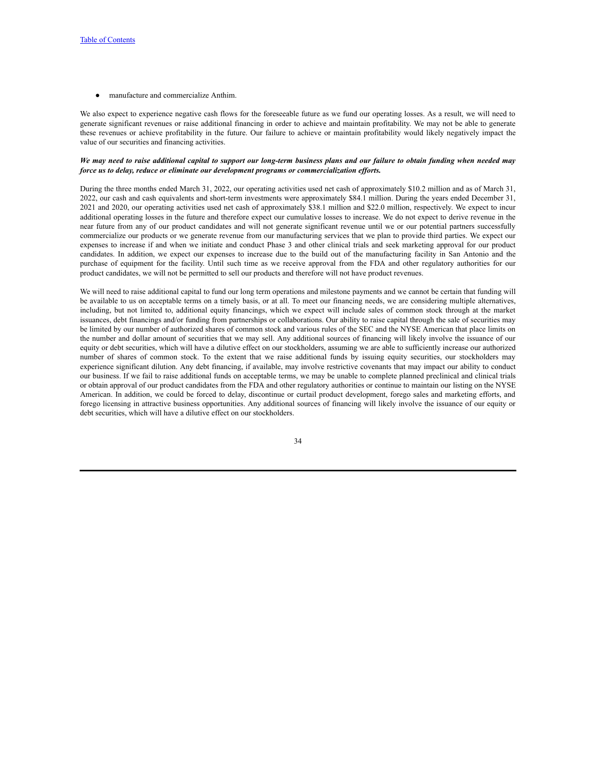- manufacture and commercialize Anthim.

We also expect to experience negative cash flows for the foreseeable future as we fund our operating losses. As a result, we will need to generate significant revenues or raise additional financing in order to achieve and maintain profitability. We may not be able to generate these revenues or achieve profitability in the future. Our failure to achieve or maintain profitability would likely negatively impact the value of our securities and financing activities.

***We may need to raise additional capital to support our long-term business plans and our failure to obtain funding when needed may force us to delay, reduce or eliminate our development programs or commercialization efforts.***

During the three months ended March 31, 2022, our operating activities used net cash of approximately $10.2 million and as of March 31, 2022, our cash and cash equivalents and short-term investments were approximately $84.1 million. During the years ended December 31, 2021 and 2020, our operating activities used net cash of approximately $38.1 million and $22.0 million, respectively. We expect to incur additional operating losses in the future and therefore expect our cumulative losses to increase. We do not expect to derive revenue in the near future from any of our product candidates and will not generate significant revenue until we or our potential partners successfully commercialize our products or we generate revenue from our manufacturing services that we plan to provide third parties. We expect our expenses to increase if and when we initiate and conduct Phase 3 and other clinical trials and seek marketing approval for our product candidates. In addition, we expect our expenses to increase due to the build out of the manufacturing facility in San Antonio and the purchase of equipment for the facility. Until such time as we receive approval from the FDA and other regulatory authorities for our product candidates, we will not be permitted to sell our products and therefore will not have product revenues.

We will need to raise additional capital to fund our long term operations and milestone payments and we cannot be certain that funding will be available to us on acceptable terms on a timely basis, or at all. To meet our financing needs, we are considering multiple alternatives, including, but not limited to, additional equity financings, which we expect will include sales of common stock through at the market issuances, debt financings and/or funding from partnerships or collaborations. Our ability to raise capital through the sale of securities may be limited by our number of authorized shares of common stock and various rules of the SEC and the NYSE American that place limits on the number and dollar amount of securities that we may sell. Any additional sources of financing will likely involve the issuance of our equity or debt securities, which will have a dilutive effect on our stockholders, assuming we are able to sufficiently increase our authorized number of shares of common stock. To the extent that we raise additional funds by issuing equity securities, our stockholders may experience significant dilution. Any debt financing, if available, may involve restrictive covenants that may impact our ability to conduct our business. If we fail to raise additional funds on acceptable terms, we may be unable to complete planned preclinical and clinical trials or obtain approval of our product candidates from the FDA and other regulatory authorities or continue to maintain our listing on the NYSE American. In addition, we could be forced to delay, discontinue or curtail product development, forego sales and marketing efforts, and forego licensing in attractive business opportunities. Any additional sources of financing will likely involve the issuance of our equity or debt securities, which will have a dilutive effect on our stockholders.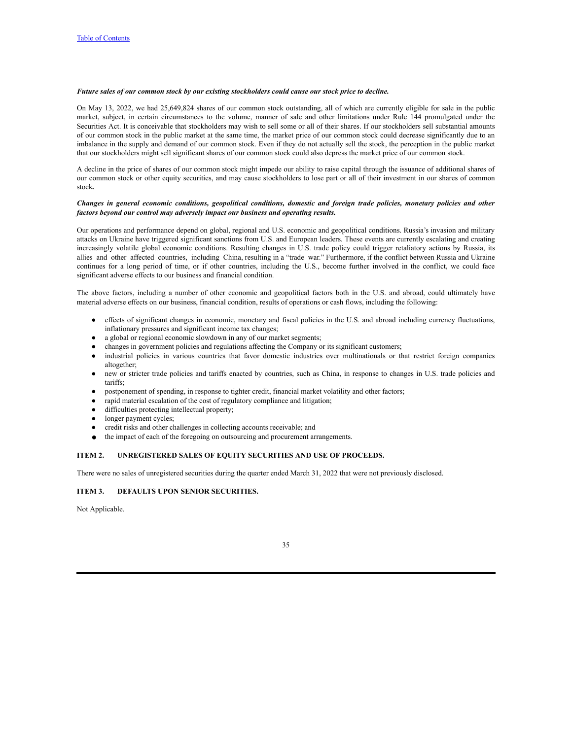***Future sales of our common stock by our existing stockholders could cause our stock price to decline.***

On May 13, 2022, we had 25,649,824 shares of our common stock outstanding, all of which are currently eligible for sale in the public market, subject, in certain circumstances to the volume, manner of sale and other limitations under Rule 144 promulgated under the Securities Act. It is conceivable that stockholders may wish to sell some or all of their shares. If our stockholders sell substantial amounts of our common stock in the public market at the same time, the market price of our common stock could decrease significantly due to an imbalance in the supply and demand of our common stock. Even if they do not actually sell the stock, the perception in the public market that our stockholders might sell significant shares of our common stock could also depress the market price of our common stock.

A decline in the price of shares of our common stock might impede our ability to raise capital through the issuance of additional shares of our common stock or other equity securities, and may cause stockholders to lose part or all of their investment in our shares of common stock**.**

***Changes in general economic conditions, geopolitical conditions, domestic and foreign trade policies, monetary policies and other factors beyond our control may adversely impact our business and operating results.***

Our operations and performance depend on global, regional and U.S. economic and geopolitical conditions. Russia's invasion and military attacks on Ukraine have triggered significant sanctions from U.S. and European leaders. These events are currently escalating and creating increasingly volatile global economic conditions. Resulting changes in U.S. trade policy could trigger retaliatory actions by Russia, its allies and other affected countries, including China, resulting in a "trade war." Furthermore, if the conflict between Russia and Ukraine continues for a long period of time, or if other countries, including the U.S., become further involved in the conflict, we could face significant adverse effects to our business and financial condition.

The above factors, including a number of other economic and geopolitical factors both in the U.S. and abroad, could ultimately have material adverse effects on our business, financial condition, results of operations or cash flows, including the following:

- effects of significant changes in economic, monetary and fiscal policies in the U.S. and abroad including currency fluctuations, inflationary pressures and significant income tax changes;
- a global or regional economic slowdown in any of our market segments;
- changes in government policies and regulations affecting the Company or its significant customers;
- industrial policies in various countries that favor domestic industries over multinationals or that restrict foreign companies altogether;
- new or stricter trade policies and tariffs enacted by countries, such as China, in response to changes in U.S. trade policies and tariffs;
- postponement of spending, in response to tighter credit, financial market volatility and other factors;
- rapid material escalation of the cost of regulatory compliance and litigation;
- difficulties protecting intellectual property;
- longer payment cycles;
- credit risks and other challenges in collecting accounts receivable; and
- the impact of each of the foregoing on outsourcing and procurement arrangements.

## ITEM 2. UNREGISTERED SALES OF EQUITY SECURITIES AND USE OF PROCEEDS.

There were no sales of unregistered securities during the quarter ended March 31, 2022 that were not previously disclosed.

## ITEM 3. DEFAULTS UPON SENIOR SECURITIES.

Not Applicable.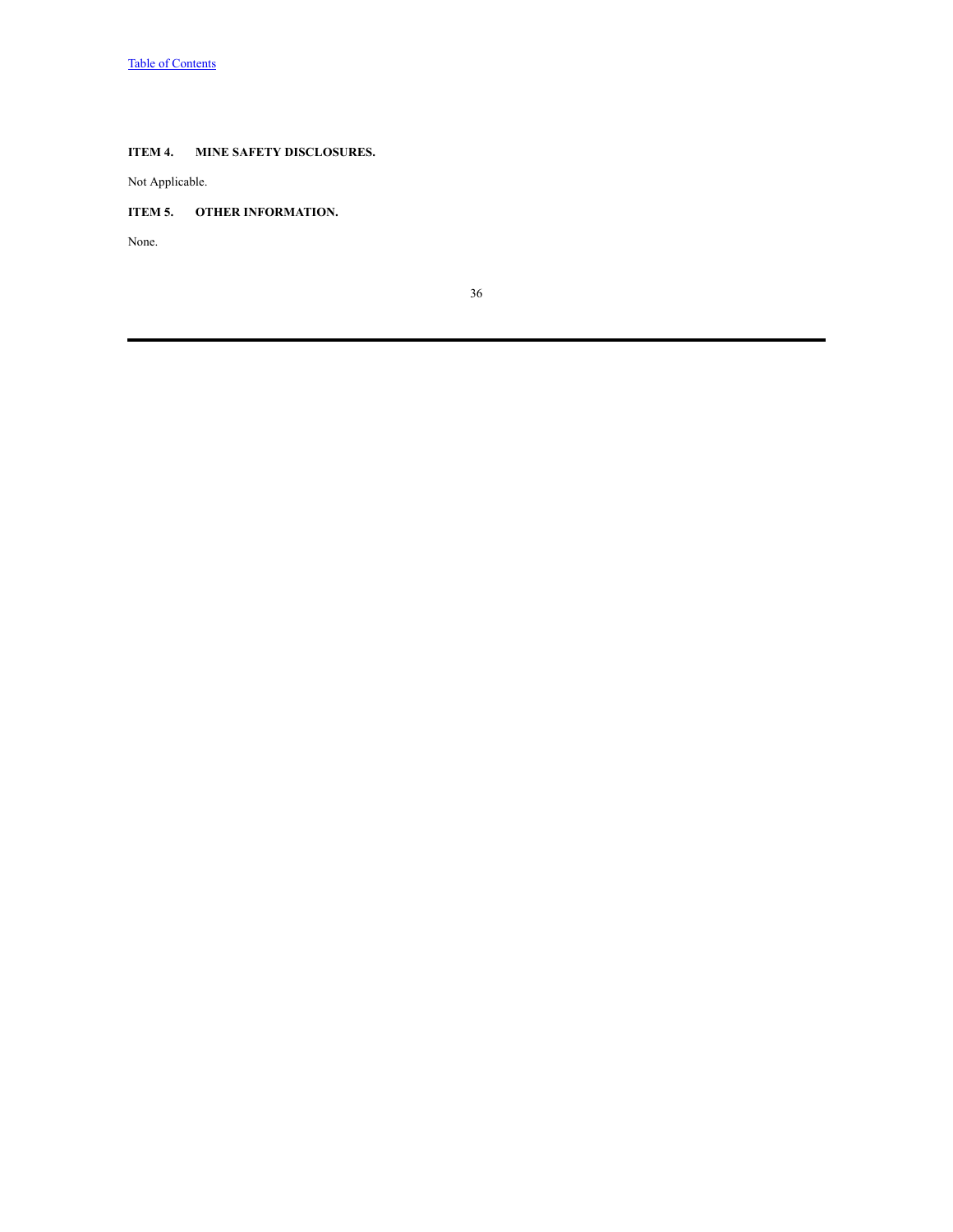## ITEM 4. MINE SAFETY DISCLOSURES.

Not Applicable.

## ITEM 5. OTHER INFORMATION.

None.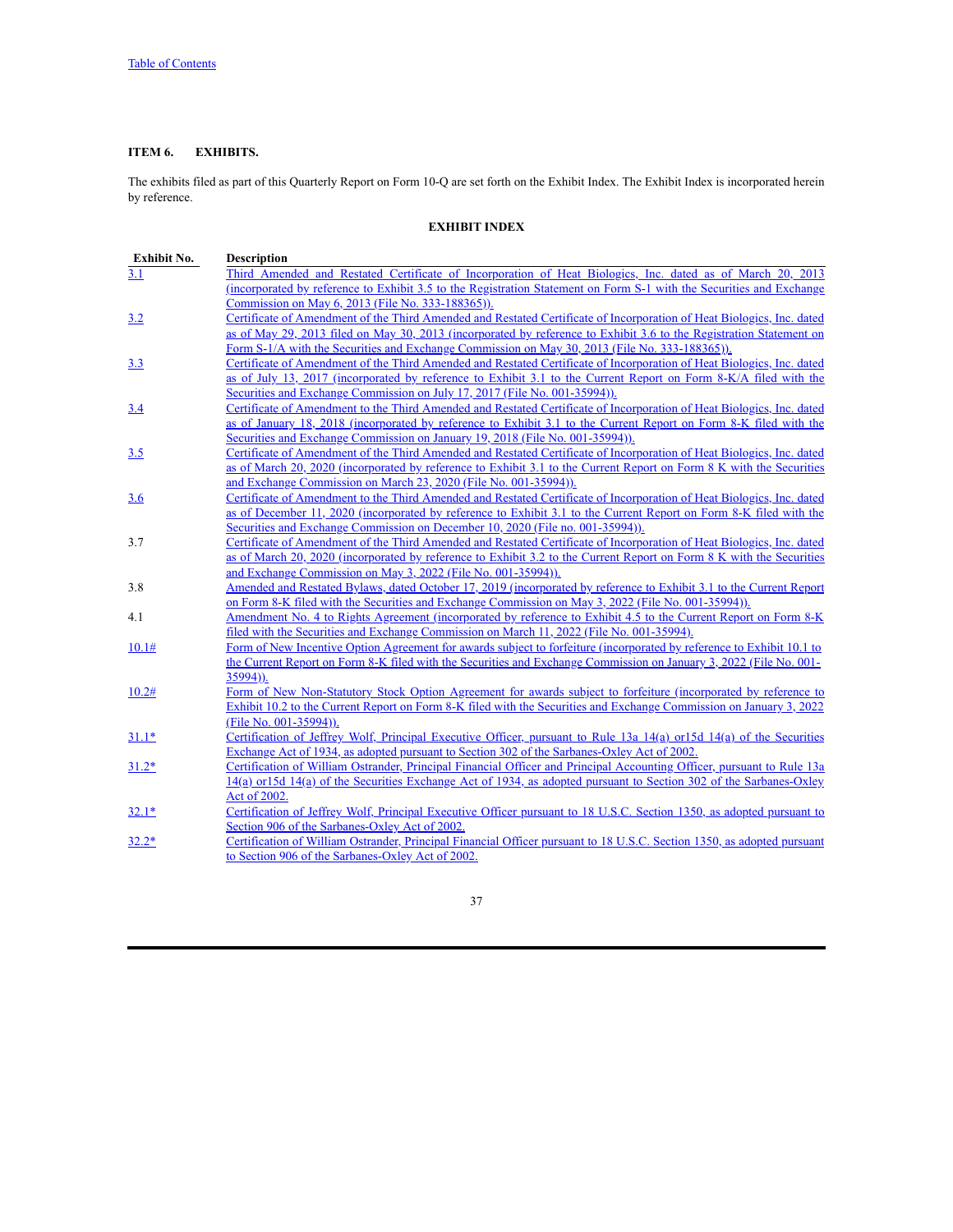**ITEM 6. EXHIBITS.**

The exhibits filed as part of this Quarterly Report on Form 10-Q are set forth on the Exhibit Index. The Exhibit Index is incorporated herein by reference.

**EXHIBIT INDEX**

| Exhibit No. | Description |
|---|---|
| 3.1 | Third Amended and Restated Certificate of Incorporation of Heat Biologics, Inc. dated as of March 20, 2013 (incorporated by reference to Exhibit 3.5 to the Registration Statement on Form S-1 with the Securities and Exchange Commission on May 6, 2013 (File No. 333-188365)). |
| 3.2 | Certificate of Amendment of the Third Amended and Restated Certificate of Incorporation of Heat Biologics, Inc. dated as of May 29, 2013 filed on May 30, 2013 (incorporated by reference to Exhibit 3.6 to the Registration Statement on Form S-1/A with the Securities and Exchange Commission on May 30, 2013 (File No. 333-188365)). |
| 3.3 | Certificate of Amendment of the Third Amended and Restated Certificate of Incorporation of Heat Biologics, Inc. dated as of July 13, 2017 (incorporated by reference to Exhibit 3.1 to the Current Report on Form 8-K/A filed with the Securities and Exchange Commission on July 17, 2017 (File No. 001-35994)). |
| 3.4 | Certificate of Amendment to the Third Amended and Restated Certificate of Incorporation of Heat Biologics, Inc. dated as of January 18, 2018 (incorporated by reference to Exhibit 3.1 to the Current Report on Form 8-K filed with the Securities and Exchange Commission on January 19, 2018 (File No. 001-35994)). |
| 3.5 | Certificate of Amendment of the Third Amended and Restated Certificate of Incorporation of Heat Biologics, Inc. dated as of March 20, 2020 (incorporated by reference to Exhibit 3.1 to the Current Report on Form 8 K with the Securities and Exchange Commission on March 23, 2020 (File No. 001-35994)). |
| 3.6 | Certificate of Amendment to the Third Amended and Restated Certificate of Incorporation of Heat Biologics, Inc. dated as of December 11, 2020 (incorporated by reference to Exhibit 3.1 to the Current Report on Form 8-K filed with the Securities and Exchange Commission on December 10, 2020 (File no. 001-35994)). |
| 3.7 | Certificate of Amendment of the Third Amended and Restated Certificate of Incorporation of Heat Biologics, Inc. dated as of March 20, 2020 (incorporated by reference to Exhibit 3.2 to the Current Report on Form 8 K with the Securities and Exchange Commission on May 3, 2022 (File No. 001-35994)). |
| 3.8 | Amended and Restated Bylaws, dated October 17, 2019 (incorporated by reference to Exhibit 3.1 to the Current Report on Form 8-K filed with the Securities and Exchange Commission on May 3, 2022 (File No. 001-35994)). |
| 4.1 | Amendment No. 4 to Rights Agreement (incorporated by reference to Exhibit 4.5 to the Current Report on Form 8-K filed with the Securities and Exchange Commission on March 11, 2022 (File No. 001-35994). |
| 10.1# | Form of New Incentive Option Agreement for awards subject to forfeiture (incorporated by reference to Exhibit 10.1 to the Current Report on Form 8-K filed with the Securities and Exchange Commission on January 3, 2022 (File No. 001-35994)). |
| 10.2# | Form of New Non-Statutory Stock Option Agreement for awards subject to forfeiture (incorporated by reference to Exhibit 10.2 to the Current Report on Form 8-K filed with the Securities and Exchange Commission on January 3, 2022 (File No. 001-35994)). |
| 31.1* | Certification of Jeffrey Wolf, Principal Executive Officer, pursuant to Rule 13a 14(a) or15d 14(a) of the Securities Exchange Act of 1934, as adopted pursuant to Section 302 of the Sarbanes-Oxley Act of 2002. |
| 31.2* | Certification of William Ostrander, Principal Financial Officer and Principal Accounting Officer, pursuant to Rule 13a 14(a) or15d 14(a) of the Securities Exchange Act of 1934, as adopted pursuant to Section 302 of the Sarbanes-Oxley Act of 2002. |
| 32.1* | Certification of Jeffrey Wolf, Principal Executive Officer pursuant to 18 U.S.C. Section 1350, as adopted pursuant to Section 906 of the Sarbanes-Oxley Act of 2002. |
| 32.2* | Certification of William Ostrander, Principal Financial Officer pursuant to 18 U.S.C. Section 1350, as adopted pursuant to Section 906 of the Sarbanes-Oxley Act of 2002. |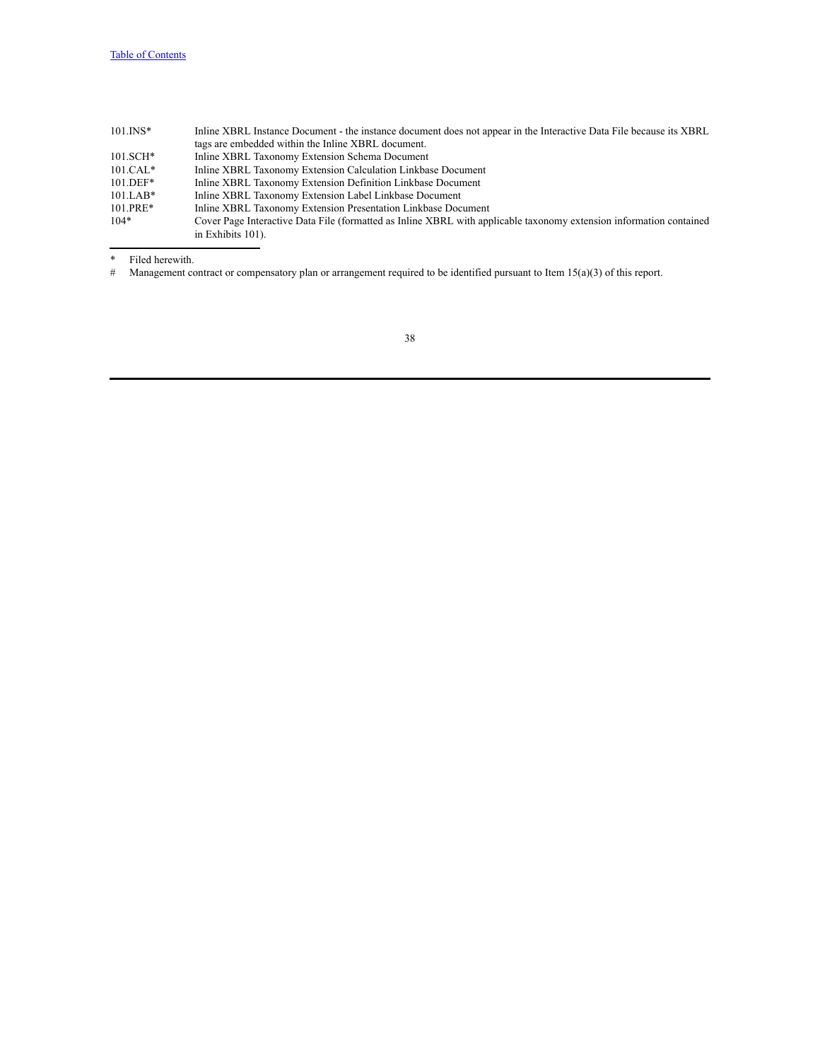| | |
|---|---|
| 101.INS* | Inline XBRL Instance Document - the instance document does not appear in the Interactive Data File because its XBRL tags are embedded within the Inline XBRL document. |
| 101.SCH* | Inline XBRL Taxonomy Extension Schema Document |
| 101.CAL* | Inline XBRL Taxonomy Extension Calculation Linkbase Document |
| 101.DEF* | Inline XBRL Taxonomy Extension Definition Linkbase Document |
| 101.LAB* | Inline XBRL Taxonomy Extension Label Linkbase Document |
| 101.PRE* | Inline XBRL Taxonomy Extension Presentation Linkbase Document |
| 104* | Cover Page Interactive Data File (formatted as Inline XBRL with applicable taxonomy extension information contained in Exhibits 101). |

---

\* Filed herewith.

\# Management contract or compensatory plan or arrangement required to be identified pursuant to Item 15(a)(3) of this report.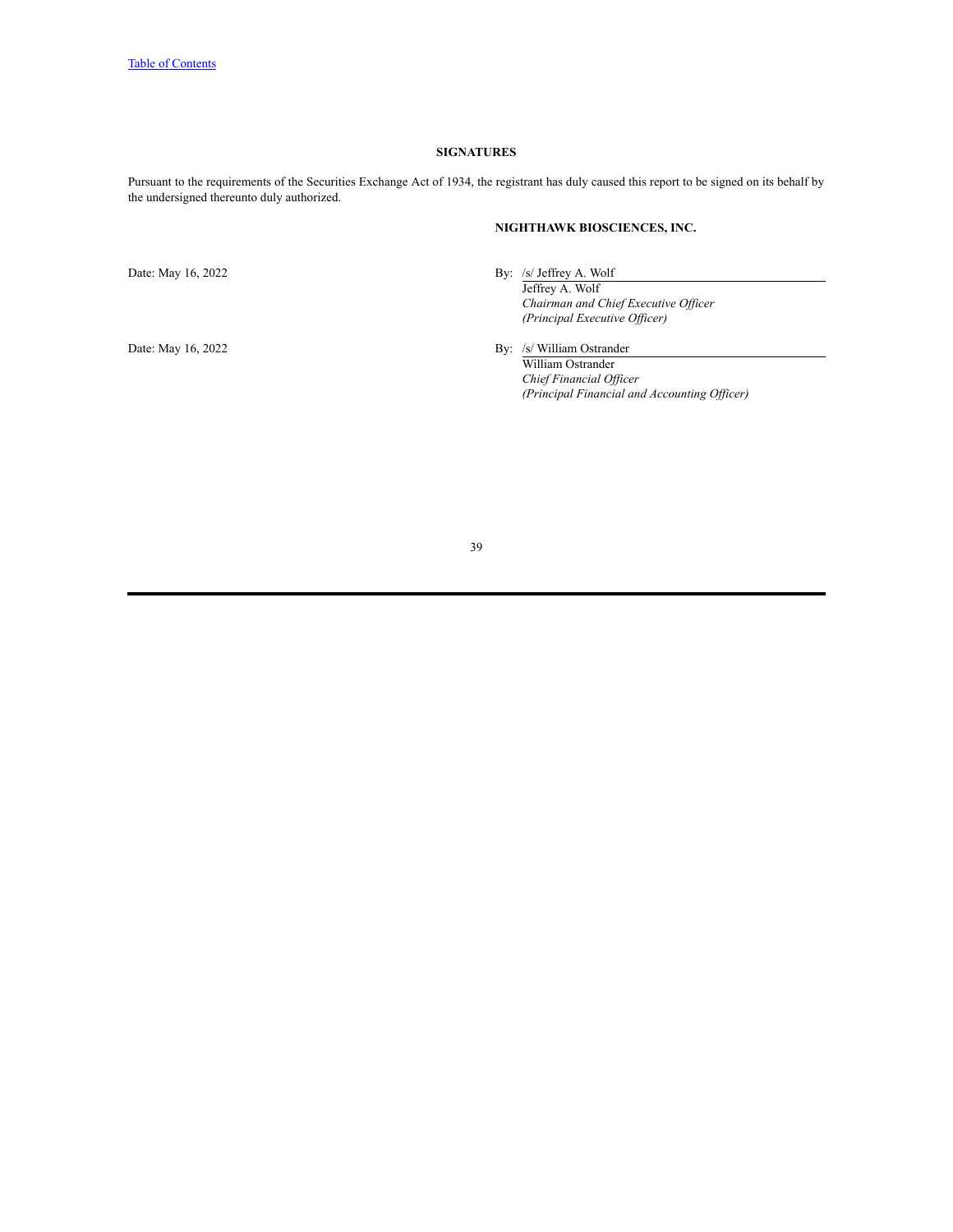[Table of Contents](#)

## SIGNATURES

Pursuant to the requirements of the Securities Exchange Act of 1934, the registrant has duly caused this report to be signed on its behalf by the undersigned thereunto duly authorized.

**NIGHTHAWK BIOSCIENCES, INC.**

Date: May 16, 2022

By: /s/ Jeffrey A. Wolf
Jeffrey A. Wolf
*Chairman and Chief Executive Officer*
*(Principal Executive Officer)*

Date: May 16, 2022

By: /s/ William Ostrander
William Ostrander
*Chief Financial Officer*
*(Principal Financial and Accounting Officer)*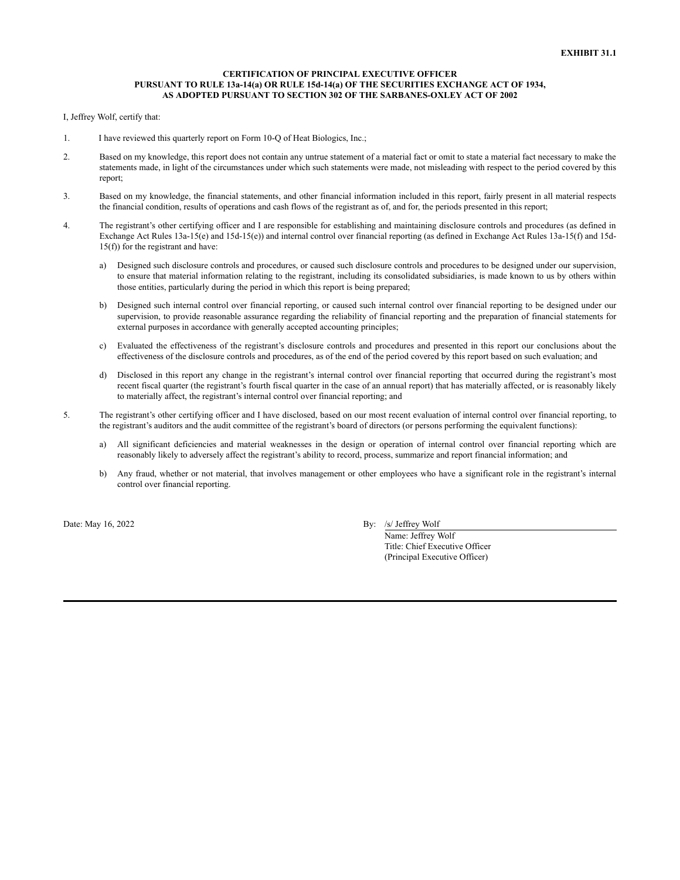**EXHIBIT 31.1**

**CERTIFICATION OF PRINCIPAL EXECUTIVE OFFICER PURSUANT TO RULE 13a-14(a) OR RULE 15d-14(a) OF THE SECURITIES EXCHANGE ACT OF 1934, AS ADOPTED PURSUANT TO SECTION 302 OF THE SARBANES-OXLEY ACT OF 2002**

I, Jeffrey Wolf, certify that:

1. I have reviewed this quarterly report on Form 10-Q of Heat Biologics, Inc.;

2. Based on my knowledge, this report does not contain any untrue statement of a material fact or omit to state a material fact necessary to make the statements made, in light of the circumstances under which such statements were made, not misleading with respect to the period covered by this report;

3. Based on my knowledge, the financial statements, and other financial information included in this report, fairly present in all material respects the financial condition, results of operations and cash flows of the registrant as of, and for, the periods presented in this report;

4. The registrant's other certifying officer and I are responsible for establishing and maintaining disclosure controls and procedures (as defined in Exchange Act Rules 13a-15(e) and 15d-15(e)) and internal control over financial reporting (as defined in Exchange Act Rules 13a-15(f) and 15d-15(f)) for the registrant and have:

   a) Designed such disclosure controls and procedures, or caused such disclosure controls and procedures to be designed under our supervision, to ensure that material information relating to the registrant, including its consolidated subsidiaries, is made known to us by others within those entities, particularly during the period in which this report is being prepared;

   b) Designed such internal control over financial reporting, or caused such internal control over financial reporting to be designed under our supervision, to provide reasonable assurance regarding the reliability of financial reporting and the preparation of financial statements for external purposes in accordance with generally accepted accounting principles;

   c) Evaluated the effectiveness of the registrant's disclosure controls and procedures and presented in this report our conclusions about the effectiveness of the disclosure controls and procedures, as of the end of the period covered by this report based on such evaluation; and

   d) Disclosed in this report any change in the registrant's internal control over financial reporting that occurred during the registrant's most recent fiscal quarter (the registrant's fourth fiscal quarter in the case of an annual report) that has materially affected, or is reasonably likely to materially affect, the registrant's internal control over financial reporting; and

5. The registrant's other certifying officer and I have disclosed, based on our most recent evaluation of internal control over financial reporting, to the registrant's auditors and the audit committee of the registrant's board of directors (or persons performing the equivalent functions):

   a) All significant deficiencies and material weaknesses in the design or operation of internal control over financial reporting which are reasonably likely to adversely affect the registrant's ability to record, process, summarize and report financial information; and

   b) Any fraud, whether or not material, that involves management or other employees who have a significant role in the registrant's internal control over financial reporting.

Date: May 16, 2022

By: /s/ Jeffrey Wolf
Name: Jeffrey Wolf
Title: Chief Executive Officer
(Principal Executive Officer)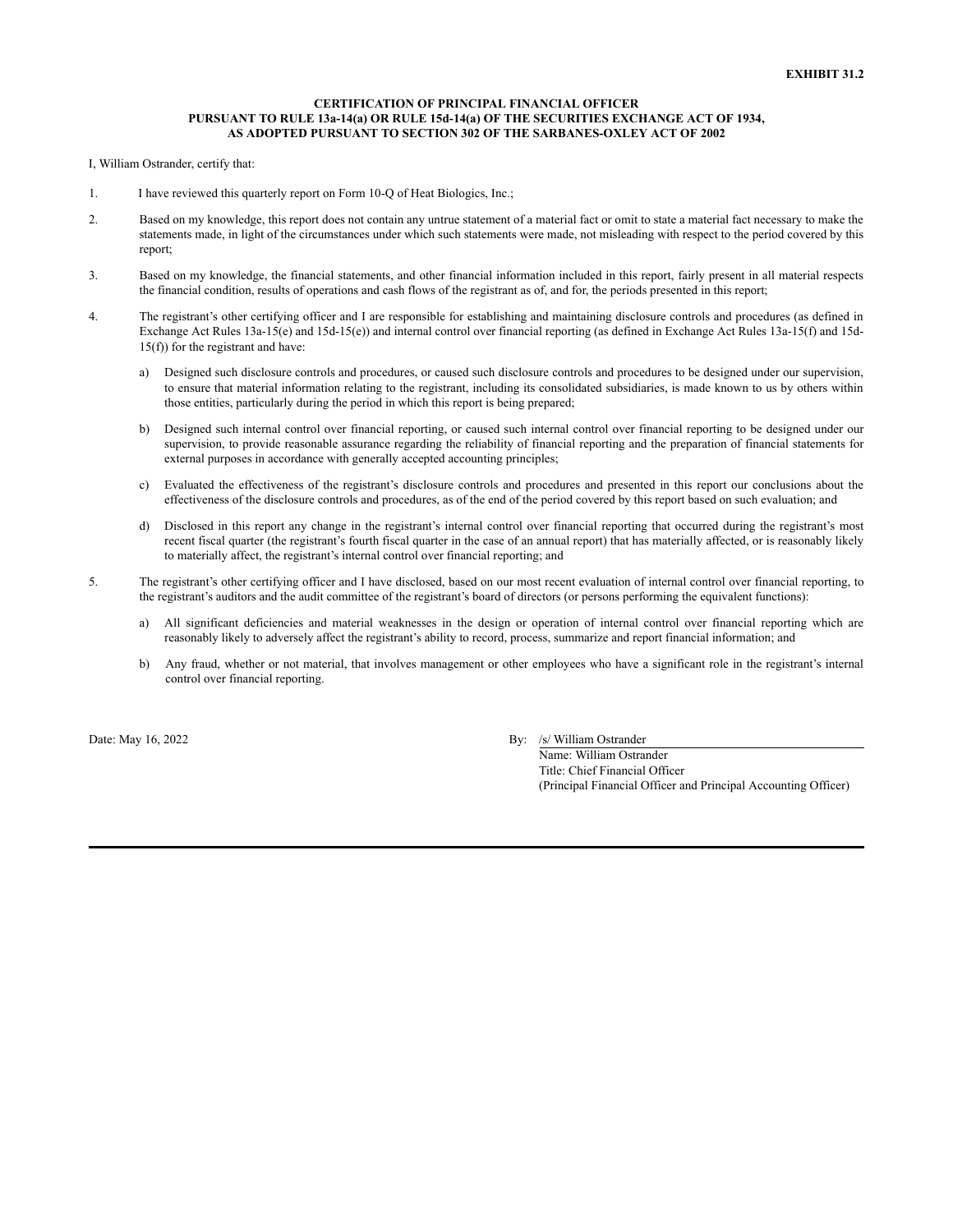**EXHIBIT 31.2**

**CERTIFICATION OF PRINCIPAL FINANCIAL OFFICER**
**PURSUANT TO RULE 13a-14(a) OR RULE 15d-14(a) OF THE SECURITIES EXCHANGE ACT OF 1934,**
**AS ADOPTED PURSUANT TO SECTION 302 OF THE SARBANES-OXLEY ACT OF 2002**

I, William Ostrander, certify that:

1. I have reviewed this quarterly report on Form 10-Q of Heat Biologics, Inc.;

2. Based on my knowledge, this report does not contain any untrue statement of a material fact or omit to state a material fact necessary to make the statements made, in light of the circumstances under which such statements were made, not misleading with respect to the period covered by this report;

3. Based on my knowledge, the financial statements, and other financial information included in this report, fairly present in all material respects the financial condition, results of operations and cash flows of the registrant as of, and for, the periods presented in this report;

4. The registrant's other certifying officer and I are responsible for establishing and maintaining disclosure controls and procedures (as defined in Exchange Act Rules 13a-15(e) and 15d-15(e)) and internal control over financial reporting (as defined in Exchange Act Rules 13a-15(f) and 15d-15(f)) for the registrant and have:

   a) Designed such disclosure controls and procedures, or caused such disclosure controls and procedures to be designed under our supervision, to ensure that material information relating to the registrant, including its consolidated subsidiaries, is made known to us by others within those entities, particularly during the period in which this report is being prepared;

   b) Designed such internal control over financial reporting, or caused such internal control over financial reporting to be designed under our supervision, to provide reasonable assurance regarding the reliability of financial reporting and the preparation of financial statements for external purposes in accordance with generally accepted accounting principles;

   c) Evaluated the effectiveness of the registrant's disclosure controls and procedures and presented in this report our conclusions about the effectiveness of the disclosure controls and procedures, as of the end of the period covered by this report based on such evaluation; and

   d) Disclosed in this report any change in the registrant's internal control over financial reporting that occurred during the registrant's most recent fiscal quarter (the registrant's fourth fiscal quarter in the case of an annual report) that has materially affected, or is reasonably likely to materially affect, the registrant's internal control over financial reporting; and

5. The registrant's other certifying officer and I have disclosed, based on our most recent evaluation of internal control over financial reporting, to the registrant's auditors and the audit committee of the registrant's board of directors (or persons performing the equivalent functions):

   a) All significant deficiencies and material weaknesses in the design or operation of internal control over financial reporting which are reasonably likely to adversely affect the registrant's ability to record, process, summarize and report financial information; and

   b) Any fraud, whether or not material, that involves management or other employees who have a significant role in the registrant's internal control over financial reporting.

Date: May 16, 2022

By: /s/ William Ostrander
Name: William Ostrander
Title: Chief Financial Officer
(Principal Financial Officer and Principal Accounting Officer)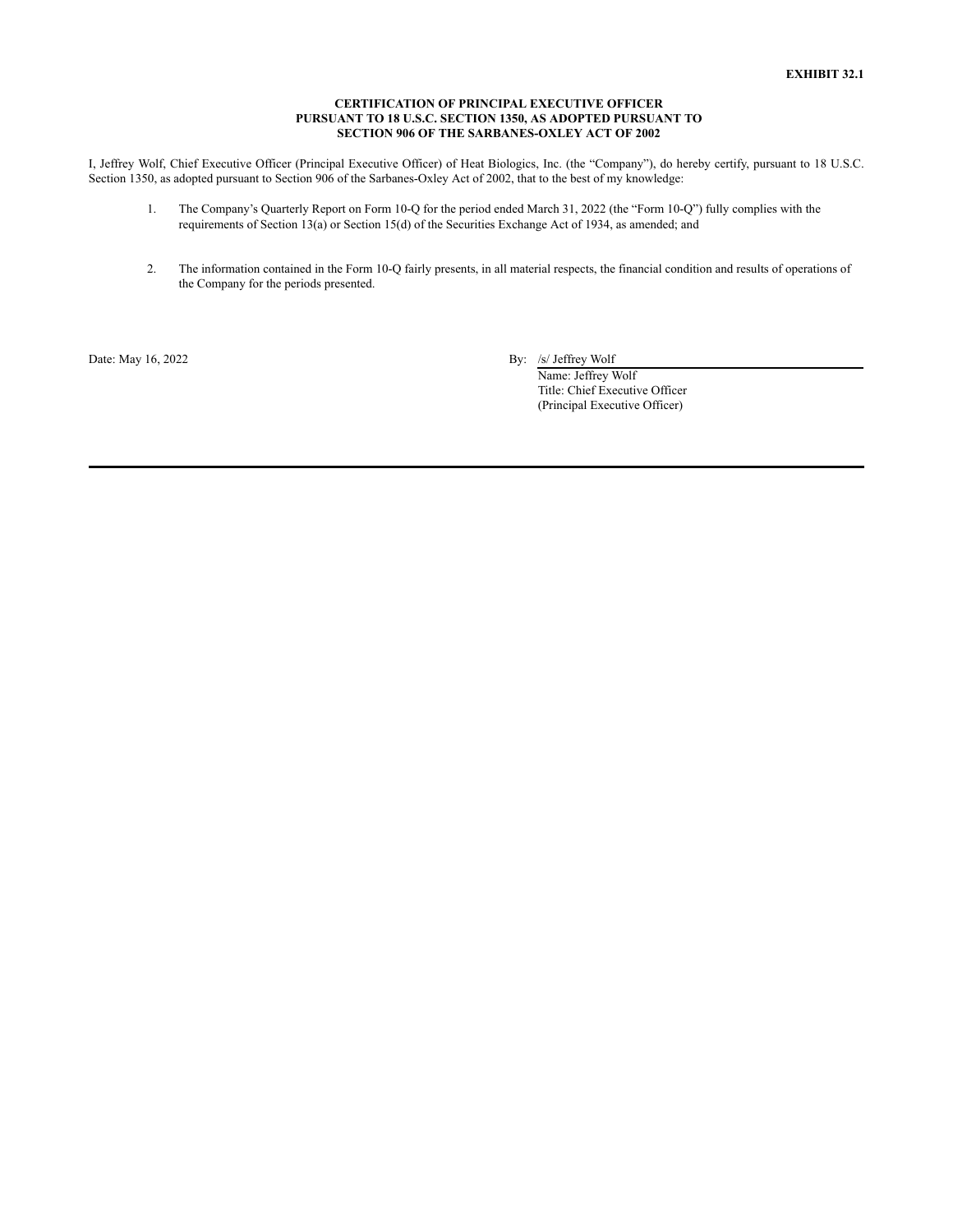**EXHIBIT 32.1**

**CERTIFICATION OF PRINCIPAL EXECUTIVE OFFICER
PURSUANT TO 18 U.S.C. SECTION 1350, AS ADOPTED PURSUANT TO
SECTION 906 OF THE SARBANES-OXLEY ACT OF 2002**

I, Jeffrey Wolf, Chief Executive Officer (Principal Executive Officer) of Heat Biologics, Inc. (the "Company"), do hereby certify, pursuant to 18 U.S.C. Section 1350, as adopted pursuant to Section 906 of the Sarbanes-Oxley Act of 2002, that to the best of my knowledge:

1. The Company's Quarterly Report on Form 10-Q for the period ended March 31, 2022 (the "Form 10-Q") fully complies with the requirements of Section 13(a) or Section 15(d) of the Securities Exchange Act of 1934, as amended; and

2. The information contained in the Form 10-Q fairly presents, in all material respects, the financial condition and results of operations of the Company for the periods presented.

Date: May 16, 2022

By: /s/ Jeffrey Wolf
Name: Jeffrey Wolf
Title: Chief Executive Officer
(Principal Executive Officer)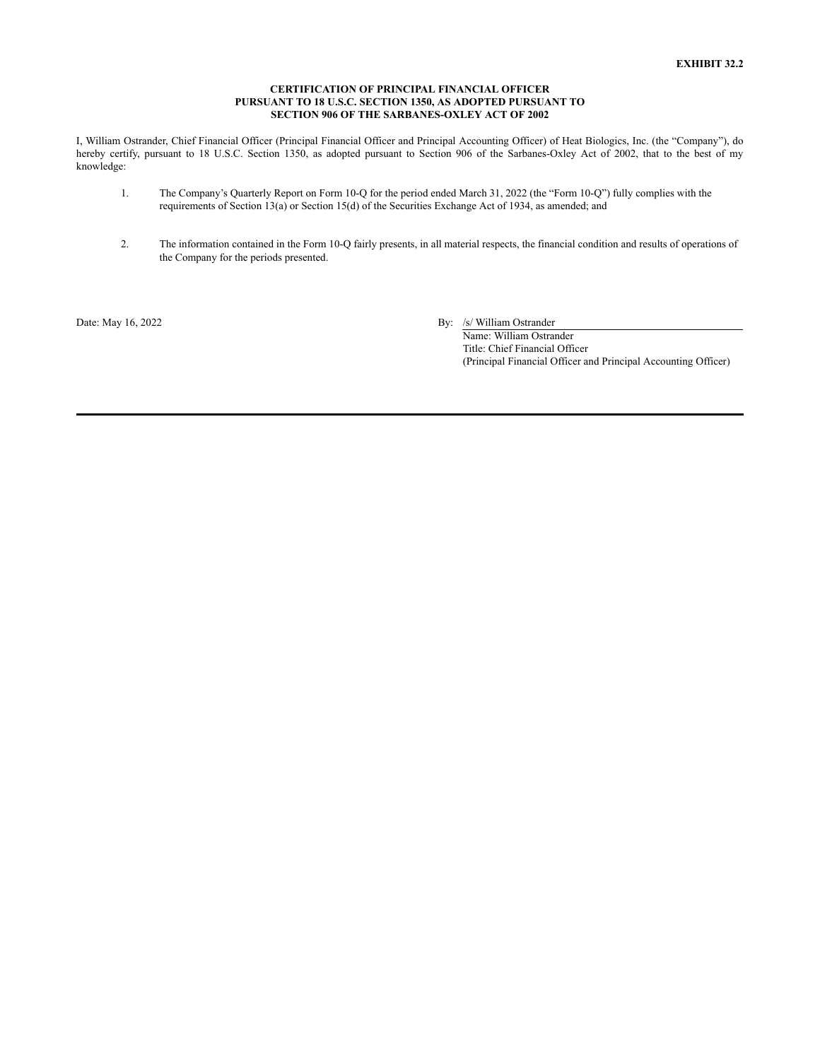**EXHIBIT 32.2**

**CERTIFICATION OF PRINCIPAL FINANCIAL OFFICER PURSUANT TO 18 U.S.C. SECTION 1350, AS ADOPTED PURSUANT TO SECTION 906 OF THE SARBANES-OXLEY ACT OF 2002**

I, William Ostrander, Chief Financial Officer (Principal Financial Officer and Principal Accounting Officer) of Heat Biologics, Inc. (the "Company"), do hereby certify, pursuant to 18 U.S.C. Section 1350, as adopted pursuant to Section 906 of the Sarbanes-Oxley Act of 2002, that to the best of my knowledge:

1. The Company's Quarterly Report on Form 10-Q for the period ended March 31, 2022 (the "Form 10-Q") fully complies with the requirements of Section 13(a) or Section 15(d) of the Securities Exchange Act of 1934, as amended; and

2. The information contained in the Form 10-Q fairly presents, in all material respects, the financial condition and results of operations of the Company for the periods presented.

Date: May 16, 2022

By: /s/ William Ostrander
Name: William Ostrander
Title: Chief Financial Officer
(Principal Financial Officer and Principal Accounting Officer)